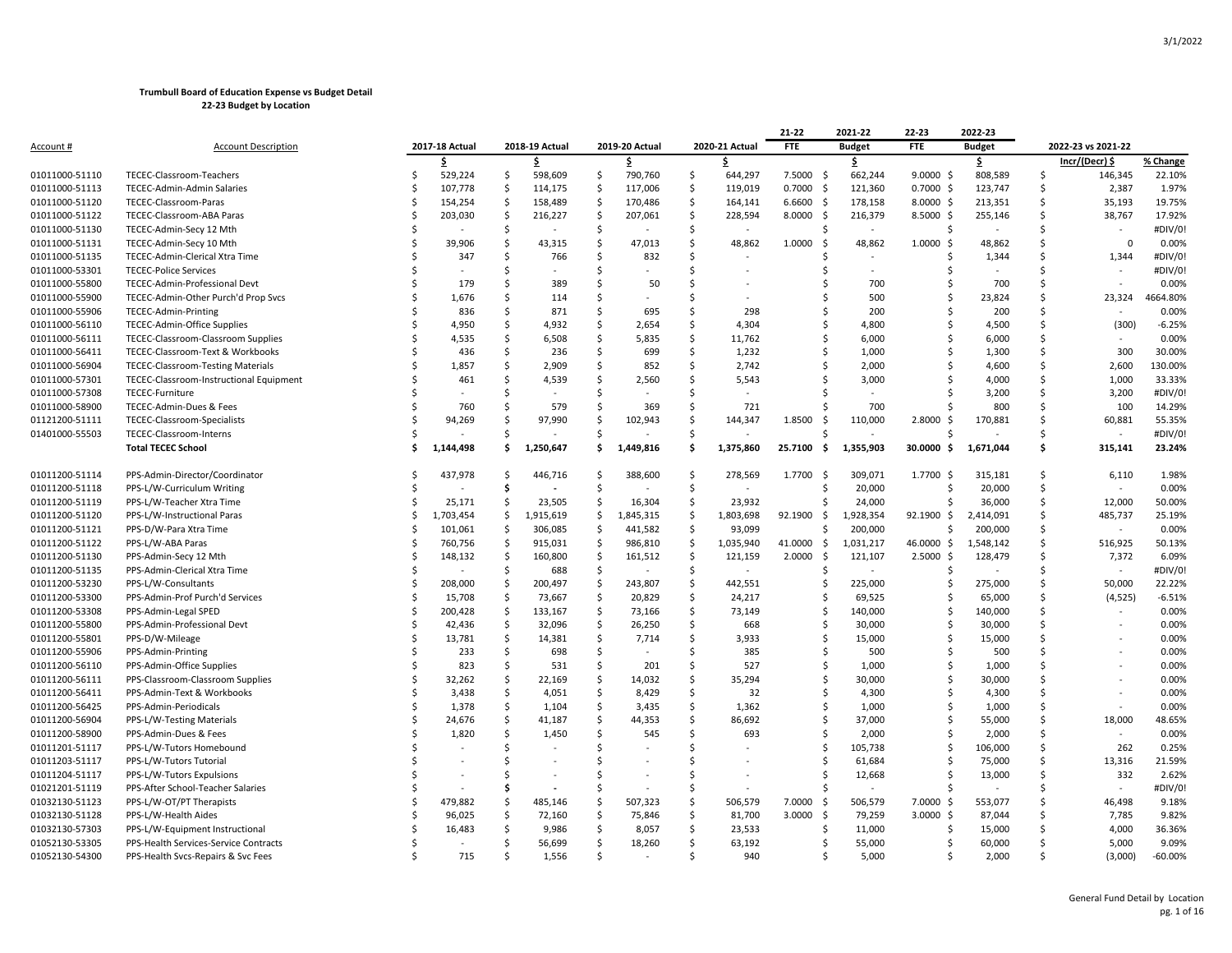**Trumbull Board of Education Expense vs Budget Detail**
**22-23 Budget by Location**

| Account # | Account Description | 2017-18 Actual | 2018-19 Actual | 2019-20 Actual | 2020-21 Actual | 21-22 FTE | 2021-22 Budget | 22-23 FTE | 2022-23 Budget | 2022-23 vs 2021-22 | |
|---|---|---|---|---|---|---|---|---|---|---|---|
| | | $ | $ | $ | $ | | $ | | $ | Incr/(Decr) $ | % Change |
| 01011000-51110 | TECEC-Classroom-Teachers | $ 529,224 | $ 598,609 | $ 790,760 | $ 644,297 | 7.5000 | $ 662,244 | 9.0000 | $ 808,589 | $ 146,345 | 22.10% |
| 01011000-51113 | TECEC-Admin-Admin Salaries | $ 107,778 | $ 114,175 | $ 117,006 | $ 119,019 | 0.7000 | $ 121,360 | 0.7000 | $ 123,747 | $ 2,387 | 1.97% |
| 01011000-51120 | TECEC-Classroom-Paras | $ 154,254 | $ 158,489 | $ 170,486 | $ 164,141 | 6.6600 | $ 178,158 | 8.0000 | $ 213,351 | $ 35,193 | 19.75% |
| 01011000-51122 | TECEC-Classroom-ABA Paras | $ 203,030 | $ 216,227 | $ 207,061 | $ 228,594 | 8.0000 | $ 216,379 | 8.5000 | $ 255,146 | $ 38,767 | 17.92% |
| 01011000-51130 | TECEC-Admin-Secy 12 Mth | $ - | $ - | $ - | $ - | | $ - | | $ - | $ - | #DIV/0! |
| 01011000-51131 | TECEC-Admin-Secy 10 Mth | $ 39,906 | $ 43,315 | $ 47,013 | $ 48,862 | 1.0000 | $ 48,862 | 1.0000 | $ 48,862 | $ 0 | 0.00% |
| 01011000-51135 | TECEC-Admin-Clerical Xtra Time | $ 347 | $ 766 | $ 832 | $ - | | $ - | | $ 1,344 | $ 1,344 | #DIV/0! |
| 01011000-53301 | TECEC-Police Services | $ - | $ - | $ - | $ - | | $ - | | $ - | $ - | #DIV/0! |
| 01011000-55800 | TECEC-Admin-Professional Devt | $ 179 | $ 389 | $ 50 | $ - | | $ 700 | | $ 700 | $ - | 0.00% |
| 01011000-55900 | TECEC-Admin-Other Purch'd Prop Svcs | $ 1,676 | $ 114 | $ - | $ - | | $ 500 | | $ 23,824 | $ 23,324 | 4664.80% |
| 01011000-55906 | TECEC-Admin-Printing | $ 836 | $ 871 | $ 695 | $ 298 | | $ 200 | | $ 200 | $ - | 0.00% |
| 01011000-56110 | TECEC-Admin-Office Supplies | $ 4,950 | $ 4,932 | $ 2,654 | $ 4,304 | | $ 4,800 | | $ 4,500 | $ (300) | -6.25% |
| 01011000-56111 | TECEC-Classroom-Classroom Supplies | $ 4,535 | $ 6,508 | $ 5,835 | $ 11,762 | | $ 6,000 | | $ 6,000 | $ - | 0.00% |
| 01011000-56411 | TECEC-Classroom-Text & Workbooks | $ 436 | $ 236 | $ 699 | $ 1,232 | | $ 1,000 | | $ 1,300 | $ 300 | 30.00% |
| 01011000-56904 | TECEC-Classroom-Testing Materials | $ 1,857 | $ 2,909 | $ 852 | $ 2,742 | | $ 2,000 | | $ 4,600 | $ 2,600 | 130.00% |
| 01011000-57301 | TECEC-Classroom-Instructional Equipment | $ 461 | $ 4,539 | $ 2,560 | $ 5,543 | | $ 3,000 | | $ 4,000 | $ 1,000 | 33.33% |
| 01011000-57308 | TECEC-Furniture | $ - | $ - | $ - | $ - | | $ - | | $ 3,200 | $ 3,200 | #DIV/0! |
| 01011000-58900 | TECEC-Admin-Dues & Fees | $ 760 | $ 579 | $ 369 | $ 721 | | $ 700 | | $ 800 | $ 100 | 14.29% |
| 01121200-51111 | TECEC-Classroom-Specialists | $ 94,269 | $ 97,990 | $ 102,943 | $ 144,347 | 1.8500 | $ 110,000 | 2.8000 | $ 170,881 | $ 60,881 | 55.35% |
| 01401000-55503 | TECEC-Classroom-Interns | $ - | $ - | $ - | $ - | | $ - | | $ - | $ - | #DIV/0! |
| | **Total TECEC School** | **$ 1,144,498** | **$ 1,250,647** | **$ 1,449,816** | **$ 1,375,860** | **25.7100** | **$ 1,355,903** | **30.0000** | **$ 1,671,044** | **$ 315,141** | **23.24%** |
| | | | | | | | | | | | |
| 01011200-51114 | PPS-Admin-Director/Coordinator | $ 437,978 | $ 446,716 | $ 388,600 | $ 278,569 | 1.7700 | $ 309,071 | 1.7700 | $ 315,181 | $ 6,110 | 1.98% |
| 01011200-51118 | PPS-L/W-Curriculum Writing | $ - | $ - | $ - | $ - | | $ 20,000 | | $ 20,000 | $ - | 0.00% |
| 01011200-51119 | PPS-L/W-Teacher Xtra Time | $ 25,171 | $ 23,505 | $ 16,304 | $ 23,932 | | $ 24,000 | | $ 36,000 | $ 12,000 | 50.00% |
| 01011200-51120 | PPS-L/W-Instructional Paras | $ 1,703,454 | $ 1,915,619 | $ 1,845,315 | $ 1,803,698 | 92.1900 | $ 1,928,354 | 92.1900 | $ 2,414,091 | $ 485,737 | 25.19% |
| 01011200-51121 | PPS-D/W-Para Xtra Time | $ 101,061 | $ 306,085 | $ 441,582 | $ 93,099 | | $ 200,000 | | $ 200,000 | $ - | 0.00% |
| 01011200-51122 | PPS-L/W-ABA Paras | $ 760,756 | $ 915,031 | $ 986,810 | $ 1,035,940 | 41.0000 | $ 1,031,217 | 46.0000 | $ 1,548,142 | $ 516,925 | 50.13% |
| 01011200-51130 | PPS-Admin-Secy 12 Mth | $ 148,132 | $ 160,800 | $ 161,512 | $ 121,159 | 2.0000 | $ 121,107 | 2.5000 | $ 128,479 | $ 7,372 | 6.09% |
| 01011200-51135 | PPS-Admin-Clerical Xtra Time | $ - | $ 688 | $ - | $ - | | $ - | | $ - | $ - | #DIV/0! |
| 01011200-53230 | PPS-L/W-Consultants | $ 208,000 | $ 200,497 | $ 243,807 | $ 442,551 | | $ 225,000 | | $ 275,000 | $ 50,000 | 22.22% |
| 01011200-53300 | PPS-Admin-Prof Purch'd Services | $ 15,708 | $ 73,667 | $ 20,829 | $ 24,217 | | $ 69,525 | | $ 65,000 | $ (4,525) | -6.51% |
| 01011200-53308 | PPS-Admin-Legal SPED | $ 200,428 | $ 133,167 | $ 73,166 | $ 73,149 | | $ 140,000 | | $ 140,000 | $ - | 0.00% |
| 01011200-55800 | PPS-Admin-Professional Devt | $ 42,436 | $ 32,096 | $ 26,250 | $ 668 | | $ 30,000 | | $ 30,000 | $ - | 0.00% |
| 01011200-55801 | PPS-D/W-Mileage | $ 13,781 | $ 14,381 | $ 7,714 | $ 3,933 | | $ 15,000 | | $ 15,000 | $ - | 0.00% |
| 01011200-55906 | PPS-Admin-Printing | $ 233 | $ 698 | $ - | $ 385 | | $ 500 | | $ 500 | $ - | 0.00% |
| 01011200-56110 | PPS-Admin-Office Supplies | $ 823 | $ 531 | $ 201 | $ 527 | | $ 1,000 | | $ 1,000 | $ - | 0.00% |
| 01011200-56111 | PPS-Classroom-Classroom Supplies | $ 32,262 | $ 22,169 | $ 14,032 | $ 35,294 | | $ 30,000 | | $ 30,000 | $ - | 0.00% |
| 01011200-56411 | PPS-Admin-Text & Workbooks | $ 3,438 | $ 4,051 | $ 8,429 | $ 32 | | $ 4,300 | | $ 4,300 | $ - | 0.00% |
| 01011200-56425 | PPS-Admin-Periodicals | $ 1,378 | $ 1,104 | $ 3,435 | $ 1,362 | | $ 1,000 | | $ 1,000 | $ - | 0.00% |
| 01011200-56904 | PPS-L/W-Testing Materials | $ 24,676 | $ 41,187 | $ 44,353 | $ 86,692 | | $ 37,000 | | $ 55,000 | $ 18,000 | 48.65% |
| 01011200-58900 | PPS-Admin-Dues & Fees | $ 1,820 | $ 1,450 | $ 545 | $ 693 | | $ 2,000 | | $ 2,000 | $ - | 0.00% |
| 01011201-51117 | PPS-L/W-Tutors Homebound | $ - | $ - | $ - | $ - | | $ 105,738 | | $ 106,000 | $ 262 | 0.25% |
| 01011203-51117 | PPS-L/W-Tutors Tutorial | $ - | $ - | $ - | $ - | | $ 61,684 | | $ 75,000 | $ 13,316 | 21.59% |
| 01011204-51117 | PPS-L/W-Tutors Expulsions | $ - | $ - | $ - | $ - | | $ 12,668 | | $ 13,000 | $ 332 | 2.62% |
| 01021201-51119 | PPS-After School-Teacher Salaries | $ - | $ - | $ - | $ - | | $ - | | $ - | $ - | #DIV/0! |
| 01032130-51123 | PPS-L/W-OT/PT Therapists | $ 479,882 | $ 485,146 | $ 507,323 | $ 506,579 | 7.0000 | $ 506,579 | 7.0000 | $ 553,077 | $ 46,498 | 9.18% |
| 01032130-51128 | PPS-L/W-Health Aides | $ 96,025 | $ 72,160 | $ 75,846 | $ 81,700 | 3.0000 | $ 79,259 | 3.0000 | $ 87,044 | $ 7,785 | 9.82% |
| 01032130-57303 | PPS-L/W-Equipment Instructional | $ 16,483 | $ 9,986 | $ 8,057 | $ 23,533 | | $ 11,000 | | $ 15,000 | $ 4,000 | 36.36% |
| 01052130-53305 | PPS-Health Services-Service Contracts | $ - | $ 56,699 | $ 18,260 | $ 63,192 | | $ 55,000 | | $ 60,000 | $ 5,000 | 9.09% |
| 01052130-54300 | PPS-Health Svcs-Repairs & Svc Fees | $ 715 | $ 1,556 | $ - | $ 940 | | $ 5,000 | | $ 2,000 | $ (3,000) | -60.00% |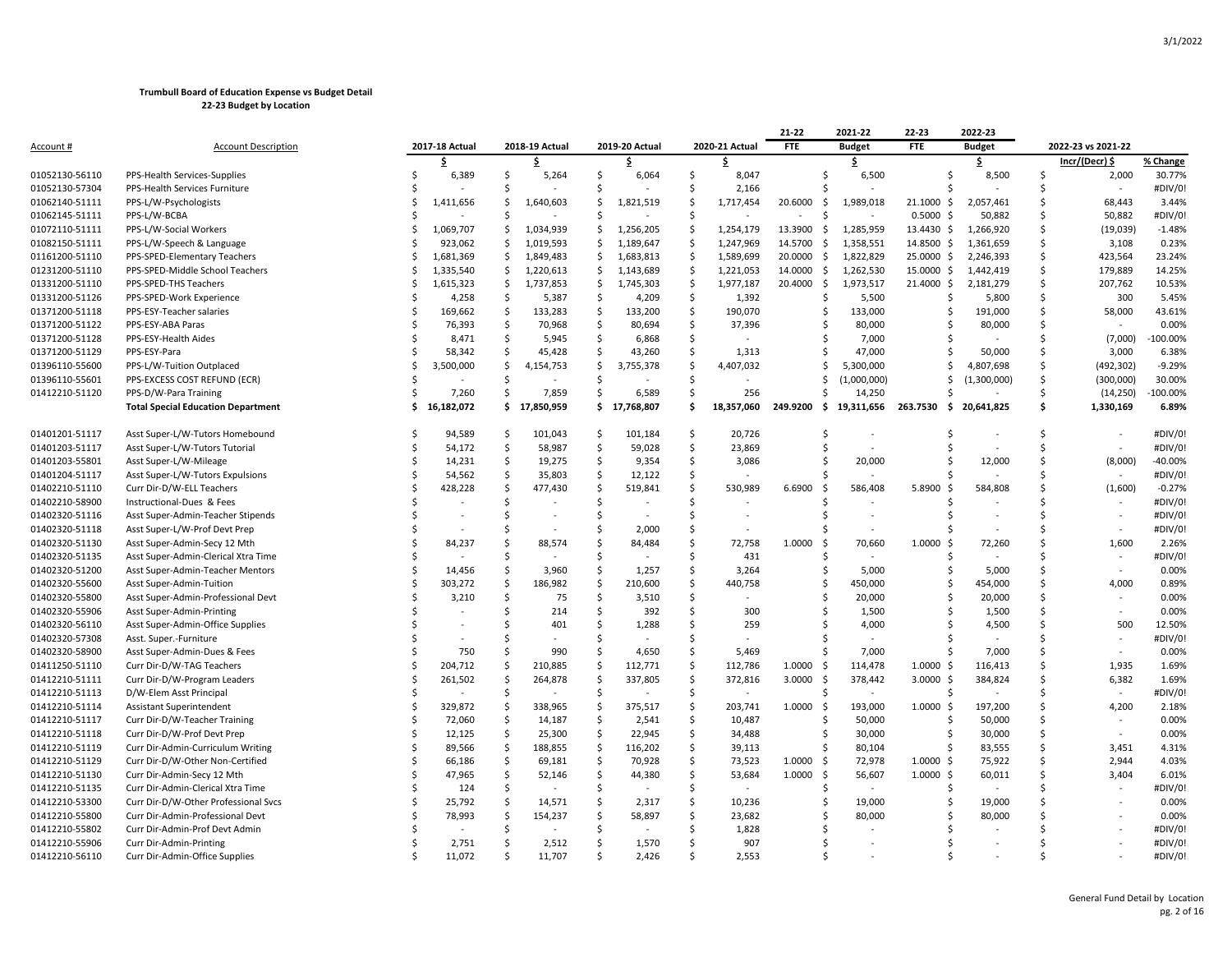**Trumbull Board of Education Expense vs Budget Detail**
**22-23 Budget by Location**

| Account # | Account Description | 2017-18 Actual | 2018-19 Actual | 2019-20 Actual | 2020-21 Actual | 21-22 FTE | 2021-22 Budget | 22-23 FTE | 2022-23 Budget | 2022-23 vs 2021-22 Incr/(Decr) $ | % Change |
|---|---|---|---|---|---|---|---|---|---|---|---|
| | | $ | $ | $ | $ | | $ | | $ | | |
| 01052130-56110 | PPS-Health Services-Supplies | $ 6,389 | $ 5,264 | $ 6,064 | $ 8,047 | | $ 6,500 | | $ 8,500 | $ 2,000 | 30.77% |
| 01052130-57304 | PPS Health Services Furniture | $ - | $ - | $ - | $ 2,166 | | $ - | | $ - | $ - | #DIV/0! |
| 01062140-51111 | PPS-L/W-Psychologists | $ 1,411,656 | $ 1,640,603 | $ 1,821,519 | $ 1,717,454 | 20.6000 | $ 1,989,018 | 21.1000 | $ 2,057,461 | $ 68,443 | 3.44% |
| 01062145-51111 | PPS-L/W-BCBA | $ - | $ - | $ - | $ - | - | $ - | 0.5000 | $ 50,882 | $ 50,882 | #DIV/0! |
| 01072110-51111 | PPS-L/W-Social Workers | $ 1,069,707 | $ 1,034,939 | $ 1,256,205 | $ 1,254,179 | 13.3900 | $ 1,285,959 | 13.4430 | $ 1,266,920 | $ (19,039) | -1.48% |
| 01082150-51111 | PPS-L/W-Speech & Language | $ 923,062 | $ 1,019,593 | $ 1,189,647 | $ 1,247,969 | 14.5700 | $ 1,358,551 | 14.8500 | $ 1,361,659 | $ 3,108 | 0.23% |
| 01161200-51110 | PPS-SPED-Elementary Teachers | $ 1,681,369 | $ 1,849,483 | $ 1,683,813 | $ 1,589,699 | 20.0000 | $ 1,822,829 | 25.0000 | $ 2,246,393 | $ 423,564 | 23.24% |
| 01231200-51110 | PPS-SPED-Middle School Teachers | $ 1,335,540 | $ 1,220,613 | $ 1,143,689 | $ 1,221,053 | 14.0000 | $ 1,262,530 | 15.0000 | $ 1,442,419 | $ 179,889 | 14.25% |
| 01331200-51110 | PPS-SPED-THS Teachers | $ 1,615,323 | $ 1,737,853 | $ 1,745,303 | $ 1,977,187 | 20.4000 | $ 1,973,517 | 21.4000 | $ 2,181,279 | $ 207,762 | 10.53% |
| 01331200-51126 | PPS-SPED-Work Experience | $ 4,258 | $ 5,387 | $ 4,209 | $ 1,392 | | $ 5,500 | | $ 5,800 | $ 300 | 5.45% |
| 01371200-51118 | PPS-ESY-Teacher salaries | $ 169,662 | $ 133,283 | $ 133,200 | $ 190,070 | | $ 133,000 | | $ 191,000 | $ 58,000 | 43.61% |
| 01371200-51122 | PPS-ESY-ABA Paras | $ 76,393 | $ 70,968 | $ 80,694 | $ 37,396 | | $ 80,000 | | $ 80,000 | $ - | 0.00% |
| 01371200-51128 | PPS-ESY-Health Aides | $ 8,471 | $ 5,945 | $ 6,868 | $ - | | $ 7,000 | | $ - | $ (7,000) | -100.00% |
| 01371200-51129 | PPS-ESY-Para | $ 58,342 | $ 45,428 | $ 43,260 | $ 1,313 | | $ 47,000 | | $ 50,000 | $ 3,000 | 6.38% |
| 01396110-55600 | PPS-L/W-Tuition Outplaced | $ 3,500,000 | $ 4,154,753 | $ 3,755,378 | $ 4,407,032 | | $ 5,300,000 | | $ 4,807,698 | $ (492,302) | -9.29% |
| 01396110-55601 | PPS-EXCESS COST REFUND (ECR) | $ - | $ - | $ - | $ - | | $ (1,000,000) | | $ (1,300,000) | $ (300,000) | 30.00% |
| 01412210-51120 | PPS-D/W-Para Training | $ 7,260 | $ 7,859 | $ 6,589 | $ 256 | | $ 14,250 | | $ - | $ (14,250) | -100.00% |
| | **Total Special Education Department** | **$ 16,182,072** | **$ 17,850,959** | **$ 17,768,807** | **$ 18,357,060** | **249.9200** | **$ 19,311,656** | **263.7530** | **$ 20,641,825** | **$ 1,330,169** | **6.89%** |
| | | | | | | | | | | | |
| 01401201-51117 | Asst Super-L/W-Tutors Homebound | $ 94,589 | $ 101,043 | $ 101,184 | $ 20,726 | | $ - | | $ - | $ - | #DIV/0! |
| 01401203-51117 | Asst Super-L/W-Tutors Tutorial | $ 54,172 | $ 58,987 | $ 59,028 | $ 23,869 | | $ - | | $ - | $ - | #DIV/0! |
| 01401203-55801 | Asst Super-L/W-Mileage | $ 14,231 | $ 19,275 | $ 9,354 | $ 3,086 | | $ 20,000 | | $ 12,000 | $ (8,000) | -40.00% |
| 01401204-51117 | Asst Super-L/W-Tutors Expulsions | $ 54,562 | $ 35,803 | $ 12,122 | $ - | | $ - | | $ - | $ - | #DIV/0! |
| 01402210-51110 | Curr Dir-D/W-ELL Teachers | $ 428,228 | $ 477,430 | $ 519,841 | $ 530,989 | 6.6900 | $ 586,408 | 5.8900 | $ 584,808 | $ (1,600) | -0.27% |
| 01402210-58900 | Instructional-Dues & Fees | $ - | $ - | $ - | $ - | | $ - | | $ - | $ - | #DIV/0! |
| 01402320-51116 | Asst Super-Admin-Teacher Stipends | $ - | $ - | $ - | $ - | | $ - | | $ - | $ - | #DIV/0! |
| 01402320-51118 | Asst Super-L/W-Prof Devt Prep | $ - | $ - | $ 2,000 | $ - | | $ - | | $ - | $ - | #DIV/0! |
| 01402320-51130 | Asst Super-Admin-Secy 12 Mth | $ 84,237 | $ 88,574 | $ 84,484 | $ 72,758 | 1.0000 | $ 70,660 | 1.0000 | $ 72,260 | $ 1,600 | 2.26% |
| 01402320-51135 | Asst Super-Admin-Clerical Xtra Time | $ - | $ - | $ - | $ 431 | | $ - | | $ - | $ - | #DIV/0! |
| 01402320-51200 | Asst Super-Admin-Teacher Mentors | $ 14,456 | $ 3,960 | $ 1,257 | $ 3,264 | | $ 5,000 | | $ 5,000 | $ - | 0.00% |
| 01402320-55600 | Asst Super-Admin-Tuition | $ 303,272 | $ 186,982 | $ 210,600 | $ 440,758 | | $ 450,000 | | $ 454,000 | $ 4,000 | 0.89% |
| 01402320-55800 | Asst Super-Admin-Professional Devt | $ 3,210 | $ 75 | $ 3,510 | $ - | | $ 20,000 | | $ 20,000 | $ - | 0.00% |
| 01402320-55906 | Asst Super-Admin-Printing | $ - | $ 214 | $ 392 | $ 300 | | $ 1,500 | | $ 1,500 | $ - | 0.00% |
| 01402320-56110 | Asst Super-Admin-Office Supplies | $ - | $ 401 | $ 1,288 | $ 259 | | $ 4,000 | | $ 4,500 | $ 500 | 12.50% |
| 01402320-57308 | Asst. Super.-Furniture | $ - | $ - | $ - | $ - | | $ - | | $ - | $ - | #DIV/0! |
| 01402320-58900 | Asst Super-Admin-Dues & Fees | $ 750 | $ 990 | $ 4,650 | $ 5,469 | | $ 7,000 | | $ 7,000 | $ - | 0.00% |
| 01411250-51110 | Curr Dir-D/W-TAG Teachers | $ 204,712 | $ 210,885 | $ 112,771 | $ 112,786 | 1.0000 | $ 114,478 | 1.0000 | $ 116,413 | $ 1,935 | 1.69% |
| 01412210-51111 | Curr Dir-D/W-Program Leaders | $ 261,502 | $ 264,878 | $ 337,805 | $ 372,816 | 3.0000 | $ 378,442 | 3.0000 | $ 384,824 | $ 6,382 | 1.69% |
| 01412210-51113 | D/W-Elem Asst Principal | $ - | $ - | $ - | $ - | | $ - | | $ - | $ - | #DIV/0! |
| 01412210-51114 | Assistant Superintendent | $ 329,872 | $ 338,965 | $ 375,517 | $ 203,741 | 1.0000 | $ 193,000 | 1.0000 | $ 197,200 | $ 4,200 | 2.18% |
| 01412210-51117 | Curr Dir-D/W-Teacher Training | $ 72,060 | $ 14,187 | $ 2,541 | $ 10,487 | | $ 50,000 | | $ 50,000 | $ - | 0.00% |
| 01412210-51118 | Curr Dir-D/W-Prof Devt Prep | $ 12,125 | $ 25,300 | $ 22,945 | $ 34,488 | | $ 30,000 | | $ 30,000 | $ - | 0.00% |
| 01412210-51119 | Curr Dir-Admin-Curriculum Writing | $ 89,566 | $ 188,855 | $ 116,202 | $ 39,113 | | $ 80,104 | | $ 83,555 | $ 3,451 | 4.31% |
| 01412210-51129 | Curr Dir-D/W-Other Non-Certified | $ 66,186 | $ 69,181 | $ 70,928 | $ 73,523 | 1.0000 | $ 72,978 | 1.0000 | $ 75,922 | $ 2,944 | 4.03% |
| 01412210-51130 | Curr Dir-Admin-Secy 12 Mth | $ 47,965 | $ 52,146 | $ 44,380 | $ 53,684 | 1.0000 | $ 56,607 | 1.0000 | $ 60,011 | $ 3,404 | 6.01% |
| 01412210-51135 | Curr Dir-Admin-Clerical Xtra Time | $ 124 | $ - | $ - | $ - | | $ - | | $ - | $ - | #DIV/0! |
| 01412210-53300 | Curr Dir-D/W-Other Professional Svcs | $ 25,792 | $ 14,571 | $ 2,317 | $ 10,236 | | $ 19,000 | | $ 19,000 | $ - | 0.00% |
| 01412210-55800 | Curr Dir-Admin-Professional Devt | $ 78,993 | $ 154,237 | $ 58,897 | $ 23,682 | | $ 80,000 | | $ 80,000 | $ - | 0.00% |
| 01412210-55802 | Curr Dir-Prof Devt Admin | $ - | $ - | $ - | $ 1,828 | | $ - | | $ - | $ - | #DIV/0! |
| 01412210-55906 | Curr Dir-Admin-Printing | $ 2,751 | $ 2,512 | $ 1,570 | $ 907 | | $ - | | $ - | $ - | #DIV/0! |
| 01412210-56110 | Curr Dir-Admin-Office Supplies | $ 11,072 | $ 11,707 | $ 2,426 | $ 2,553 | | $ - | | $ - | $ - | #DIV/0! |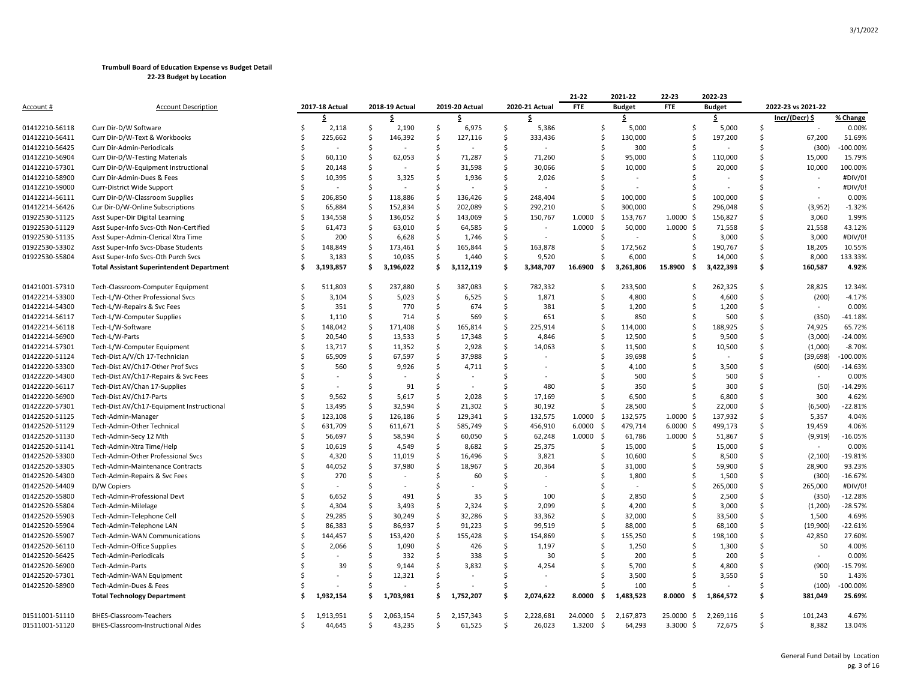**Trumbull Board of Education Expense vs Budget Detail**
**22-23 Budget by Location**

| Account # | Account Description | 2017-18 Actual | 2018-19 Actual | 2019-20 Actual | 2020-21 Actual | 21-22 FTE | 2021-22 Budget | 22-23 FTE | 2022-23 Budget | 2022-23 vs 2021-22 | |
|---|---|---|---|---|---|---|---|---|---|---|---|
| | | $ | $ | $ | $ | | $ | | $ | Incr/(Decr) $ | % Change |
| 01412210-56118 | Curr Dir-D/W Software | $ 2,118 | $ 2,190 | $ 6,975 | $ 5,386 | | $ 5,000 | | $ 5,000 | $ - | 0.00% |
| 01412210-56411 | Curr Dir-D/W-Text & Workbooks | $ 225,662 | $ 146,392 | $ 127,116 | $ 333,436 | | $ 130,000 | | $ 197,200 | $ 67,200 | 51.69% |
| 01412210-56425 | Curr Dir-Admin-Periodicals | $ - | $ - | $ - | $ - | | $ 300 | | $ - | $ (300) | -100.00% |
| 01412210-56904 | Curr Dir-D/W-Testing Materials | $ 60,110 | $ 62,053 | $ 71,287 | $ 71,260 | | $ 95,000 | | $ 110,000 | $ 15,000 | 15.79% |
| 01412210-57301 | Curr Dir-D/W-Equipment Instructional | $ 20,148 | $ - | $ 31,598 | $ 30,066 | | $ 10,000 | | $ 20,000 | $ 10,000 | 100.00% |
| 01412210-58900 | Curr Dir-Admin-Dues & Fees | $ 10,395 | $ 3,325 | $ 1,936 | $ 2,026 | | $ - | | $ - | $ - | #DIV/0! |
| 01412210-59000 | Curr-District Wide Support | $ - | $ - | $ - | $ - | | $ - | | $ - | $ - | #DIV/0! |
| 01412214-56111 | Curr Dir-D/W-Classroom Supplies | $ 206,850 | $ 118,886 | $ 136,426 | $ 248,404 | | $ 100,000 | | $ 100,000 | $ - | 0.00% |
| 01412214-56426 | Cur Dir-D/W-Online Subscriptions | $ 65,884 | $ 152,834 | $ 202,089 | $ 292,210 | | $ 300,000 | | $ 296,048 | $ (3,952) | -1.32% |
| 01922530-51125 | Asst Super-Dir Digital Learning | $ 134,558 | $ 136,052 | $ 143,069 | $ 150,767 | 1.0000 | $ 153,767 | 1.0000 | $ 156,827 | $ 3,060 | 1.99% |
| 01922530-51129 | Asst Super-Info Svcs-Oth Non-Certified | $ 61,473 | $ 63,010 | $ 64,585 | $ - | 1.0000 | $ 50,000 | 1.0000 | $ 71,558 | $ 21,558 | 43.12% |
| 01922530-51135 | Asst Super-Admin-Clerical Xtra Time | $ 200 | $ 6,628 | $ 1,746 | $ - | | $ - | | $ 3,000 | $ 3,000 | #DIV/0! |
| 01922530-53302 | Asst Super-Info Svcs-Dbase Students | $ 148,849 | $ 173,461 | $ 165,844 | $ 163,878 | | $ 172,562 | | $ 190,767 | $ 18,205 | 10.55% |
| 01922530-55804 | Asst Super-Info Svcs-Oth Purch Svcs | $ 3,183 | $ 10,035 | $ 1,440 | $ 9,520 | | $ 6,000 | | $ 14,000 | $ 8,000 | 133.33% |
| | **Total Assistant Superintendent Department** | **$ 3,193,857** | **$ 3,196,022** | **$ 3,112,119** | **$ 3,348,707** | **16.6900** | **$ 3,261,806** | **15.8900** | **$ 3,422,393** | **$ 160,587** | **4.92%** |
| | | | | | | | | | | | |
| 01421001-57310 | Tech-Classroom-Computer Equipment | $ 511,803 | $ 237,880 | $ 387,083 | $ 782,332 | | $ 233,500 | | $ 262,325 | $ 28,825 | 12.34% |
| 01422214-53300 | Tech-L/W-Other Professional Svcs | $ 3,104 | $ 5,023 | $ 6,525 | $ 1,871 | | $ 4,800 | | $ 4,600 | $ (200) | -4.17% |
| 01422214-54300 | Tech-L/W-Repairs & Svc Fees | $ 351 | $ 770 | $ 674 | $ 381 | | $ 1,200 | | $ 1,200 | $ - | 0.00% |
| 01422214-56117 | Tech-L/W-Computer Supplies | $ 1,110 | $ 714 | $ 569 | $ 651 | | $ 850 | | $ 500 | $ (350) | -41.18% |
| 01422214-56118 | Tech-L/W-Software | $ 148,042 | $ 171,408 | $ 165,814 | $ 225,914 | | $ 114,000 | | $ 188,925 | $ 74,925 | 65.72% |
| 01422214-56900 | Tech-L/W-Parts | $ 20,540 | $ 13,533 | $ 17,348 | $ 4,846 | | $ 12,500 | | $ 9,500 | $ (3,000) | -24.00% |
| 01422214-57301 | Tech-L/W-Computer Equipment | $ 13,717 | $ 11,352 | $ 2,928 | $ 14,063 | | $ 11,500 | | $ 10,500 | $ (1,000) | -8.70% |
| 01422220-51124 | Tech-Dist A/V/Ch 17-Technician | $ 65,909 | $ 67,597 | $ 37,988 | $ - | | $ 39,698 | | $ - | $ (39,698) | -100.00% |
| 01422220-53300 | Tech-Dist AV/Ch17-Other Prof Svcs | $ 560 | $ 9,926 | $ 4,711 | $ - | | $ 4,100 | | $ 3,500 | $ (600) | -14.63% |
| 01422220-54300 | Tech-Dist AV/Ch17-Repairs & Svc Fees | $ - | $ - | $ - | $ - | | $ 500 | | $ 500 | $ - | 0.00% |
| 01422220-56117 | Tech-Dist AV/Chan 17-Supplies | $ - | $ 91 | $ - | $ 480 | | $ 350 | | $ 300 | $ (50) | -14.29% |
| 01422220-56900 | Tech-Dist AV/Ch17-Parts | $ 9,562 | $ 5,617 | $ 2,028 | $ 17,169 | | $ 6,500 | | $ 6,800 | $ 300 | 4.62% |
| 01422220-57301 | Tech-Dist AV/Ch17-Equipment Instructional | $ 13,495 | $ 32,594 | $ 21,302 | $ 30,192 | | $ 28,500 | | $ 22,000 | $ (6,500) | -22.81% |
| 01422520-51125 | Tech-Admin-Manager | $ 123,108 | $ 126,186 | $ 129,341 | $ 132,575 | 1.0000 | $ 132,575 | 1.0000 | $ 137,932 | $ 5,357 | 4.04% |
| 01422520-51129 | Tech-Admin-Other Technical | $ 631,709 | $ 611,671 | $ 585,749 | $ 456,910 | 6.0000 | $ 479,714 | 6.0000 | $ 499,173 | $ 19,459 | 4.06% |
| 01422520-51130 | Tech-Admin-Secy 12 Mth | $ 56,697 | $ 58,594 | $ 60,050 | $ 62,248 | 1.0000 | $ 61,786 | 1.0000 | $ 51,867 | $ (9,919) | -16.05% |
| 01422520-51141 | Tech-Admin-Xtra Time/Help | $ 10,619 | $ 4,549 | $ 8,682 | $ 25,375 | | $ 15,000 | | $ 15,000 | $ - | 0.00% |
| 01422520-53300 | Tech-Admin-Other Professional Svcs | $ 4,320 | $ 11,019 | $ 16,496 | $ 3,821 | | $ 10,600 | | $ 8,500 | $ (2,100) | -19.81% |
| 01422520-53305 | Tech-Admin-Maintenance Contracts | $ 44,052 | $ 37,980 | $ 18,967 | $ 20,364 | | $ 31,000 | | $ 59,900 | $ 28,900 | 93.23% |
| 01422520-54300 | Tech-Admin-Repairs & Svc Fees | $ 270 | $ - | $ 60 | $ - | | $ 1,800 | | $ 1,500 | $ (300) | -16.67% |
| 01422520-54409 | D/W Copiers | $ - | $ - | $ - | $ - | | $ - | | $ 265,000 | $ 265,000 | #DIV/0! |
| 01422520-55800 | Tech-Admin-Professional Devt | $ 6,652 | $ 491 | $ 35 | $ 100 | | $ 2,850 | | $ 2,500 | $ (350) | -12.28% |
| 01422520-55804 | Tech-Admin-Milelage | $ 4,304 | $ 3,493 | $ 2,324 | $ 2,099 | | $ 4,200 | | $ 3,000 | $ (1,200) | -28.57% |
| 01422520-55903 | Tech-Admin-Telephone Cell | $ 29,285 | $ 30,249 | $ 32,286 | $ 33,362 | | $ 32,000 | | $ 33,500 | $ 1,500 | 4.69% |
| 01422520-55904 | Tech-Admin-Telephone LAN | $ 86,383 | $ 86,937 | $ 91,223 | $ 99,519 | | $ 88,000 | | $ 68,100 | $ (19,900) | -22.61% |
| 01422520-55907 | Tech-Admin-WAN Communications | $ 144,457 | $ 153,420 | $ 155,428 | $ 154,869 | | $ 155,250 | | $ 198,100 | $ 42,850 | 27.60% |
| 01422520-56110 | Tech-Admin-Office Supplies | $ 2,066 | $ 1,090 | $ 426 | $ 1,197 | | $ 1,250 | | $ 1,300 | $ 50 | 4.00% |
| 01422520-56425 | Tech-Admin-Periodicals | $ - | $ 332 | $ 338 | $ 30 | | $ 200 | | $ 200 | $ - | 0.00% |
| 01422520-56900 | Tech-Admin-Parts | $ 39 | $ 9,144 | $ 3,832 | $ 4,254 | | $ 5,700 | | $ 4,800 | $ (900) | -15.79% |
| 01422520-57301 | Tech-Admin-WAN Equipment | $ - | $ 12,321 | $ - | $ - | | $ 3,500 | | $ 3,550 | $ 50 | 1.43% |
| 01422520-58900 | Tech-Admin-Dues & Fees | $ - | $ - | $ - | $ - | | $ 100 | | $ - | $ (100) | -100.00% |
| | **Total Technology Department** | **$ 1,932,154** | **$ 1,703,981** | **$ 1,752,207** | **$ 2,074,622** | **8.0000** | **$ 1,483,523** | **8.0000** | **$ 1,864,572** | **$ 381,049** | **25.69%** |
| | | | | | | | | | | | |
| 01511001-51110 | BHES-Classroom-Teachers | $ 1,913,951 | $ 2,063,154 | $ 2,157,343 | $ 2,228,681 | 24.0000 | $ 2,167,873 | 25.0000 | $ 2,269,116 | $ 101,243 | 4.67% |
| 01511001-51120 | BHES-Classroom-Instructional Aides | $ 44,645 | $ 43,235 | $ 61,525 | $ 26,023 | 1.3200 | $ 64,293 | 3.3200 | $ 72,675 | $ 8,382 | 13.04% |

General Fund Detail by Location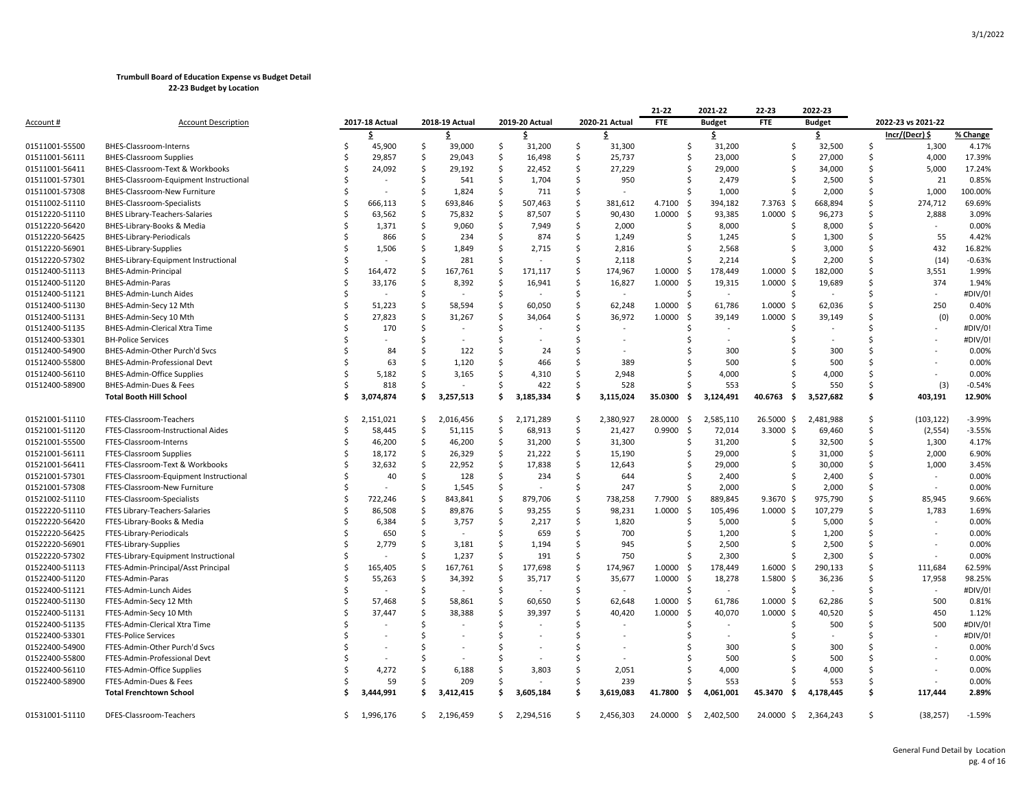**Trumbull Board of Education Expense vs Budget Detail**
**22-23 Budget by Location**

| Account # | Account Description | 2017-18 Actual | 2018-19 Actual | 2019-20 Actual | 2020-21 Actual | 21-22 FTE | 2021-22 Budget | 22-23 FTE | 2022-23 Budget | 2022-23 vs 2021-22 | |
|---|---|---|---|---|---|---|---|---|---|---|---|
| | | $ | $ | $ | $ | | $ | | $ | Incr/(Decr) $ | % Change |
| 01511001-55500 | BHES-Classroom-Interns | $ 45,900 | $ 39,000 | $ 31,200 | $ 31,300 | | $ 31,200 | | $ 32,500 | $ 1,300 | 4.17% |
| 01511001-56111 | BHES-Classroom Supplies | $ 29,857 | $ 29,043 | $ 16,498 | $ 25,737 | | $ 23,000 | | $ 27,000 | $ 4,000 | 17.39% |
| 01511001-56411 | BHES-Classroom-Text & Workbooks | $ 24,092 | $ 29,192 | $ 22,452 | $ 27,229 | | $ 29,000 | | $ 34,000 | $ 5,000 | 17.24% |
| 01511001-57301 | BHES-Classroom-Equipment Instructional | $ - | $ 541 | $ 1,704 | $ 950 | | $ 2,479 | | $ 2,500 | $ 21 | 0.85% |
| 01511001-57308 | BHES-Classroom-New Furniture | $ - | $ 1,824 | $ 711 | $ - | | $ 1,000 | | $ 2,000 | $ 1,000 | 100.00% |
| 01511002-51110 | BHES-Classroom-Specialists | $ 666,113 | $ 693,846 | $ 507,463 | $ 381,612 | 4.7100 | $ 394,182 | 7.3763 | $ 668,894 | $ 274,712 | 69.69% |
| 01512220-51110 | BHES Library-Teachers-Salaries | $ 63,562 | $ 75,832 | $ 87,507 | $ 90,430 | 1.0000 | $ 93,385 | 1.0000 | $ 96,273 | $ 2,888 | 3.09% |
| 01512220-56420 | BHES-Library-Books & Media | $ 1,371 | $ 9,060 | $ 7,949 | $ 2,000 | | $ 8,000 | | $ 8,000 | $ - | 0.00% |
| 01512220-56425 | BHES-Library-Periodicals | $ 866 | $ 234 | $ 874 | $ 1,249 | | $ 1,245 | | $ 1,300 | $ 55 | 4.42% |
| 01512220-56901 | BHES-Library-Supplies | $ 1,506 | $ 1,849 | $ 2,715 | $ 2,816 | | $ 2,568 | | $ 3,000 | $ 432 | 16.82% |
| 01512220-57302 | BHES-Library-Equipment Instructional | $ - | $ 281 | $ - | $ 2,118 | | $ 2,214 | | $ 2,200 | $ (14) | -0.63% |
| 01512400-51113 | BHES-Admin-Principal | $ 164,472 | $ 167,761 | $ 171,117 | $ 174,967 | 1.0000 | $ 178,449 | 1.0000 | $ 182,000 | $ 3,551 | 1.99% |
| 01512400-51120 | BHES-Admin-Paras | $ 33,176 | $ 8,392 | $ 16,941 | $ 16,827 | 1.0000 | $ 19,315 | 1.0000 | $ 19,689 | $ 374 | 1.94% |
| 01512400-51121 | BHES-Admin-Lunch Aides | $ - | $ - | $ - | $ - | | $ - | | $ - | $ - | #DIV/0! |
| 01512400-51130 | BHES-Admin-Secy 12 Mth | $ 51,223 | $ 58,594 | $ 60,050 | $ 62,248 | 1.0000 | $ 61,786 | 1.0000 | $ 62,036 | $ 250 | 0.40% |
| 01512400-51131 | BHES-Admin-Secy 10 Mth | $ 27,823 | $ 31,267 | $ 34,064 | $ 36,972 | 1.0000 | $ 39,149 | 1.0000 | $ 39,149 | $ (0) | 0.00% |
| 01512400-51135 | BHES-Admin-Clerical Xtra Time | $ 170 | $ - | $ - | $ - | | $ - | | $ - | $ - | #DIV/0! |
| 01512400-53301 | BH-Police Services | $ - | $ - | $ - | $ - | | $ - | | $ - | $ - | #DIV/0! |
| 01512400-54900 | BHES-Admin-Other Purch'd Svcs | $ 84 | $ 122 | $ 24 | $ - | | $ 300 | | $ 300 | $ - | 0.00% |
| 01512400-55800 | BHES-Admin-Professional Devt | $ 63 | $ 1,120 | $ 466 | $ 389 | | $ 500 | | $ 500 | $ - | 0.00% |
| 01512400-56110 | BHES-Admin-Office Supplies | $ 5,182 | $ 3,165 | $ 4,310 | $ 2,948 | | $ 4,000 | | $ 4,000 | $ - | 0.00% |
| 01512400-58900 | BHES-Admin-Dues & Fees | $ 818 | $ - | $ 422 | $ 528 | | $ 553 | | $ 550 | $ (3) | -0.54% |
| | **Total Booth Hill School** | **$ 3,074,874** | **$ 3,257,513** | **$ 3,185,334** | **$ 3,115,024** | **35.0300** | **$ 3,124,491** | **40.6763** | **$ 3,527,682** | **$ 403,191** | **12.90%** |
| 01521001-51110 | FTES-Classroom-Teachers | $ 2,151,021 | $ 2,016,456 | $ 2,171,289 | $ 2,380,927 | 28.0000 | $ 2,585,110 | 26.5000 | $ 2,481,988 | $ (103,122) | -3.99% |
| 01521001-51120 | FTES-Classroom-Instructional Aides | $ 58,445 | $ 51,115 | $ 68,913 | $ 21,427 | 0.9900 | $ 72,014 | 3.3000 | $ 69,460 | $ (2,554) | -3.55% |
| 01521001-55500 | FTES-Classroom-Interns | $ 46,200 | $ 46,200 | $ 31,200 | $ 31,300 | | $ 31,200 | | $ 32,500 | $ 1,300 | 4.17% |
| 01521001-56111 | FTES-Classroom Supplies | $ 18,172 | $ 26,329 | $ 21,222 | $ 15,190 | | $ 29,000 | | $ 31,000 | $ 2,000 | 6.90% |
| 01521001-56411 | FTES-Classroom-Text & Workbooks | $ 32,632 | $ 22,952 | $ 17,838 | $ 12,643 | | $ 29,000 | | $ 30,000 | $ 1,000 | 3.45% |
| 01521001-57301 | FTES-Classroom-Equipment Instructional | $ 40 | $ 128 | $ 234 | $ 644 | | $ 2,400 | | $ 2,400 | $ - | 0.00% |
| 01521001-57308 | FTES-Classroom-New Furniture | $ - | $ 1,545 | $ - | $ 247 | | $ 2,000 | | $ 2,000 | $ - | 0.00% |
| 01521002-51110 | FTES-Classroom-Specialists | $ 722,246 | $ 843,841 | $ 879,706 | $ 738,258 | 7.7900 | $ 889,845 | 9.3670 | $ 975,790 | $ 85,945 | 9.66% |
| 01522220-51110 | FTES Library-Teachers-Salaries | $ 86,508 | $ 89,876 | $ 93,255 | $ 98,231 | 1.0000 | $ 105,496 | 1.0000 | $ 107,279 | $ 1,783 | 1.69% |
| 01522220-56420 | FTES-Library-Books & Media | $ 6,384 | $ 3,757 | $ 2,217 | $ 1,820 | | $ 5,000 | | $ 5,000 | $ - | 0.00% |
| 01522220-56425 | FTES-Library-Periodicals | $ 650 | $ - | $ 659 | $ 700 | | $ 1,200 | | $ 1,200 | $ - | 0.00% |
| 01522220-56901 | FTES-Library-Supplies | $ 2,779 | $ 3,181 | $ 1,194 | $ 945 | | $ 2,500 | | $ 2,500 | $ - | 0.00% |
| 01522220-57302 | FTES-Library-Equipment Instructional | $ - | $ 1,237 | $ 191 | $ 750 | | $ 2,300 | | $ 2,300 | $ - | 0.00% |
| 01522400-51113 | FTES-Admin-Principal/Asst Principal | $ 165,405 | $ 167,761 | $ 177,698 | $ 174,967 | 1.0000 | $ 178,449 | 1.6000 | $ 290,133 | $ 111,684 | 62.59% |
| 01522400-51120 | FTES-Admin-Paras | $ 55,263 | $ 34,392 | $ 35,717 | $ 35,677 | 1.0000 | $ 18,278 | 1.5800 | $ 36,236 | $ 17,958 | 98.25% |
| 01522400-51121 | FTES-Admin-Lunch Aides | $ - | $ - | $ - | $ - | | $ - | | $ - | $ - | #DIV/0! |
| 01522400-51130 | FTES-Admin-Secy 12 Mth | $ 57,468 | $ 58,861 | $ 60,650 | $ 62,648 | 1.0000 | $ 61,786 | 1.0000 | $ 62,286 | $ 500 | 0.81% |
| 01522400-51131 | FTES-Admin-Secy 10 Mth | $ 37,447 | $ 38,388 | $ 39,397 | $ 40,420 | 1.0000 | $ 40,070 | 1.0000 | $ 40,520 | $ 450 | 1.12% |
| 01522400-51135 | FTES-Admin-Clerical Xtra Time | $ - | $ - | $ - | $ - | | $ - | | $ 500 | $ 500 | #DIV/0! |
| 01522400-53301 | FTES-Police Services | $ - | $ - | $ - | $ - | | $ - | | $ - | $ - | #DIV/0! |
| 01522400-54900 | FTES-Admin-Other Purch'd Svcs | $ - | $ - | $ - | $ - | | $ 300 | | $ 300 | $ - | 0.00% |
| 01522400-55800 | FTES-Admin-Professional Devt | $ - | $ - | $ - | $ - | | $ 500 | | $ 500 | $ - | 0.00% |
| 01522400-56110 | FTES-Admin-Office Supplies | $ 4,272 | $ 6,188 | $ 3,803 | $ 2,051 | | $ 4,000 | | $ 4,000 | $ - | 0.00% |
| 01522400-58900 | FTES-Admin-Dues & Fees | $ 59 | $ 209 | $ - | $ 239 | | $ 553 | | $ 553 | $ - | 0.00% |
| | **Total Frenchtown School** | **$ 3,444,991** | **$ 3,412,415** | **$ 3,605,184** | **$ 3,619,083** | **41.7800** | **$ 4,061,001** | **45.3470** | **$ 4,178,445** | **$ 117,444** | **2.89%** |
| 01531001-51110 | DFES-Classroom-Teachers | $ 1,996,176 | $ 2,196,459 | $ 2,294,516 | $ 2,456,303 | 24.0000 | $ 2,402,500 | 24.0000 | $ 2,364,243 | $ (38,257) | -1.59% |

General Fund Detail by Location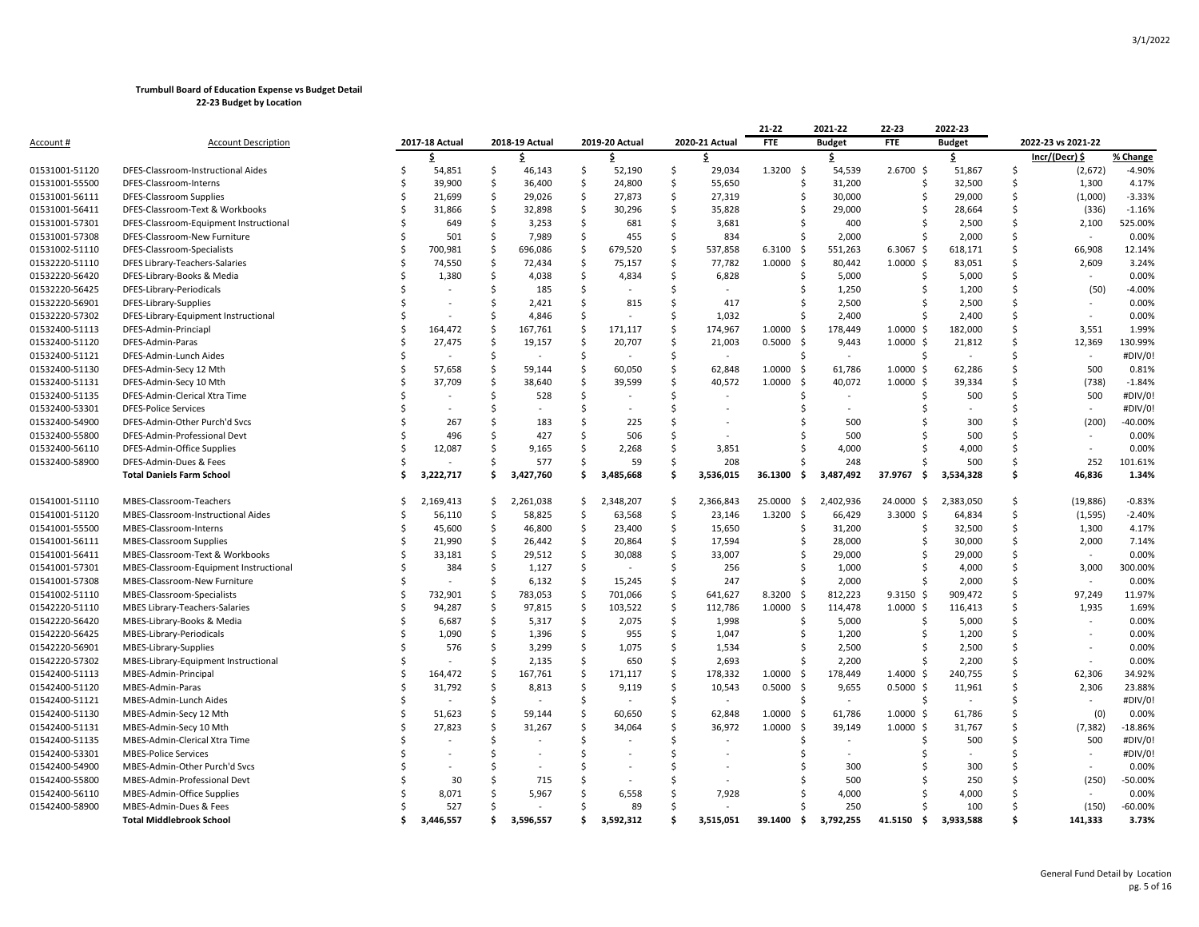**Trumbull Board of Education Expense vs Budget Detail**
**22-23 Budget by Location**

| Account # | Account Description | 2017-18 Actual | 2018-19 Actual | 2019-20 Actual | 2020-21 Actual | 21-22 FTE | 2021-22 Budget | 22-23 FTE | 2022-23 Budget | 2022-23 vs 2021-22 | |
|---|---|---|---|---|---|---|---|---|---|---|---|
| | | $ | $ | $ | $ | | $ | | $ | Incr/(Decr) $ | % Change |
| 01531001-51120 | DFES-Classroom-Instructional Aides | $ 54,851 | $ 46,143 | $ 52,190 | $ 29,034 | 1.3200 | $ 54,539 | 2.6700 | $ 51,867 | $ (2,672) | -4.90% |
| 01531001-55500 | DFES-Classroom-Interns | $ 39,900 | $ 36,400 | $ 24,800 | $ 55,650 | | $ 31,200 | | $ 32,500 | $ 1,300 | 4.17% |
| 01531001-56111 | DFES-Classroom Supplies | $ 21,699 | $ 29,026 | $ 27,873 | $ 27,319 | | $ 30,000 | | $ 29,000 | $ (1,000) | -3.33% |
| 01531001-56411 | DFES-Classroom-Text & Workbooks | $ 31,866 | $ 32,898 | $ 30,296 | $ 35,828 | | $ 29,000 | | $ 28,664 | $ (336) | -1.16% |
| 01531001-57301 | DFES-Classroom-Equipment Instructional | $ 649 | $ 3,253 | $ 681 | $ 3,681 | | $ 400 | | $ 2,500 | $ 2,100 | 525.00% |
| 01531001-57308 | DFES-Classroom-New Furniture | $ 501 | $ 7,989 | $ 455 | $ 834 | | $ 2,000 | | $ 2,000 | $ - | 0.00% |
| 01531002-51110 | DFES-Classroom-Specialists | $ 700,981 | $ 696,086 | $ 679,520 | $ 537,858 | 6.3100 | $ 551,263 | 6.3067 | $ 618,171 | $ 66,908 | 12.14% |
| 01532220-51110 | DFES Library-Teachers-Salaries | $ 74,550 | $ 72,434 | $ 75,157 | $ 77,782 | 1.0000 | $ 80,442 | 1.0000 | $ 83,051 | $ 2,609 | 3.24% |
| 01532220-56420 | DFES-Library-Books & Media | $ 1,380 | $ 4,038 | $ 4,834 | $ 6,828 | | $ 5,000 | | $ 5,000 | $ - | 0.00% |
| 01532220-56425 | DFES-Library-Periodicals | $ - | $ 185 | $ - | $ - | | $ 1,250 | | $ 1,200 | $ (50) | -4.00% |
| 01532220-56901 | DFES-Library-Supplies | $ - | $ 2,421 | $ 815 | $ 417 | | $ 2,500 | | $ 2,500 | $ - | 0.00% |
| 01532220-57302 | DFES-Library-Equipment Instructional | $ - | $ 4,846 | $ - | $ 1,032 | | $ 2,400 | | $ 2,400 | $ - | 0.00% |
| 01532400-51113 | DFES-Admin-Princiapl | $ 164,472 | $ 167,761 | $ 171,117 | $ 174,967 | 1.0000 | $ 178,449 | 1.0000 | $ 182,000 | $ 3,551 | 1.99% |
| 01532400-51120 | DFES-Admin-Paras | $ 27,475 | $ 19,157 | $ 20,707 | $ 21,003 | 0.5000 | $ 9,443 | 1.0000 | $ 21,812 | $ 12,369 | 130.99% |
| 01532400-51121 | DFES-Admin-Lunch Aides | $ - | $ - | $ - | $ - | | $ - | | $ - | $ - | #DIV/0! |
| 01532400-51130 | DFES-Admin-Secy 12 Mth | $ 57,658 | $ 59,144 | $ 60,050 | $ 62,848 | 1.0000 | $ 61,786 | 1.0000 | $ 62,286 | $ 500 | 0.81% |
| 01532400-51131 | DFES-Admin-Secy 10 Mth | $ 37,709 | $ 38,640 | $ 39,599 | $ 40,572 | 1.0000 | $ 40,072 | 1.0000 | $ 39,334 | $ (738) | -1.84% |
| 01532400-51135 | DFES-Admin-Clerical Xtra Time | $ - | $ 528 | $ - | $ - | | $ - | | $ 500 | $ 500 | #DIV/0! |
| 01532400-53301 | DFES-Police Services | $ - | $ - | $ - | $ - | | $ - | | $ - | $ - | #DIV/0! |
| 01532400-54900 | DFES-Admin-Other Purch'd Svcs | $ 267 | $ 183 | $ 225 | $ - | | $ 500 | | $ 300 | $ (200) | -40.00% |
| 01532400-55800 | DFES-Admin-Professional Devt | $ 496 | $ 427 | $ 506 | $ - | | $ 500 | | $ 500 | $ - | 0.00% |
| 01532400-56110 | DFES-Admin-Office Supplies | $ 12,087 | $ 9,165 | $ 2,268 | $ 3,851 | | $ 4,000 | | $ 4,000 | $ - | 0.00% |
| 01532400-58900 | DFES-Admin-Dues & Fees | $ - | $ 577 | $ 59 | $ 208 | | $ 248 | | $ 500 | $ 252 | 101.61% |
| | **Total Daniels Farm School** | **$ 3,222,717** | **$ 3,427,760** | **$ 3,485,668** | **$ 3,536,015** | **36.1300** | **$ 3,487,492** | **37.9767** | **$ 3,534,328** | **$ 46,836** | **1.34%** |
| 01541001-51110 | MBES-Classroom-Teachers | $ 2,169,413 | $ 2,261,038 | $ 2,348,207 | $ 2,366,843 | 25.0000 | $ 2,402,936 | 24.0000 | $ 2,383,050 | $ (19,886) | -0.83% |
| 01541001-51120 | MBES-Classroom-Instructional Aides | $ 56,110 | $ 58,825 | $ 63,568 | $ 23,146 | 1.3200 | $ 66,429 | 3.3000 | $ 64,834 | $ (1,595) | -2.40% |
| 01541001-55500 | MBES-Classroom-Interns | $ 45,600 | $ 46,800 | $ 23,400 | $ 15,650 | | $ 31,200 | | $ 32,500 | $ 1,300 | 4.17% |
| 01541001-56111 | MBES-Classroom Supplies | $ 21,990 | $ 26,442 | $ 20,864 | $ 17,594 | | $ 28,000 | | $ 30,000 | $ 2,000 | 7.14% |
| 01541001-56411 | MBES-Classroom-Text & Workbooks | $ 33,181 | $ 29,512 | $ 30,088 | $ 33,007 | | $ 29,000 | | $ 29,000 | $ - | 0.00% |
| 01541001-57301 | MBES-Classroom-Equipment Instructional | $ 384 | $ 1,127 | $ - | $ 256 | | $ 1,000 | | $ 4,000 | $ 3,000 | 300.00% |
| 01541001-57308 | MBES-Classroom-New Furniture | $ - | $ 6,132 | $ 15,245 | $ 247 | | $ 2,000 | | $ 2,000 | $ - | 0.00% |
| 01541002-51110 | MBES-Classroom-Specialists | $ 732,901 | $ 783,053 | $ 701,066 | $ 641,627 | 8.3200 | $ 812,223 | 9.3150 | $ 909,472 | $ 97,249 | 11.97% |
| 01542220-51110 | MBES Library-Teachers-Salaries | $ 94,287 | $ 97,815 | $ 103,522 | $ 112,786 | 1.0000 | $ 114,478 | 1.0000 | $ 116,413 | $ 1,935 | 1.69% |
| 01542220-56420 | MBES-Library-Books & Media | $ 6,687 | $ 5,317 | $ 2,075 | $ 1,998 | | $ 5,000 | | $ 5,000 | $ - | 0.00% |
| 01542220-56425 | MBES-Library-Periodicals | $ 1,090 | $ 1,396 | $ 955 | $ 1,047 | | $ 1,200 | | $ 1,200 | $ - | 0.00% |
| 01542220-56901 | MBES-Library-Supplies | $ 576 | $ 3,299 | $ 1,075 | $ 1,534 | | $ 2,500 | | $ 2,500 | $ - | 0.00% |
| 01542220-57302 | MBES-Library-Equipment Instructional | $ - | $ 2,135 | $ 650 | $ 2,693 | | $ 2,200 | | $ 2,200 | $ - | 0.00% |
| 01542400-51113 | MBES-Admin-Principal | $ 164,472 | $ 167,761 | $ 171,117 | $ 178,332 | 1.0000 | $ 178,449 | 1.4000 | $ 240,755 | $ 62,306 | 34.92% |
| 01542400-51120 | MBES-Admin-Paras | $ 31,792 | $ 8,813 | $ 9,119 | $ 10,543 | 0.5000 | $ 9,655 | 0.5000 | $ 11,961 | $ 2,306 | 23.88% |
| 01542400-51121 | MBES-Admin-Lunch Aides | $ - | $ - | $ - | $ - | | $ - | | $ - | $ - | #DIV/0! |
| 01542400-51130 | MBES-Admin-Secy 12 Mth | $ 51,623 | $ 59,144 | $ 60,650 | $ 62,848 | 1.0000 | $ 61,786 | 1.0000 | $ 61,786 | $ (0) | 0.00% |
| 01542400-51131 | MBES-Admin-Secy 10 Mth | $ 27,823 | $ 31,267 | $ 34,064 | $ 36,972 | 1.0000 | $ 39,149 | 1.0000 | $ 31,767 | $ (7,382) | -18.86% |
| 01542400-51135 | MBES-Admin-Clerical Xtra Time | $ - | $ - | $ - | $ - | | $ - | | $ 500 | $ 500 | #DIV/0! |
| 01542400-53301 | MBES-Police Services | $ - | $ - | $ - | $ - | | $ - | | $ - | $ - | #DIV/0! |
| 01542400-54900 | MBES-Admin-Other Purch'd Svcs | $ - | $ - | $ - | $ - | | $ 300 | | $ 300 | $ - | 0.00% |
| 01542400-55800 | MBES-Admin-Professional Devt | $ 30 | $ 715 | $ - | $ - | | $ 500 | | $ 250 | $ (250) | -50.00% |
| 01542400-56110 | MBES-Admin-Office Supplies | $ 8,071 | $ 5,967 | $ 6,558 | $ 7,928 | | $ 4,000 | | $ 4,000 | $ - | 0.00% |
| 01542400-58900 | MBES-Admin-Dues & Fees | $ 527 | $ - | $ 89 | $ - | | $ 250 | | $ 100 | $ (150) | -60.00% |
| | **Total Middlebrook School** | **$ 3,446,557** | **$ 3,596,557** | **$ 3,592,312** | **$ 3,515,051** | **39.1400** | **$ 3,792,255** | **41.5150** | **$ 3,933,588** | **$ 141,333** | **3.73%** |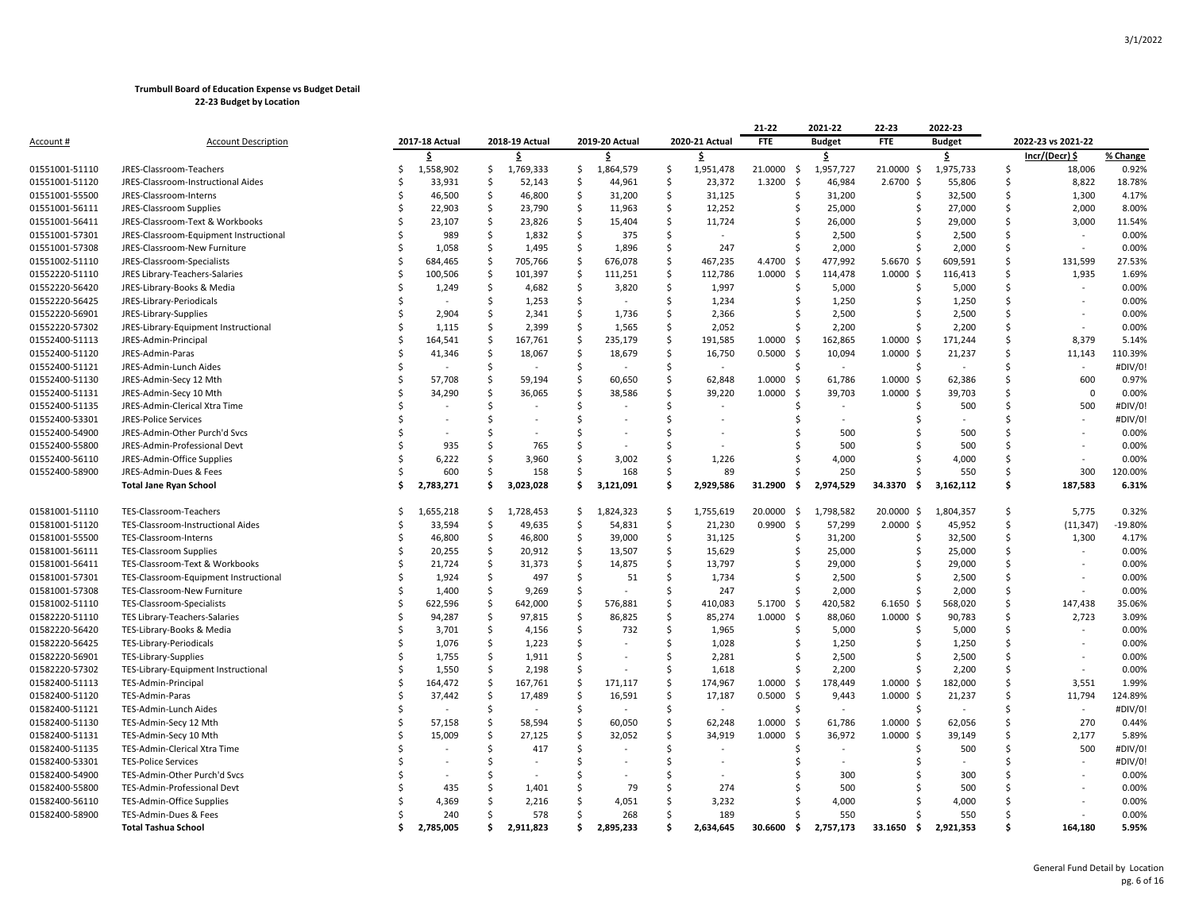**Trumbull Board of Education Expense vs Budget Detail**
**22-23 Budget by Location**

| Account # | Account Description | 2017-18 Actual | 2018-19 Actual | 2019-20 Actual | 2020-21 Actual | 21-22 FTE | 2021-22 Budget | 22-23 FTE | 2022-23 Budget | 2022-23 vs 2021-22 | |
|---|---|---|---|---|---|---|---|---|---|---|---|
| | | $ | $ | $ | $ | | $ | | $ | Incr/(Decr) $ | % Change |
| 01551001-51110 | JRES-Classroom-Teachers | $ 1,558,902 | $ 1,769,333 | $ 1,864,579 | $ 1,951,478 | 21.0000 | $ 1,957,727 | 21.0000 | $ 1,975,733 | $ 18,006 | 0.92% |
| 01551001-51120 | JRES-Classroom-Instructional Aides | $ 33,931 | $ 52,143 | $ 44,961 | $ 23,372 | 1.3200 | $ 46,984 | 2.6700 | $ 55,806 | $ 8,822 | 18.78% |
| 01551001-55500 | JRES-Classroom-Interns | $ 46,500 | $ 46,800 | $ 31,200 | $ 31,125 | | $ 31,200 | | $ 32,500 | $ 1,300 | 4.17% |
| 01551001-56111 | JRES-Classroom Supplies | $ 22,903 | $ 23,790 | $ 11,963 | $ 12,252 | | $ 25,000 | | $ 27,000 | $ 2,000 | 8.00% |
| 01551001-56411 | JRES-Classroom-Text & Workbooks | $ 23,107 | $ 23,826 | $ 15,404 | $ 11,724 | | $ 26,000 | | $ 29,000 | $ 3,000 | 11.54% |
| 01551001-57301 | JRES-Classroom-Equipment Instructional | $ 989 | $ 1,832 | $ 375 | $ - | | $ 2,500 | | $ 2,500 | $ - | 0.00% |
| 01551001-57308 | JRES-Classroom-New Furniture | $ 1,058 | $ 1,495 | $ 1,896 | $ 247 | | $ 2,000 | | $ 2,000 | $ - | 0.00% |
| 01551002-51110 | JRES-Classroom-Specialists | $ 684,465 | $ 705,766 | $ 676,078 | $ 467,235 | 4.4700 | $ 477,992 | 5.6670 | $ 609,591 | $ 131,599 | 27.53% |
| 01552220-51110 | JRES Library-Teachers-Salaries | $ 100,506 | $ 101,397 | $ 111,251 | $ 112,786 | 1.0000 | $ 114,478 | 1.0000 | $ 116,413 | $ 1,935 | 1.69% |
| 01552220-56420 | JRES-Library-Books & Media | $ 1,249 | $ 4,682 | $ 3,820 | $ 1,997 | | $ 5,000 | | $ 5,000 | $ - | 0.00% |
| 01552220-56425 | JRES-Library-Periodicals | $ - | $ 1,253 | $ - | $ 1,234 | | $ 1,250 | | $ 1,250 | $ - | 0.00% |
| 01552220-56901 | JRES-Library-Supplies | $ 2,904 | $ 2,341 | $ 1,736 | $ 2,366 | | $ 2,500 | | $ 2,500 | $ - | 0.00% |
| 01552220-57302 | JRES-Library-Equipment Instructional | $ 1,115 | $ 2,399 | $ 1,565 | $ 2,052 | | $ 2,200 | | $ 2,200 | $ - | 0.00% |
| 01552400-51113 | JRES-Admin-Principal | $ 164,541 | $ 167,761 | $ 235,179 | $ 191,585 | 1.0000 | $ 162,865 | 1.0000 | $ 171,244 | $ 8,379 | 5.14% |
| 01552400-51120 | JRES-Admin-Paras | $ 41,346 | $ 18,067 | $ 18,679 | $ 16,750 | 0.5000 | $ 10,094 | 1.0000 | $ 21,237 | $ 11,143 | 110.39% |
| 01552400-51121 | JRES-Admin-Lunch Aides | $ - | $ - | $ - | $ - | | $ - | | $ - | $ - | #DIV/0! |
| 01552400-51130 | JRES-Admin-Secy 12 Mth | $ 57,708 | $ 59,194 | $ 60,650 | $ 62,848 | 1.0000 | $ 61,786 | 1.0000 | $ 62,386 | $ 600 | 0.97% |
| 01552400-51131 | JRES-Admin-Secy 10 Mth | $ 34,290 | $ 36,065 | $ 38,586 | $ 39,220 | 1.0000 | $ 39,703 | 1.0000 | $ 39,703 | $ 0 | 0.00% |
| 01552400-51135 | JRES-Admin-Clerical Xtra Time | $ - | $ - | $ - | $ - | | $ - | | $ 500 | $ 500 | #DIV/0! |
| 01552400-53301 | JRES-Police Services | $ - | $ - | $ - | $ - | | $ - | | $ - | $ - | #DIV/0! |
| 01552400-54900 | JRES-Admin-Other Purch'd Svcs | $ - | $ - | $ - | $ - | | $ 500 | | $ 500 | $ - | 0.00% |
| 01552400-55800 | JRES-Admin-Professional Devt | $ 935 | $ 765 | $ - | $ - | | $ 500 | | $ 500 | $ - | 0.00% |
| 01552400-56110 | JRES-Admin-Office Supplies | $ 6,222 | $ 3,960 | $ 3,002 | $ 1,226 | | $ 4,000 | | $ 4,000 | $ - | 0.00% |
| 01552400-58900 | JRES-Admin-Dues & Fees | $ 600 | $ 158 | $ 168 | $ 89 | | $ 250 | | $ 550 | $ 300 | 120.00% |
| | **Total Jane Ryan School** | **$ 2,783,271** | **$ 3,023,028** | **$ 3,121,091** | **$ 2,929,586** | **31.2900** | **$ 2,974,529** | **34.3370** | **$ 3,162,112** | **$ 187,583** | **6.31%** |
| | | | | | | | | | | | |
| 01581001-51110 | TES-Classroom-Teachers | $ 1,655,218 | $ 1,728,453 | $ 1,824,323 | $ 1,755,619 | 20.0000 | $ 1,798,582 | 20.0000 | $ 1,804,357 | $ 5,775 | 0.32% |
| 01581001-51120 | TES-Classroom-Instructional Aides | $ 33,594 | $ 49,635 | $ 54,831 | $ 21,230 | 0.9900 | $ 57,299 | 2.0000 | $ 45,952 | $ (11,347) | -19.80% |
| 01581001-55500 | TES-Classroom-Interns | $ 46,800 | $ 46,800 | $ 39,000 | $ 31,125 | | $ 31,200 | | $ 32,500 | $ 1,300 | 4.17% |
| 01581001-56111 | TES-Classroom Supplies | $ 20,255 | $ 20,912 | $ 13,507 | $ 15,629 | | $ 25,000 | | $ 25,000 | $ - | 0.00% |
| 01581001-56411 | TES-Classroom-Text & Workbooks | $ 21,724 | $ 31,373 | $ 14,875 | $ 13,797 | | $ 29,000 | | $ 29,000 | $ - | 0.00% |
| 01581001-57301 | TES-Classroom-Equipment Instructional | $ 1,924 | $ 497 | $ 51 | $ 1,734 | | $ 2,500 | | $ 2,500 | $ - | 0.00% |
| 01581001-57308 | TES-Classroom-New Furniture | $ 1,400 | $ 9,269 | $ - | $ 247 | | $ 2,000 | | $ 2,000 | $ - | 0.00% |
| 01581002-51110 | TES-Classroom-Specialists | $ 622,596 | $ 642,000 | $ 576,881 | $ 410,083 | 5.1700 | $ 420,582 | 6.1650 | $ 568,020 | $ 147,438 | 35.06% |
| 01582220-51110 | TES Library-Teachers-Salaries | $ 94,287 | $ 97,815 | $ 86,825 | $ 85,274 | 1.0000 | $ 88,060 | 1.0000 | $ 90,783 | $ 2,723 | 3.09% |
| 01582220-56420 | TES-Library-Books & Media | $ 3,701 | $ 4,156 | $ 732 | $ 1,965 | | $ 5,000 | | $ 5,000 | $ - | 0.00% |
| 01582220-56425 | TES-Library-Periodicals | $ 1,076 | $ 1,223 | $ - | $ 1,028 | | $ 1,250 | | $ 1,250 | $ - | 0.00% |
| 01582220-56901 | TES-Library-Supplies | $ 1,755 | $ 1,911 | $ - | $ 2,281 | | $ 2,500 | | $ 2,500 | $ - | 0.00% |
| 01582220-57302 | TES-Library-Equipment Instructional | $ 1,550 | $ 2,198 | $ - | $ 1,618 | | $ 2,200 | | $ 2,200 | $ - | 0.00% |
| 01582400-51113 | TES-Admin-Principal | $ 164,472 | $ 167,761 | $ 171,117 | $ 174,967 | 1.0000 | $ 178,449 | 1.0000 | $ 182,000 | $ 3,551 | 1.99% |
| 01582400-51120 | TES-Admin-Paras | $ 37,442 | $ 17,489 | $ 16,591 | $ 17,187 | 0.5000 | $ 9,443 | 1.0000 | $ 21,237 | $ 11,794 | 124.89% |
| 01582400-51121 | TES-Admin-Lunch Aides | $ - | $ - | $ - | $ - | | $ - | | $ - | $ - | #DIV/0! |
| 01582400-51130 | TES-Admin-Secy 12 Mth | $ 57,158 | $ 58,594 | $ 60,050 | $ 62,248 | 1.0000 | $ 61,786 | 1.0000 | $ 62,056 | $ 270 | 0.44% |
| 01582400-51131 | TES-Admin-Secy 10 Mth | $ 15,009 | $ 27,125 | $ 32,052 | $ 34,919 | 1.0000 | $ 36,972 | 1.0000 | $ 39,149 | $ 2,177 | 5.89% |
| 01582400-51135 | TES-Admin-Clerical Xtra Time | $ - | $ 417 | $ - | $ - | | $ - | | $ 500 | $ 500 | #DIV/0! |
| 01582400-53301 | TES-Police Services | $ - | $ - | $ - | $ - | | $ - | | $ - | $ - | #DIV/0! |
| 01582400-54900 | TES-Admin-Other Purch'd Svcs | $ - | $ - | $ - | $ - | | $ 300 | | $ 300 | $ - | 0.00% |
| 01582400-55800 | TES-Admin-Professional Devt | $ 435 | $ 1,401 | $ 79 | $ 274 | | $ 500 | | $ 500 | $ - | 0.00% |
| 01582400-56110 | TES-Admin-Office Supplies | $ 4,369 | $ 2,216 | $ 4,051 | $ 3,232 | | $ 4,000 | | $ 4,000 | $ - | 0.00% |
| 01582400-58900 | TES-Admin-Dues & Fees | $ 240 | $ 578 | $ 268 | $ 189 | | $ 550 | | $ 550 | $ - | 0.00% |
| | **Total Tashua School** | **$ 2,785,005** | **$ 2,911,823** | **$ 2,895,233** | **$ 2,634,645** | **30.6600** | **$ 2,757,173** | **33.1650** | **$ 2,921,353** | **$ 164,180** | **5.95%** |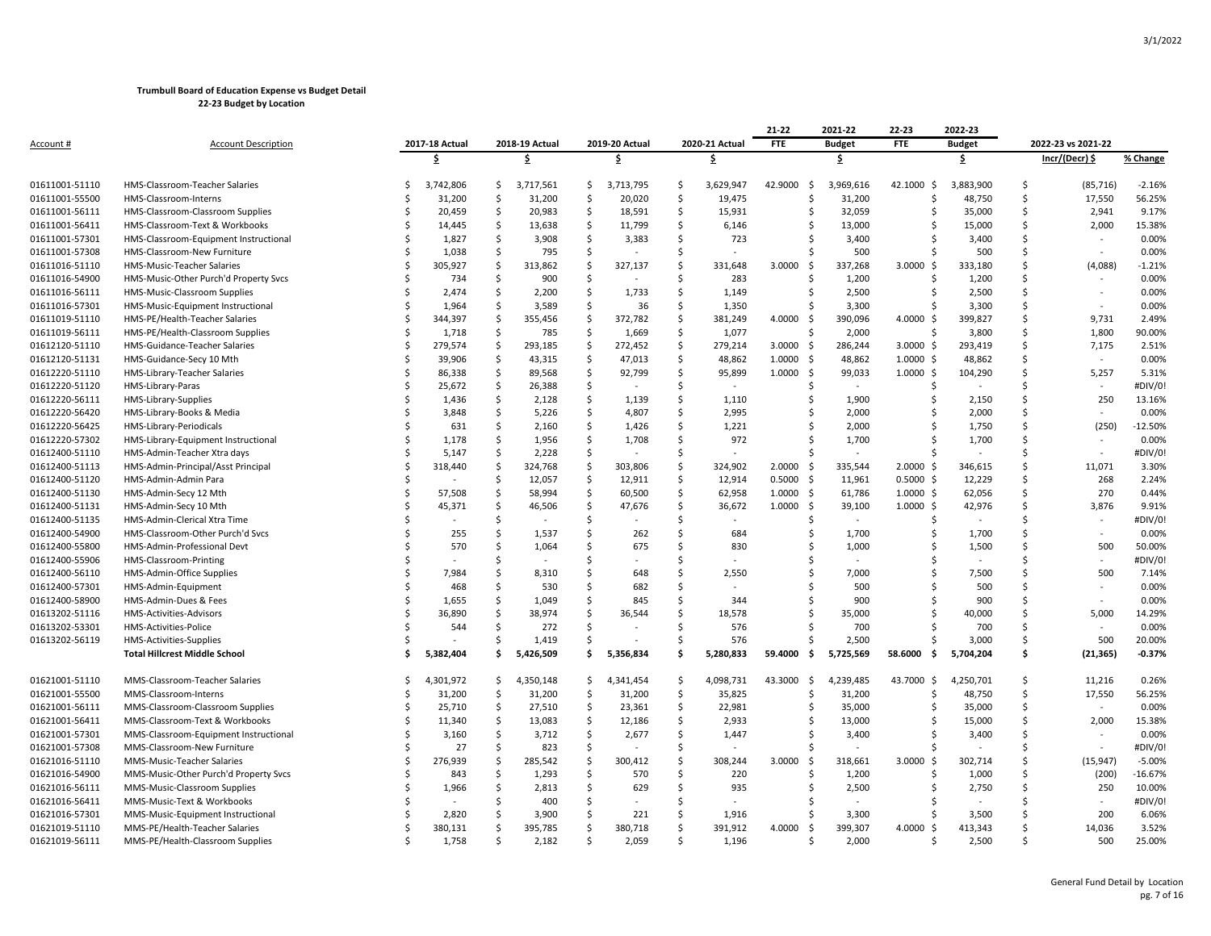**Trumbull Board of Education Expense vs Budget Detail**
**22-23 Budget by Location**

| Account # | Account Description | 2017-18 Actual | 2018-19 Actual | 2019-20 Actual | 2020-21 Actual | 21-22 FTE | 2021-22 Budget | 22-23 FTE | 2022-23 Budget | 2022-23 vs 2021-22 | |
|---|---|---|---|---|---|---|---|---|---|---|---|
| | | $ | $ | $ | $ | | $ | | $ | Incr/(Decr) $ | % Change |
| 01611001-51110 | HMS-Classroom-Teacher Salaries | $ 3,742,806 | $ 3,717,561 | $ 3,713,795 | $ 3,629,947 | 42.9000 | $ 3,969,616 | 42.1000 | $ 3,883,900 | $ (85,716) | -2.16% |
| 01611001-55500 | HMS-Classroom-Interns | $ 31,200 | $ 31,200 | $ 20,020 | $ 19,475 | | $ 31,200 | | $ 48,750 | $ 17,550 | 56.25% |
| 01611001-56111 | HMS-Classroom-Classroom Supplies | $ 20,459 | $ 20,983 | $ 18,591 | $ 15,931 | | $ 32,059 | | $ 35,000 | $ 2,941 | 9.17% |
| 01611001-56411 | HMS-Classroom-Text & Workbooks | $ 14,445 | $ 13,638 | $ 11,799 | $ 6,146 | | $ 13,000 | | $ 15,000 | $ 2,000 | 15.38% |
| 01611001-57301 | HMS-Classroom-Equipment Instructional | $ 1,827 | $ 3,908 | $ 3,383 | $ 723 | | $ 3,400 | | $ 3,400 | $ - | 0.00% |
| 01611001-57308 | HMS-Classroom-New Furniture | $ 1,038 | $ 795 | $ - | $ - | | $ 500 | | $ 500 | $ - | 0.00% |
| 01611016-51110 | HMS-Music-Teacher Salaries | $ 305,927 | $ 313,862 | $ 327,137 | $ 331,648 | 3.0000 | $ 337,268 | 3.0000 | $ 333,180 | $ (4,088) | -1.21% |
| 01611016-54900 | HMS-Music-Other Purch'd Property Svcs | $ 734 | $ 900 | $ - | $ 283 | | $ 1,200 | | $ 1,200 | $ - | 0.00% |
| 01611016-56111 | HMS-Music-Classroom Supplies | $ 2,474 | $ 2,200 | $ 1,733 | $ 1,149 | | $ 2,500 | | $ 2,500 | $ - | 0.00% |
| 01611016-57301 | HMS-Music-Equipment Instructional | $ 1,964 | $ 3,589 | $ 36 | $ 1,350 | | $ 3,300 | | $ 3,300 | $ - | 0.00% |
| 01611019-51110 | HMS-PE/Health-Teacher Salaries | $ 344,397 | $ 355,456 | $ 372,782 | $ 381,249 | 4.0000 | $ 390,096 | 4.0000 | $ 399,827 | $ 9,731 | 2.49% |
| 01611019-56111 | HMS-PE/Health-Classroom Supplies | $ 1,718 | $ 785 | $ 1,669 | $ 1,077 | | $ 2,000 | | $ 3,800 | $ 1,800 | 90.00% |
| 01612120-51110 | HMS-Guidance-Teacher Salaries | $ 279,574 | $ 293,185 | $ 272,452 | $ 279,214 | 3.0000 | $ 286,244 | 3.0000 | $ 293,419 | $ 7,175 | 2.51% |
| 01612120-51131 | HMS-Guidance-Secy 10 Mth | $ 39,906 | $ 43,315 | $ 47,013 | $ 48,862 | 1.0000 | $ 48,862 | 1.0000 | $ 48,862 | $ - | 0.00% |
| 01612220-51110 | HMS-Library-Teacher Salaries | $ 86,338 | $ 89,568 | $ 92,799 | $ 95,899 | 1.0000 | $ 99,033 | 1.0000 | $ 104,290 | $ 5,257 | 5.31% |
| 01612220-51120 | HMS-Library-Paras | $ 25,672 | $ 26,388 | $ - | $ - | | $ - | | $ - | $ - | #DIV/0! |
| 01612220-56111 | HMS-Library-Supplies | $ 1,436 | $ 2,128 | $ 1,139 | $ 1,110 | | $ 1,900 | | $ 2,150 | $ 250 | 13.16% |
| 01612220-56420 | HMS-Library-Books & Media | $ 3,848 | $ 5,226 | $ 4,807 | $ 2,995 | | $ 2,000 | | $ 2,000 | $ - | 0.00% |
| 01612220-56425 | HMS-Library-Periodicals | $ 631 | $ 2,160 | $ 1,426 | $ 1,221 | | $ 2,000 | | $ 1,750 | $ (250) | -12.50% |
| 01612220-57302 | HMS-Library-Equipment Instructional | $ 1,178 | $ 1,956 | $ 1,708 | $ 972 | | $ 1,700 | | $ 1,700 | $ - | 0.00% |
| 01612400-51110 | HMS-Admin-Teacher Xtra days | $ 5,147 | $ 2,228 | $ - | $ - | | $ - | | $ - | $ - | #DIV/0! |
| 01612400-51113 | HMS-Admin-Principal/Asst Principal | $ 318,440 | $ 324,768 | $ 303,806 | $ 324,902 | 2.0000 | $ 335,544 | 2.0000 | $ 346,615 | $ 11,071 | 3.30% |
| 01612400-51120 | HMS-Admin-Admin Para | $ - | $ 12,057 | $ 12,911 | $ 12,914 | 0.5000 | $ 11,961 | 0.5000 | $ 12,229 | $ 268 | 2.24% |
| 01612400-51130 | HMS-Admin-Secy 12 Mth | $ 57,508 | $ 58,994 | $ 60,500 | $ 62,958 | 1.0000 | $ 61,786 | 1.0000 | $ 62,056 | $ 270 | 0.44% |
| 01612400-51131 | HMS-Admin-Secy 10 Mth | $ 45,371 | $ 46,506 | $ 47,676 | $ 36,672 | 1.0000 | $ 39,100 | 1.0000 | $ 42,976 | $ 3,876 | 9.91% |
| 01612400-51135 | HMS-Admin-Clerical Xtra Time | $ - | $ - | $ - | $ - | | $ - | | $ - | $ - | #DIV/0! |
| 01612400-54900 | HMS-Classroom-Other Purch'd Svcs | $ 255 | $ 1,537 | $ 262 | $ 684 | | $ 1,700 | | $ 1,700 | $ - | 0.00% |
| 01612400-55800 | HMS-Admin-Professional Devt | $ 570 | $ 1,064 | $ 675 | $ 830 | | $ 1,000 | | $ 1,500 | $ 500 | 50.00% |
| 01612400-55906 | HMS-Classroom-Printing | $ - | $ - | $ - | $ - | | $ - | | $ - | $ - | #DIV/0! |
| 01612400-56110 | HMS-Admin-Office Supplies | $ 7,984 | $ 8,310 | $ 648 | $ 2,550 | | $ 7,000 | | $ 7,500 | $ 500 | 7.14% |
| 01612400-57301 | HMS-Admin-Equipment | $ 468 | $ 530 | $ 682 | $ - | | $ 500 | | $ 500 | $ - | 0.00% |
| 01612400-58900 | HMS-Admin-Dues & Fees | $ 1,655 | $ 1,049 | $ 845 | $ 344 | | $ 900 | | $ 900 | $ - | 0.00% |
| 01613202-51116 | HMS-Activities-Advisors | $ 36,890 | $ 38,974 | $ 36,544 | $ 18,578 | | $ 35,000 | | $ 40,000 | $ 5,000 | 14.29% |
| 01613202-53301 | HMS-Activities-Police | $ 544 | $ 272 | $ - | $ 576 | | $ 700 | | $ 700 | $ - | 0.00% |
| 01613202-56119 | HMS-Activities-Supplies | $ - | $ 1,419 | $ - | $ 576 | | $ 2,500 | | $ 3,000 | $ 500 | 20.00% |
| | **Total Hillcrest Middle School** | **$ 5,382,404** | **$ 5,426,509** | **$ 5,356,834** | **$ 5,280,833** | **59.4000** | **$ 5,725,569** | **58.6000** | **$ 5,704,204** | **$ (21,365)** | **-0.37%** |
| 01621001-51110 | MMS-Classroom-Teacher Salaries | $ 4,301,972 | $ 4,350,148 | $ 4,341,454 | $ 4,098,731 | 43.3000 | $ 4,239,485 | 43.7000 | $ 4,250,701 | $ 11,216 | 0.26% |
| 01621001-55500 | MMS-Classroom-Interns | $ 31,200 | $ 31,200 | $ 31,200 | $ 35,825 | | $ 31,200 | | $ 48,750 | $ 17,550 | 56.25% |
| 01621001-56111 | MMS-Classroom-Classroom Supplies | $ 25,710 | $ 27,510 | $ 23,361 | $ 22,981 | | $ 35,000 | | $ 35,000 | $ - | 0.00% |
| 01621001-56411 | MMS-Classroom-Text & Workbooks | $ 11,340 | $ 13,083 | $ 12,186 | $ 2,933 | | $ 13,000 | | $ 15,000 | $ 2,000 | 15.38% |
| 01621001-57301 | MMS-Classroom-Equipment Instructional | $ 3,160 | $ 3,712 | $ 2,677 | $ 1,447 | | $ 3,400 | | $ 3,400 | $ - | 0.00% |
| 01621001-57308 | MMS-Classroom-New Furniture | $ 27 | $ 823 | $ - | $ - | | $ - | | $ - | $ - | #DIV/0! |
| 01621016-51110 | MMS-Music-Teacher Salaries | $ 276,939 | $ 285,542 | $ 300,412 | $ 308,244 | 3.0000 | $ 318,661 | 3.0000 | $ 302,714 | $ (15,947) | -5.00% |
| 01621016-54900 | MMS-Music-Other Purch'd Property Svcs | $ 843 | $ 1,293 | $ 570 | $ 220 | | $ 1,200 | | $ 1,000 | $ (200) | -16.67% |
| 01621016-56111 | MMS-Music-Classroom Supplies | $ 1,966 | $ 2,813 | $ 629 | $ 935 | | $ 2,500 | | $ 2,750 | $ 250 | 10.00% |
| 01621016-56411 | MMS-Music-Text & Workbooks | $ - | $ 400 | $ - | $ - | | $ - | | $ - | $ - | #DIV/0! |
| 01621016-57301 | MMS-Music-Equipment Instructional | $ 2,820 | $ 3,900 | $ 221 | $ 1,916 | | $ 3,300 | | $ 3,500 | $ 200 | 6.06% |
| 01621019-51110 | MMS-PE/Health-Teacher Salaries | $ 380,131 | $ 395,785 | $ 380,718 | $ 391,912 | 4.0000 | $ 399,307 | 4.0000 | $ 413,343 | $ 14,036 | 3.52% |
| 01621019-56111 | MMS-PE/Health-Classroom Supplies | $ 1,758 | $ 2,182 | $ 2,059 | $ 1,196 | | $ 2,000 | | $ 2,500 | $ 500 | 25.00% |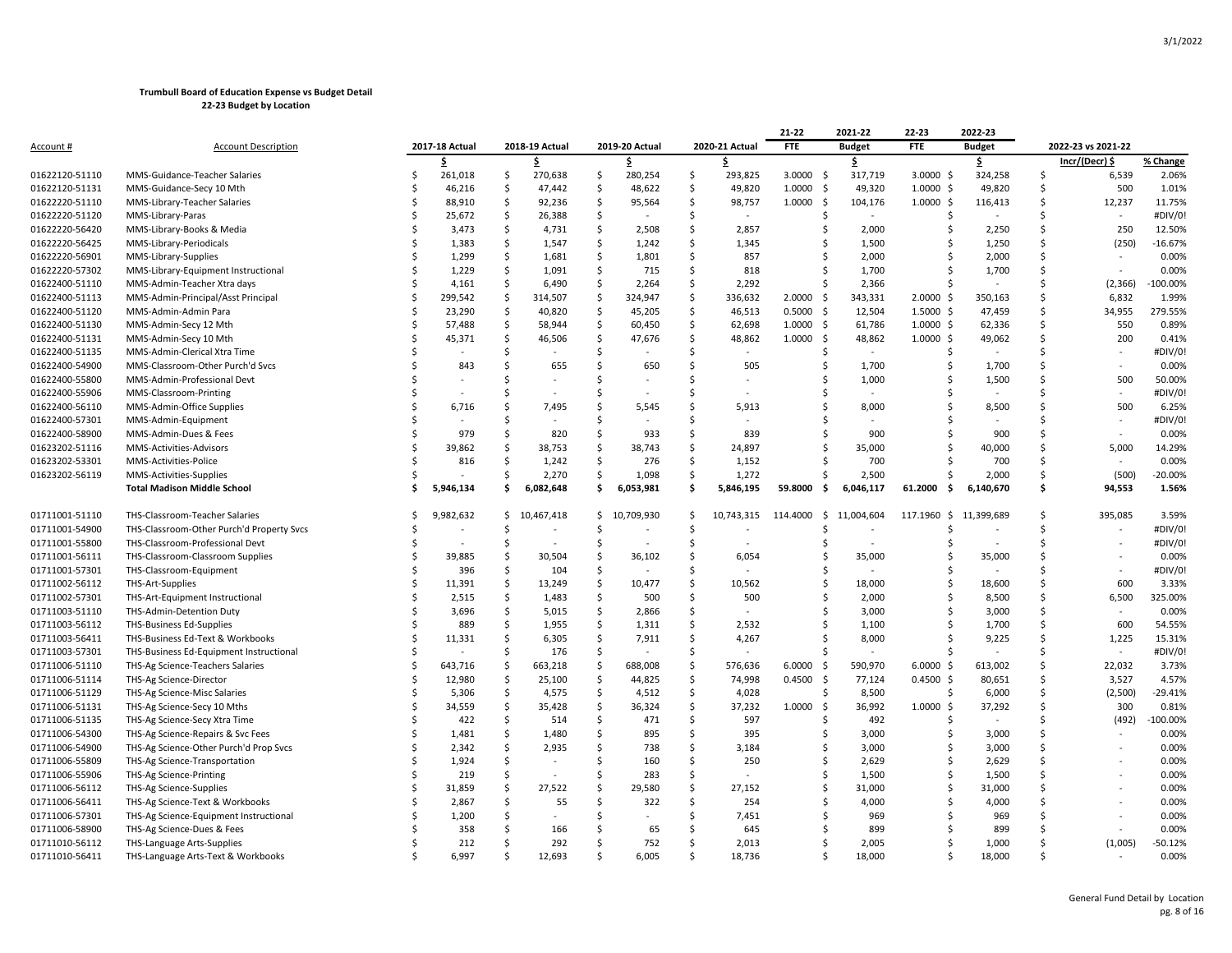**Trumbull Board of Education Expense vs Budget Detail**
**22-23 Budget by Location**

| Account # | Account Description | 2017-18 Actual | 2018-19 Actual | 2019-20 Actual | 2020-21 Actual | 21-22 FTE | 2021-22 Budget | 22-23 FTE | 2022-23 Budget | 2022-23 vs 2021-22 | |
|---|---|---|---|---|---|---|---|---|---|---|---|
| | | $ | $ | $ | $ | | $ | | $ | Incr/(Decr) $ | % Change |
| 01622120-51110 | MMS-Guidance-Teacher Salaries | $ 261,018 | $ 270,638 | $ 280,254 | $ 293,825 | 3.0000 | $ 317,719 | 3.0000 | $ 324,258 | $ 6,539 | 2.06% |
| 01622120-51131 | MMS-Guidance-Secy 10 Mth | $ 46,216 | $ 47,442 | $ 48,622 | $ 49,820 | 1.0000 | $ 49,320 | 1.0000 | $ 49,820 | $ 500 | 1.01% |
| 01622220-51110 | MMS-Library-Teacher Salaries | $ 88,910 | $ 92,236 | $ 95,564 | $ 98,757 | 1.0000 | $ 104,176 | 1.0000 | $ 116,413 | $ 12,237 | 11.75% |
| 01622220-51120 | MMS-Library-Paras | $ 25,672 | $ 26,388 | $ - | $ - | | $ - | | $ - | $ - | #DIV/0! |
| 01622220-56420 | MMS-Library-Books & Media | $ 3,473 | $ 4,731 | $ 2,508 | $ 2,857 | | $ 2,000 | | $ 2,250 | $ 250 | 12.50% |
| 01622220-56425 | MMS-Library-Periodicals | $ 1,383 | $ 1,547 | $ 1,242 | $ 1,345 | | $ 1,500 | | $ 1,250 | $ (250) | -16.67% |
| 01622220-56901 | MMS-Library-Supplies | $ 1,299 | $ 1,681 | $ 1,801 | $ 857 | | $ 2,000 | | $ 2,000 | $ - | 0.00% |
| 01622220-57302 | MMS-Library-Equipment Instructional | $ 1,229 | $ 1,091 | $ 715 | $ 818 | | $ 1,700 | | $ 1,700 | $ - | 0.00% |
| 01622400-51110 | MMS-Admin-Teacher Xtra days | $ 4,161 | $ 6,490 | $ 2,264 | $ 2,292 | | $ 2,366 | | $ - | $ (2,366) | -100.00% |
| 01622400-51113 | MMS-Admin-Principal/Asst Principal | $ 299,542 | $ 314,507 | $ 324,947 | $ 336,632 | 2.0000 | $ 343,331 | 2.0000 | $ 350,163 | $ 6,832 | 1.99% |
| 01622400-51120 | MMS-Admin-Admin Para | $ 23,290 | $ 40,820 | $ 45,205 | $ 46,513 | 0.5000 | $ 12,504 | 1.5000 | $ 47,459 | $ 34,955 | 279.55% |
| 01622400-51130 | MMS-Admin-Secy 12 Mth | $ 57,488 | $ 58,944 | $ 60,450 | $ 62,698 | 1.0000 | $ 61,786 | 1.0000 | $ 62,336 | $ 550 | 0.89% |
| 01622400-51131 | MMS-Admin-Secy 10 Mth | $ 45,371 | $ 46,506 | $ 47,676 | $ 48,862 | 1.0000 | $ 48,862 | 1.0000 | $ 49,062 | $ 200 | 0.41% |
| 01622400-51135 | MMS-Admin-Clerical Xtra Time | $ - | $ - | $ - | $ - | | $ - | | $ - | $ - | #DIV/0! |
| 01622400-54900 | MMS-Classroom-Other Purch'd Svcs | $ 843 | $ 655 | $ 650 | $ 505 | | $ 1,700 | | $ 1,700 | $ - | 0.00% |
| 01622400-55800 | MMS-Admin-Professional Devt | $ - | $ - | $ - | $ - | | $ 1,000 | | $ 1,500 | $ 500 | 50.00% |
| 01622400-55906 | MMS-Classroom-Printing | $ - | $ - | $ - | $ - | | $ - | | $ - | $ - | #DIV/0! |
| 01622400-56110 | MMS-Admin-Office Supplies | $ 6,716 | $ 7,495 | $ 5,545 | $ 5,913 | | $ 8,000 | | $ 8,500 | $ 500 | 6.25% |
| 01622400-57301 | MMS-Admin-Equipment | $ - | $ - | $ - | $ - | | $ - | | $ - | $ - | #DIV/0! |
| 01622400-58900 | MMS-Admin-Dues & Fees | $ 979 | $ 820 | $ 933 | $ 839 | | $ 900 | | $ 900 | $ - | 0.00% |
| 01623202-51116 | MMS-Activities-Advisors | $ 39,862 | $ 38,753 | $ 38,743 | $ 24,897 | | $ 35,000 | | $ 40,000 | $ 5,000 | 14.29% |
| 01623202-53301 | MMS-Activities-Police | $ 816 | $ 1,242 | $ 276 | $ 1,152 | | $ 700 | | $ 700 | $ - | 0.00% |
| 01623202-56119 | MMS-Activities-Supplies | $ - | $ 2,270 | $ 1,098 | $ 1,272 | | $ 2,500 | | $ 2,000 | $ (500) | -20.00% |
| | **Total Madison Middle School** | **$ 5,946,134** | **$ 6,082,648** | **$ 6,053,981** | **$ 5,846,195** | **59.8000** | **$ 6,046,117** | **61.2000** | **$ 6,140,670** | **$ 94,553** | **1.56%** |
| | | | | | | | | | | | |
| 01711001-51110 | THS-Classroom-Teacher Salaries | $ 9,982,632 | $ 10,467,418 | $ 10,709,930 | $ 10,743,315 | 114.4000 | $ 11,004,604 | 117.1960 | $ 11,399,689 | $ 395,085 | 3.59% |
| 01711001-54900 | THS-Classroom-Other Purch'd Property Svcs | $ - | $ - | $ - | $ - | | $ - | | $ - | $ - | #DIV/0! |
| 01711001-55800 | THS-Classroom-Professional Devt | $ - | $ - | $ - | $ - | | $ - | | $ - | $ - | #DIV/0! |
| 01711001-56111 | THS-Classroom-Classroom Supplies | $ 39,885 | $ 30,504 | $ 36,102 | $ 6,054 | | $ 35,000 | | $ 35,000 | $ - | 0.00% |
| 01711001-57301 | THS-Classroom-Equipment | $ 396 | $ 104 | $ - | $ - | | $ - | | $ - | $ - | #DIV/0! |
| 01711002-56112 | THS-Art-Supplies | $ 11,391 | $ 13,249 | $ 10,477 | $ 10,562 | | $ 18,000 | | $ 18,600 | $ 600 | 3.33% |
| 01711002-57301 | THS-Art-Equipment Instructional | $ 2,515 | $ 1,483 | $ 500 | $ 500 | | $ 2,000 | | $ 8,500 | $ 6,500 | 325.00% |
| 01711003-51110 | THS-Admin-Detention Duty | $ 3,696 | $ 5,015 | $ 2,866 | $ - | | $ 3,000 | | $ 3,000 | $ - | 0.00% |
| 01711003-56112 | THS-Business Ed-Supplies | $ 889 | $ 1,955 | $ 1,311 | $ 2,532 | | $ 1,100 | | $ 1,700 | $ 600 | 54.55% |
| 01711003-56411 | THS-Business Ed-Text & Workbooks | $ 11,331 | $ 6,305 | $ 7,911 | $ 4,267 | | $ 8,000 | | $ 9,225 | $ 1,225 | 15.31% |
| 01711003-57301 | THS-Business Ed-Equipment Instructional | $ - | $ 176 | $ - | $ - | | $ - | | $ - | $ - | #DIV/0! |
| 01711006-51110 | THS-Ag Science-Teachers Salaries | $ 643,716 | $ 663,218 | $ 688,008 | $ 576,636 | 6.0000 | $ 590,970 | 6.0000 | $ 613,002 | $ 22,032 | 3.73% |
| 01711006-51114 | THS-Ag Science-Director | $ 12,980 | $ 25,100 | $ 44,825 | $ 74,998 | 0.4500 | $ 77,124 | 0.4500 | $ 80,651 | $ 3,527 | 4.57% |
| 01711006-51129 | THS-Ag Science-Misc Salaries | $ 5,306 | $ 4,575 | $ 4,512 | $ 4,028 | | $ 8,500 | | $ 6,000 | $ (2,500) | -29.41% |
| 01711006-51131 | THS-Ag Science-Secy 10 Mths | $ 34,559 | $ 35,428 | $ 36,324 | $ 37,232 | 1.0000 | $ 36,992 | 1.0000 | $ 37,292 | $ 300 | 0.81% |
| 01711006-51135 | THS-Ag Science-Secy Xtra Time | $ 422 | $ 514 | $ 471 | $ 597 | | $ 492 | | $ - | $ (492) | -100.00% |
| 01711006-54300 | THS-Ag Science-Repairs & Svc Fees | $ 1,481 | $ 1,480 | $ 895 | $ 395 | | $ 3,000 | | $ 3,000 | $ - | 0.00% |
| 01711006-54900 | THS-Ag Science-Other Purch'd Prop Svcs | $ 2,342 | $ 2,935 | $ 738 | $ 3,184 | | $ 3,000 | | $ 3,000 | $ - | 0.00% |
| 01711006-55809 | THS-Ag Science-Transportation | $ 1,924 | $ - | $ 160 | $ 250 | | $ 2,629 | | $ 2,629 | $ - | 0.00% |
| 01711006-55906 | THS-Ag Science-Printing | $ 219 | $ - | $ 283 | $ - | | $ 1,500 | | $ 1,500 | $ - | 0.00% |
| 01711006-56112 | THS-Ag Science-Supplies | $ 31,859 | $ 27,522 | $ 29,580 | $ 27,152 | | $ 31,000 | | $ 31,000 | $ - | 0.00% |
| 01711006-56411 | THS-Ag Science-Text & Workbooks | $ 2,867 | $ 55 | $ 322 | $ 254 | | $ 4,000 | | $ 4,000 | $ - | 0.00% |
| 01711006-57301 | THS-Ag Science-Equipment Instructional | $ 1,200 | $ - | $ - | $ 7,451 | | $ 969 | | $ 969 | $ - | 0.00% |
| 01711006-58900 | THS-Ag Science-Dues & Fees | $ 358 | $ 166 | $ 65 | $ 645 | | $ 899 | | $ 899 | $ - | 0.00% |
| 01711010-56112 | THS-Language Arts-Supplies | $ 212 | $ 292 | $ 752 | $ 2,013 | | $ 2,005 | | $ 1,000 | $ (1,005) | -50.12% |
| 01711010-56411 | THS-Language Arts-Text & Workbooks | $ 6,997 | $ 12,693 | $ 6,005 | $ 18,736 | | $ 18,000 | | $ 18,000 | $ - | 0.00% |

General Fund Detail by Location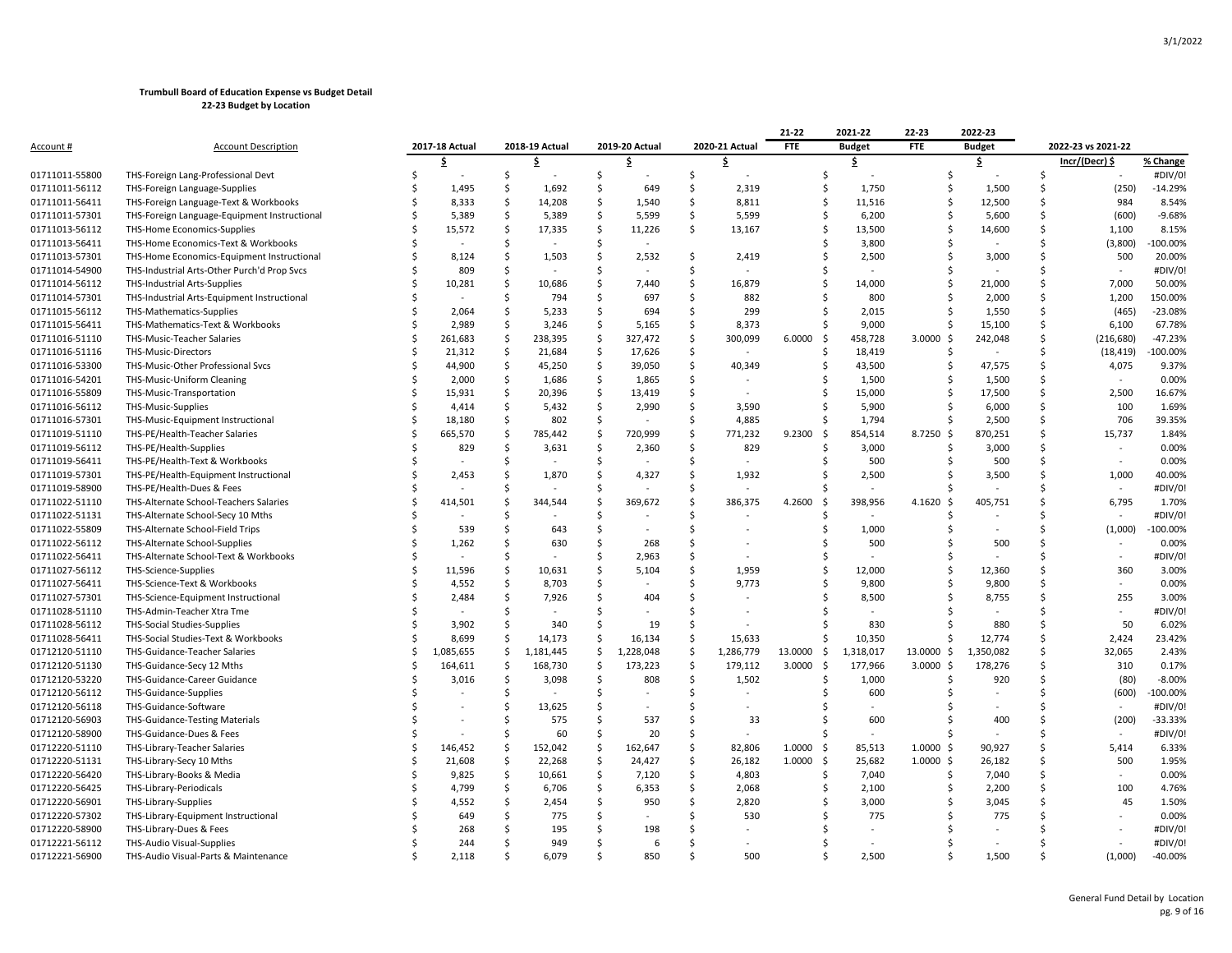**Trumbull Board of Education Expense vs Budget Detail**
**22-23 Budget by Location**

| Account # | Account Description | 2017-18 Actual | 2018-19 Actual | 2019-20 Actual | 2020-21 Actual | 21-22 FTE | 2021-22 Budget | 22-23 FTE | 2022-23 Budget | 2022-23 vs 2021-22 Incr/(Decr) $ | % Change |
|---|---|---|---|---|---|---|---|---|---|---|---|
| | | $ | $ | $ | $ | | $ | | $ | | |
| 01711011-55800 | THS-Foreign Lang-Professional Devt | $ - | $ - | $ - | $ - | | $ - | | $ - | $ - | #DIV/0! |
| 01711011-56112 | THS-Foreign Language-Supplies | $ 1,495 | $ 1,692 | $ 649 | $ 2,319 | | $ 1,750 | | $ 1,500 | $ (250) | -14.29% |
| 01711011-56411 | THS-Foreign Language-Text & Workbooks | $ 8,333 | $ 14,208 | $ 1,540 | $ 8,811 | | $ 11,516 | | $ 12,500 | $ 984 | 8.54% |
| 01711011-57301 | THS-Foreign Language-Equipment Instructional | $ 5,389 | $ 5,389 | $ 5,599 | $ 5,599 | | $ 6,200 | | $ 5,600 | $ (600) | -9.68% |
| 01711013-56112 | THS-Home Economics-Supplies | $ 15,572 | $ 17,335 | $ 11,226 | $ 13,167 | | $ 13,500 | | $ 14,600 | $ 1,100 | 8.15% |
| 01711013-56411 | THS-Home Economics-Text & Workbooks | $ - | $ - | $ - | | | $ 3,800 | | $ - | $ (3,800) | -100.00% |
| 01711013-57301 | THS-Home Economics-Equipment Instructional | $ 8,124 | $ 1,503 | $ 2,532 | $ 2,419 | | $ 2,500 | | $ 3,000 | $ 500 | 20.00% |
| 01711014-54900 | THS-Industrial Arts-Other Purch'd Prop Svcs | $ 809 | $ - | $ - | $ - | | $ - | | $ - | $ - | #DIV/0! |
| 01711014-56112 | THS-Industrial Arts-Supplies | $ 10,281 | $ 10,686 | $ 7,440 | $ 16,879 | | $ 14,000 | | $ 21,000 | $ 7,000 | 50.00% |
| 01711014-57301 | THS-Industrial Arts-Equipment Instructional | $ - | $ 794 | $ 697 | $ 882 | | $ 800 | | $ 2,000 | $ 1,200 | 150.00% |
| 01711015-56112 | THS-Mathematics-Supplies | $ 2,064 | $ 5,233 | $ 694 | $ 299 | | $ 2,015 | | $ 1,550 | $ (465) | -23.08% |
| 01711015-56411 | THS-Mathematics-Text & Workbooks | $ 2,989 | $ 3,246 | $ 5,165 | $ 8,373 | | $ 9,000 | | $ 15,100 | $ 6,100 | 67.78% |
| 01711016-51110 | THS-Music-Teacher Salaries | $ 261,683 | $ 238,395 | $ 327,472 | $ 300,099 | 6.0000 | $ 458,728 | 3.0000 | $ 242,048 | $ (216,680) | -47.23% |
| 01711016-51116 | THS-Music-Directors | $ 21,312 | $ 21,684 | $ 17,626 | $ - | | $ 18,419 | | $ - | $ (18,419) | -100.00% |
| 01711016-53300 | THS-Music-Other Professional Svcs | $ 44,900 | $ 45,250 | $ 39,050 | $ 40,349 | | $ 43,500 | | $ 47,575 | $ 4,075 | 9.37% |
| 01711016-54201 | THS-Music-Uniform Cleaning | $ 2,000 | $ 1,686 | $ 1,865 | $ - | | $ 1,500 | | $ 1,500 | $ - | 0.00% |
| 01711016-55809 | THS-Music-Transportation | $ 15,931 | $ 20,396 | $ 13,419 | $ - | | $ 15,000 | | $ 17,500 | $ 2,500 | 16.67% |
| 01711016-56112 | THS-Music-Supplies | $ 4,414 | $ 5,432 | $ 2,990 | $ 3,590 | | $ 5,900 | | $ 6,000 | $ 100 | 1.69% |
| 01711016-57301 | THS-Music-Equipment Instructional | $ 18,180 | $ 802 | $ - | $ 4,885 | | $ 1,794 | | $ 2,500 | $ 706 | 39.35% |
| 01711019-51110 | THS-PE/Health-Teacher Salaries | $ 665,570 | $ 785,442 | $ 720,999 | $ 771,232 | 9.2300 | $ 854,514 | 8.7250 | $ 870,251 | $ 15,737 | 1.84% |
| 01711019-56112 | THS-PE/Health-Supplies | $ 829 | $ 3,631 | $ 2,360 | $ 829 | | $ 3,000 | | $ 3,000 | $ - | 0.00% |
| 01711019-56411 | THS-PE/Health-Text & Workbooks | $ - | $ - | $ - | $ - | | $ 500 | | $ 500 | $ - | 0.00% |
| 01711019-57301 | THS-PE/Health-Equipment Instructional | $ 2,453 | $ 1,870 | $ 4,327 | $ 1,932 | | $ 2,500 | | $ 3,500 | $ 1,000 | 40.00% |
| 01711019-58900 | THS-PE/Health-Dues & Fees | $ - | $ - | $ - | $ - | | $ - | | $ - | $ - | #DIV/0! |
| 01711022-51110 | THS-Alternate School-Teachers Salaries | $ 414,501 | $ 344,544 | $ 369,672 | $ 386,375 | 4.2600 | $ 398,956 | 4.1620 | $ 405,751 | $ 6,795 | 1.70% |
| 01711022-51131 | THS-Alternate School-Secy 10 Mths | $ - | $ - | $ - | $ - | | $ - | | $ - | $ - | #DIV/0! |
| 01711022-55809 | THS-Alternate School-Field Trips | $ 539 | $ 643 | $ - | $ - | | $ 1,000 | | $ - | $ (1,000) | -100.00% |
| 01711022-56112 | THS-Alternate School-Supplies | $ 1,262 | $ 630 | $ 268 | $ - | | $ 500 | | $ 500 | $ - | 0.00% |
| 01711022-56411 | THS-Alternate School-Text & Workbooks | $ - | $ - | $ 2,963 | $ - | | $ - | | $ - | $ - | #DIV/0! |
| 01711027-56112 | THS-Science-Supplies | $ 11,596 | $ 10,631 | $ 5,104 | $ 1,959 | | $ 12,000 | | $ 12,360 | $ 360 | 3.00% |
| 01711027-56411 | THS-Science-Text & Workbooks | $ 4,552 | $ 8,703 | $ - | $ 9,773 | | $ 9,800 | | $ 9,800 | $ - | 0.00% |
| 01711027-57301 | THS-Science-Equipment Instructional | $ 2,484 | $ 7,926 | $ 404 | $ - | | $ 8,500 | | $ 8,755 | $ 255 | 3.00% |
| 01711028-51110 | THS-Admin-Teacher Xtra Tme | $ - | $ - | $ - | $ - | | $ - | | $ - | $ - | #DIV/0! |
| 01711028-56112 | THS-Social Studies-Supplies | $ 3,902 | $ 340 | $ 19 | $ - | | $ 830 | | $ 880 | $ 50 | 6.02% |
| 01711028-56411 | THS-Social Studies-Text & Workbooks | $ 8,699 | $ 14,173 | $ 16,134 | $ 15,633 | | $ 10,350 | | $ 12,774 | $ 2,424 | 23.42% |
| 01712120-51110 | THS-Guidance-Teacher Salaries | $ 1,085,655 | $ 1,181,445 | $ 1,228,048 | $ 1,286,779 | 13.0000 | $ 1,318,017 | 13.0000 | $ 1,350,082 | $ 32,065 | 2.43% |
| 01712120-51130 | THS-Guidance-Secy 12 Mths | $ 164,611 | $ 168,730 | $ 173,223 | $ 179,112 | 3.0000 | $ 177,966 | 3.0000 | $ 178,276 | $ 310 | 0.17% |
| 01712120-53220 | THS-Guidance-Career Guidance | $ 3,016 | $ 3,098 | $ 808 | $ 1,502 | | $ 1,000 | | $ 920 | $ (80) | -8.00% |
| 01712120-56112 | THS-Guidance-Supplies | $ - | $ - | $ - | $ - | | $ 600 | | $ - | $ (600) | -100.00% |
| 01712120-56118 | THS-Guidance-Software | $ - | $ 13,625 | $ - | $ - | | $ - | | $ - | $ - | #DIV/0! |
| 01712120-56903 | THS-Guidance-Testing Materials | $ - | $ 575 | $ 537 | $ 33 | | $ 600 | | $ 400 | $ (200) | -33.33% |
| 01712120-58900 | THS-Guidance-Dues & Fees | $ - | $ 60 | $ 20 | $ - | | $ - | | $ - | $ - | #DIV/0! |
| 01712220-51110 | THS-Library-Teacher Salaries | $ 146,452 | $ 152,042 | $ 162,647 | $ 82,806 | 1.0000 | $ 85,513 | 1.0000 | $ 90,927 | $ 5,414 | 6.33% |
| 01712220-51131 | THS-Library-Secy 10 Mths | $ 21,608 | $ 22,268 | $ 24,427 | $ 26,182 | 1.0000 | $ 25,682 | 1.0000 | $ 26,182 | $ 500 | 1.95% |
| 01712220-56420 | THS-Library-Books & Media | $ 9,825 | $ 10,661 | $ 7,120 | $ 4,803 | | $ 7,040 | | $ 7,040 | $ - | 0.00% |
| 01712220-56425 | THS-Library-Periodicals | $ 4,799 | $ 6,706 | $ 6,353 | $ 2,068 | | $ 2,100 | | $ 2,200 | $ 100 | 4.76% |
| 01712220-56901 | THS-Library-Supplies | $ 4,552 | $ 2,454 | $ 950 | $ 2,820 | | $ 3,000 | | $ 3,045 | $ 45 | 1.50% |
| 01712220-57302 | THS-Library-Equipment Instructional | $ 649 | $ 775 | $ - | $ 530 | | $ 775 | | $ 775 | $ - | 0.00% |
| 01712220-58900 | THS-Library-Dues & Fees | $ 268 | $ 195 | $ 198 | $ - | | $ - | | $ - | $ - | #DIV/0! |
| 01712221-56112 | THS-Audio Visual-Supplies | $ 244 | $ 949 | $ 6 | $ - | | $ - | | $ - | $ - | #DIV/0! |
| 01712221-56900 | THS-Audio Visual-Parts & Maintenance | $ 2,118 | $ 6,079 | $ 850 | $ 500 | | $ 2,500 | | $ 1,500 | $ (1,000) | -40.00% |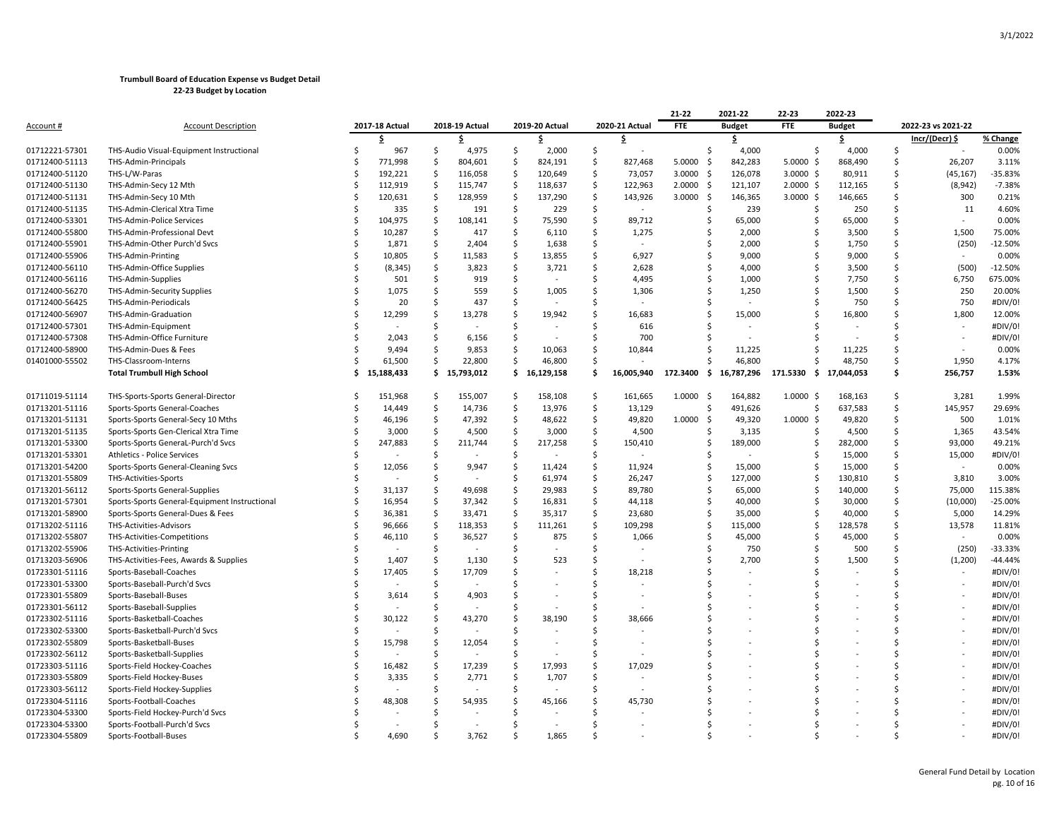**Trumbull Board of Education Expense vs Budget Detail**
**22-23 Budget by Location**

| Account # | Account Description | 2017-18 Actual | 2018-19 Actual | 2019-20 Actual | 2020-21 Actual | 21-22 FTE | 2021-22 Budget | 22-23 FTE | 2022-23 Budget | 2022-23 vs 2021-22 | |
|---|---|---|---|---|---|---|---|---|---|---|---|
| | | $ | $ | $ | $ | | $ | | $ | Incr/(Decr) $ | % Change |
| 01712221-57301 | THS-Audio Visual-Equipment Instructional | $ 967 | $ 4,975 | $ 2,000 | $ - | | $ 4,000 | | $ 4,000 | $ - | 0.00% |
| 01712400-51113 | THS-Admin-Principals | $ 771,998 | $ 804,601 | $ 824,191 | $ 827,468 | 5.0000 | $ 842,283 | 5.0000 | $ 868,490 | $ 26,207 | 3.11% |
| 01712400-51120 | THS-L/W-Paras | $ 192,221 | $ 116,058 | $ 120,649 | $ 73,057 | 3.0000 | $ 126,078 | 3.0000 | $ 80,911 | $ (45,167) | -35.83% |
| 01712400-51130 | THS-Admin-Secy 12 Mth | $ 112,919 | $ 115,747 | $ 118,637 | $ 122,963 | 2.0000 | $ 121,107 | 2.0000 | $ 112,165 | $ (8,942) | -7.38% |
| 01712400-51131 | THS-Admin-Secy 10 Mth | $ 120,631 | $ 128,959 | $ 137,290 | $ 143,926 | 3.0000 | $ 146,365 | 3.0000 | $ 146,665 | $ 300 | 0.21% |
| 01712400-51135 | THS-Admin-Clerical Xtra Time | $ 335 | $ 191 | $ 229 | $ - | | $ 239 | | $ 250 | $ 11 | 4.60% |
| 01712400-53301 | THS-Admin-Police Services | $ 104,975 | $ 108,141 | $ 75,590 | $ 89,712 | | $ 65,000 | | $ 65,000 | $ - | 0.00% |
| 01712400-55800 | THS-Admin-Professional Devt | $ 10,287 | $ 417 | $ 6,110 | $ 1,275 | | $ 2,000 | | $ 3,500 | $ 1,500 | 75.00% |
| 01712400-55901 | THS-Admin-Other Purch'd Svcs | $ 1,871 | $ 2,404 | $ 1,638 | $ - | | $ 2,000 | | $ 1,750 | $ (250) | -12.50% |
| 01712400-55906 | THS-Admin-Printing | $ 10,805 | $ 11,583 | $ 13,855 | $ 6,927 | | $ 9,000 | | $ 9,000 | $ - | 0.00% |
| 01712400-56110 | THS-Admin-Office Supplies | $ (8,345) | $ 3,823 | $ 3,721 | $ 2,628 | | $ 4,000 | | $ 3,500 | $ (500) | -12.50% |
| 01712400-56116 | THS-Admin-Supplies | $ 501 | $ 919 | $ - | $ 4,495 | | $ 1,000 | | $ 7,750 | $ 6,750 | 675.00% |
| 01712400-56270 | THS-Admin-Security Supplies | $ 1,075 | $ 559 | $ 1,005 | $ 1,306 | | $ 1,250 | | $ 1,500 | $ 250 | 20.00% |
| 01712400-56425 | THS-Admin-Periodicals | $ 20 | $ 437 | $ - | $ - | | $ - | | $ 750 | $ 750 | #DIV/0! |
| 01712400-56907 | THS-Admin-Graduation | $ 12,299 | $ 13,278 | $ 19,942 | $ 16,683 | | $ 15,000 | | $ 16,800 | $ 1,800 | 12.00% |
| 01712400-57301 | THS-Admin-Equipment | $ - | $ - | $ - | $ 616 | | $ - | | $ - | $ - | #DIV/0! |
| 01712400-57308 | THS-Admin-Office Furniture | $ 2,043 | $ 6,156 | $ - | $ 700 | | $ - | | $ - | $ - | #DIV/0! |
| 01712400-58900 | THS-Admin-Dues & Fees | $ 9,494 | $ 9,853 | $ 10,063 | $ 10,844 | | $ 11,225 | | $ 11,225 | $ - | 0.00% |
| 01401000-55502 | THS-Classroom-Interns | $ 61,500 | $ 22,800 | $ 46,800 | $ - | | $ 46,800 | | $ 48,750 | $ 1,950 | 4.17% |
| | **Total Trumbull High School** | **$ 15,188,433** | **$ 15,793,012** | **$ 16,129,158** | **$ 16,005,940** | **172.3400** | **$ 16,787,296** | **171.5330** | **$ 17,044,053** | **$ 256,757** | **1.53%** |
| | | | | | | | | | | | |
| 01711019-51114 | THS-Sports-Sports General-Director | $ 151,968 | $ 155,007 | $ 158,108 | $ 161,665 | 1.0000 | $ 164,882 | 1.0000 | $ 168,163 | $ 3,281 | 1.99% |
| 01713201-51116 | Sports-Sports General-Coaches | $ 14,449 | $ 14,736 | $ 13,976 | $ 13,129 | | $ 491,626 | | $ 637,583 | $ 145,957 | 29.69% |
| 01713201-51131 | Sports-Sports General-Secy 10 Mths | $ 46,196 | $ 47,392 | $ 48,622 | $ 49,820 | 1.0000 | $ 49,320 | 1.0000 | $ 49,820 | $ 500 | 1.01% |
| 01713201-51135 | Sports-Sports Gen-Clerical Xtra Time | $ 3,000 | $ 4,500 | $ 3,000 | $ 4,500 | | $ 3,135 | | $ 4,500 | $ 1,365 | 43.54% |
| 01713201-53300 | Sports-Sports GeneraL-Purch'd Svcs | $ 247,883 | $ 211,744 | $ 217,258 | $ 150,410 | | $ 189,000 | | $ 282,000 | $ 93,000 | 49.21% |
| 01713201-53301 | Athletics - Police Services | $ - | $ - | $ - | $ - | | $ - | | $ 15,000 | $ 15,000 | #DIV/0! |
| 01713201-54200 | Sports-Sports General-Cleaning Svcs | $ 12,056 | $ 9,947 | $ 11,424 | $ 11,924 | | $ 15,000 | | $ 15,000 | $ - | 0.00% |
| 01713201-55809 | THS-Activities-Sports | $ - | $ - | $ 61,974 | $ 26,247 | | $ 127,000 | | $ 130,810 | $ 3,810 | 3.00% |
| 01713201-56112 | Sports-Sports General-Supplies | $ 31,137 | $ 49,698 | $ 29,983 | $ 89,780 | | $ 65,000 | | $ 140,000 | $ 75,000 | 115.38% |
| 01713201-57301 | Sports-Sports General-Equipment Instructional | $ 16,954 | $ 37,342 | $ 16,831 | $ 44,118 | | $ 40,000 | | $ 30,000 | $ (10,000) | -25.00% |
| 01713201-58900 | Sports-Sports General-Dues & Fees | $ 36,381 | $ 33,471 | $ 35,317 | $ 23,680 | | $ 35,000 | | $ 40,000 | $ 5,000 | 14.29% |
| 01713202-51116 | THS-Activities-Advisors | $ 96,666 | $ 118,353 | $ 111,261 | $ 109,298 | | $ 115,000 | | $ 128,578 | $ 13,578 | 11.81% |
| 01713202-55807 | THS-Activities-Competitions | $ 46,110 | $ 36,527 | $ 875 | $ 1,066 | | $ 45,000 | | $ 45,000 | $ - | 0.00% |
| 01713202-55906 | THS-Activities-Printing | $ - | $ - | $ - | $ - | | $ 750 | | $ 500 | $ (250) | -33.33% |
| 01713203-56906 | THS-Activities-Fees, Awards & Supplies | $ 1,407 | $ 1,130 | $ 523 | $ - | | $ 2,700 | | $ 1,500 | $ (1,200) | -44.44% |
| 01723301-51116 | Sports-Baseball-Coaches | $ 17,405 | $ 17,709 | $ - | $ 18,218 | | $ - | | $ - | $ - | #DIV/0! |
| 01723301-53300 | Sports-Baseball-Purch'd Svcs | $ - | $ - | $ - | $ - | | $ - | | $ - | $ - | #DIV/0! |
| 01723301-55809 | Sports-Baseball-Buses | $ 3,614 | $ 4,903 | $ - | $ - | | $ - | | $ - | $ - | #DIV/0! |
| 01723301-56112 | Sports-Baseball-Supplies | $ - | $ - | $ - | $ - | | $ - | | $ - | $ - | #DIV/0! |
| 01723302-51116 | Sports-Basketball-Coaches | $ 30,122 | $ 43,270 | $ 38,190 | $ 38,666 | | $ - | | $ - | $ - | #DIV/0! |
| 01723302-53300 | Sports-Basketball-Purch'd Svcs | $ - | $ - | $ - | $ - | | $ - | | $ - | $ - | #DIV/0! |
| 01723302-55809 | Sports-Basketball-Buses | $ 15,798 | $ 12,054 | $ - | $ - | | $ - | | $ - | $ - | #DIV/0! |
| 01723302-56112 | Sports-Basketball-Supplies | $ - | $ - | $ - | $ - | | $ - | | $ - | $ - | #DIV/0! |
| 01723303-51116 | Sports-Field Hockey-Coaches | $ 16,482 | $ 17,239 | $ 17,993 | $ 17,029 | | $ - | | $ - | $ - | #DIV/0! |
| 01723303-55809 | Sports-Field Hockey-Buses | $ 3,335 | $ 2,771 | $ 1,707 | $ - | | $ - | | $ - | $ - | #DIV/0! |
| 01723303-56112 | Sports-Field Hockey-Supplies | $ - | $ - | $ - | $ - | | $ - | | $ - | $ - | #DIV/0! |
| 01723304-51116 | Sports-Football-Coaches | $ 48,308 | $ 54,935 | $ 45,166 | $ 45,730 | | $ - | | $ - | $ - | #DIV/0! |
| 01723304-53300 | Sports-Field Hockey-Purch'd Svcs | $ - | $ - | $ - | $ - | | $ - | | $ - | $ - | #DIV/0! |
| 01723304-53300 | Sports-Football-Purch'd Svcs | $ - | $ - | $ - | $ - | | $ - | | $ - | $ - | #DIV/0! |
| 01723304-55809 | Sports-Football-Buses | $ 4,690 | $ 3,762 | $ 1,865 | $ - | | $ - | | $ - | $ - | #DIV/0! |

General Fund Detail by Location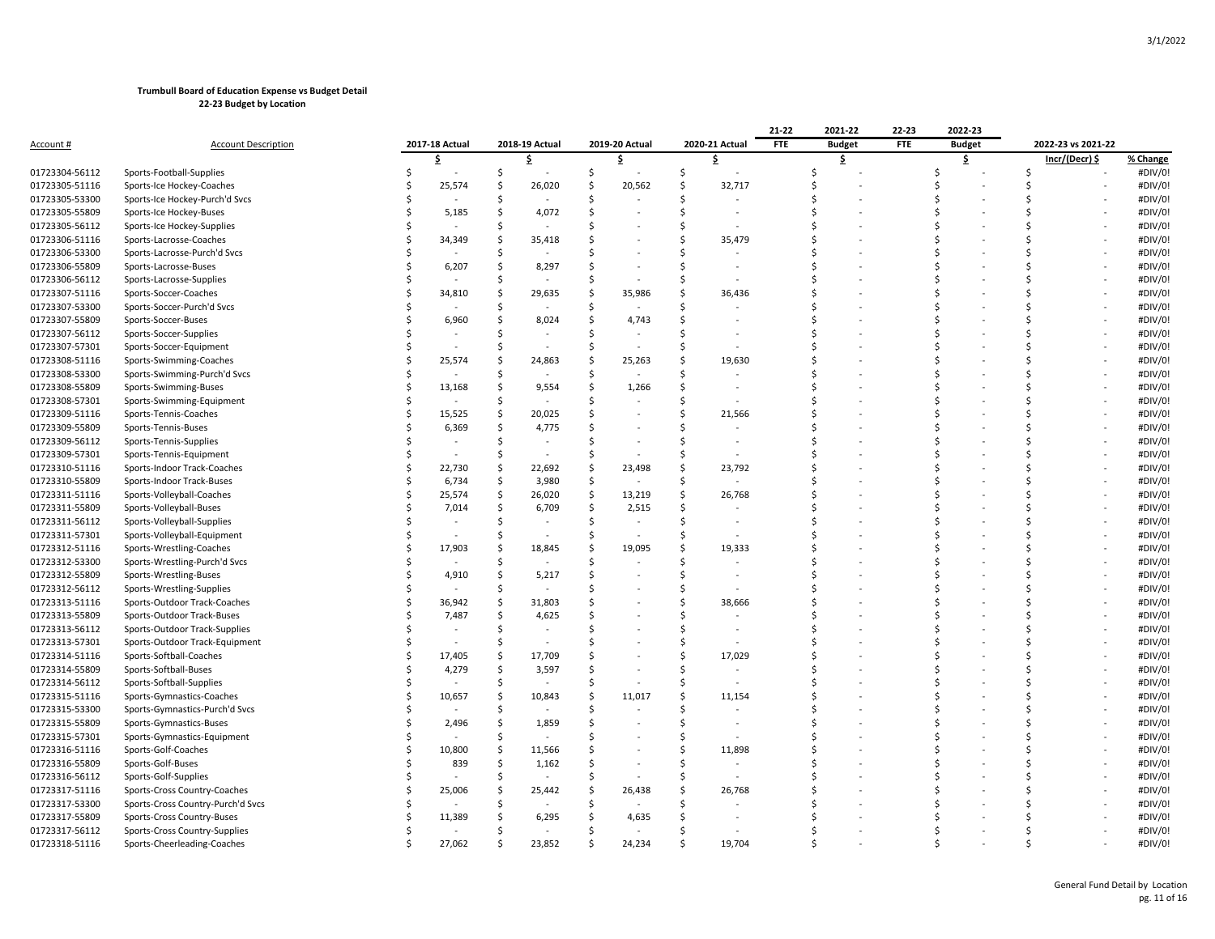**Trumbull Board of Education Expense vs Budget Detail**
**22-23 Budget by Location**

| Account # | Account Description | 2017-18 Actual | 2018-19 Actual | 2019-20 Actual | 2020-21 Actual | 21-22 FTE | 2021-22 Budget | 22-23 FTE | 2022-23 Budget | 2022-23 vs 2021-22 | |
|---|---|---|---|---|---|---|---|---|---|---|---|
| | | $ | $ | $ | $ | | $ | | $ | Incr/(Decr) $ | % Change |
| 01723304-56112 | Sports-Football-Supplies | $ - | $ - | $ - | $ - | | $ - | | $ - | $ - | #DIV/0! |
| 01723305-51116 | Sports-Ice Hockey-Coaches | $ 25,574 | $ 26,020 | $ 20,562 | $ 32,717 | | $ - | | $ - | $ - | #DIV/0! |
| 01723305-53300 | Sports-Ice Hockey-Purch'd Svcs | $ - | $ - | $ - | $ - | | $ - | | $ - | $ - | #DIV/0! |
| 01723305-55809 | Sports-Ice Hockey-Buses | $ 5,185 | $ 4,072 | $ - | $ - | | $ - | | $ - | $ - | #DIV/0! |
| 01723305-56112 | Sports-Ice Hockey-Supplies | $ - | $ - | $ - | $ - | | $ - | | $ - | $ - | #DIV/0! |
| 01723306-51116 | Sports-Lacrosse-Coaches | $ 34,349 | $ 35,418 | $ - | $ 35,479 | | $ - | | $ - | $ - | #DIV/0! |
| 01723306-53300 | Sports-Lacrosse-Purch'd Svcs | $ - | $ - | $ - | $ - | | $ - | | $ - | $ - | #DIV/0! |
| 01723306-55809 | Sports-Lacrosse-Buses | $ 6,207 | $ 8,297 | $ - | $ - | | $ - | | $ - | $ - | #DIV/0! |
| 01723306-56112 | Sports-Lacrosse-Supplies | $ - | $ - | $ - | $ - | | $ - | | $ - | $ - | #DIV/0! |
| 01723307-51116 | Sports-Soccer-Coaches | $ 34,810 | $ 29,635 | $ 35,986 | $ 36,436 | | $ - | | $ - | $ - | #DIV/0! |
| 01723307-53300 | Sports-Soccer-Purch'd Svcs | $ - | $ - | $ - | $ - | | $ - | | $ - | $ - | #DIV/0! |
| 01723307-55809 | Sports-Soccer-Buses | $ 6,960 | $ 8,024 | $ 4,743 | $ - | | $ - | | $ - | $ - | #DIV/0! |
| 01723307-56112 | Sports-Soccer-Supplies | $ - | $ - | $ - | $ - | | $ - | | $ - | $ - | #DIV/0! |
| 01723307-57301 | Sports-Soccer-Equipment | $ - | $ - | $ - | $ - | | $ - | | $ - | $ - | #DIV/0! |
| 01723308-51116 | Sports-Swimming-Coaches | $ 25,574 | $ 24,863 | $ 25,263 | $ 19,630 | | $ - | | $ - | $ - | #DIV/0! |
| 01723308-53300 | Sports-Swimming-Purch'd Svcs | $ - | $ - | $ - | $ - | | $ - | | $ - | $ - | #DIV/0! |
| 01723308-55809 | Sports-Swimming-Buses | $ 13,168 | $ 9,554 | $ 1,266 | $ - | | $ - | | $ - | $ - | #DIV/0! |
| 01723308-57301 | Sports-Swimming-Equipment | $ - | $ - | $ - | $ - | | $ - | | $ - | $ - | #DIV/0! |
| 01723309-51116 | Sports-Tennis-Coaches | $ 15,525 | $ 20,025 | $ - | $ 21,566 | | $ - | | $ - | $ - | #DIV/0! |
| 01723309-55809 | Sports-Tennis-Buses | $ 6,369 | $ 4,775 | $ - | $ - | | $ - | | $ - | $ - | #DIV/0! |
| 01723309-56112 | Sports-Tennis-Supplies | $ - | $ - | $ - | $ - | | $ - | | $ - | $ - | #DIV/0! |
| 01723309-57301 | Sports-Tennis-Equipment | $ - | $ - | $ - | $ - | | $ - | | $ - | $ - | #DIV/0! |
| 01723310-51116 | Sports-Indoor Track-Coaches | $ 22,730 | $ 22,692 | $ 23,498 | $ 23,792 | | $ - | | $ - | $ - | #DIV/0! |
| 01723310-55809 | Sports-Indoor Track-Buses | $ 6,734 | $ 3,980 | $ - | $ - | | $ - | | $ - | $ - | #DIV/0! |
| 01723311-51116 | Sports-Volleyball-Coaches | $ 25,574 | $ 26,020 | $ 13,219 | $ 26,768 | | $ - | | $ - | $ - | #DIV/0! |
| 01723311-55809 | Sports-Volleyball-Buses | $ 7,014 | $ 6,709 | $ 2,515 | $ - | | $ - | | $ - | $ - | #DIV/0! |
| 01723311-56112 | Sports-Volleyball-Supplies | $ - | $ - | $ - | $ - | | $ - | | $ - | $ - | #DIV/0! |
| 01723311-57301 | Sports-Volleyball-Equipment | $ - | $ - | $ - | $ - | | $ - | | $ - | $ - | #DIV/0! |
| 01723312-51116 | Sports-Wrestling-Coaches | $ 17,903 | $ 18,845 | $ 19,095 | $ 19,333 | | $ - | | $ - | $ - | #DIV/0! |
| 01723312-53300 | Sports-Wrestling-Purch'd Svcs | $ - | $ - | $ - | $ - | | $ - | | $ - | $ - | #DIV/0! |
| 01723312-55809 | Sports-Wrestling-Buses | $ 4,910 | $ 5,217 | $ - | $ - | | $ - | | $ - | $ - | #DIV/0! |
| 01723312-56112 | Sports-Wrestling-Supplies | $ - | $ - | $ - | $ - | | $ - | | $ - | $ - | #DIV/0! |
| 01723313-51116 | Sports-Outdoor Track-Coaches | $ 36,942 | $ 31,803 | $ - | $ 38,666 | | $ - | | $ - | $ - | #DIV/0! |
| 01723313-55809 | Sports-Outdoor Track-Buses | $ 7,487 | $ 4,625 | $ - | $ - | | $ - | | $ - | $ - | #DIV/0! |
| 01723313-56112 | Sports-Outdoor Track-Supplies | $ - | $ - | $ - | $ - | | $ - | | $ - | $ - | #DIV/0! |
| 01723313-57301 | Sports-Outdoor Track-Equipment | $ - | $ - | $ - | $ - | | $ - | | $ - | $ - | #DIV/0! |
| 01723314-51116 | Sports-Softball-Coaches | $ 17,405 | $ 17,709 | $ - | $ 17,029 | | $ - | | $ - | $ - | #DIV/0! |
| 01723314-55809 | Sports-Softball-Buses | $ 4,279 | $ 3,597 | $ - | $ - | | $ - | | $ - | $ - | #DIV/0! |
| 01723314-56112 | Sports-Softball-Supplies | $ - | $ - | $ - | $ - | | $ - | | $ - | $ - | #DIV/0! |
| 01723315-51116 | Sports-Gymnastics-Coaches | $ 10,657 | $ 10,843 | $ 11,017 | $ 11,154 | | $ - | | $ - | $ - | #DIV/0! |
| 01723315-53300 | Sports-Gymnastics-Purch'd Svcs | $ - | $ - | $ - | $ - | | $ - | | $ - | $ - | #DIV/0! |
| 01723315-55809 | Sports-Gymnastics-Buses | $ 2,496 | $ 1,859 | $ - | $ - | | $ - | | $ - | $ - | #DIV/0! |
| 01723315-57301 | Sports-Gymnastics-Equipment | $ - | $ - | $ - | $ - | | $ - | | $ - | $ - | #DIV/0! |
| 01723316-51116 | Sports-Golf-Coaches | $ 10,800 | $ 11,566 | $ - | $ 11,898 | | $ - | | $ - | $ - | #DIV/0! |
| 01723316-55809 | Sports-Golf-Buses | $ 839 | $ 1,162 | $ - | $ - | | $ - | | $ - | $ - | #DIV/0! |
| 01723316-56112 | Sports-Golf-Supplies | $ - | $ - | $ - | $ - | | $ - | | $ - | $ - | #DIV/0! |
| 01723317-51116 | Sports-Cross Country-Coaches | $ 25,006 | $ 25,442 | $ 26,438 | $ 26,768 | | $ - | | $ - | $ - | #DIV/0! |
| 01723317-53300 | Sports-Cross Country-Purch'd Svcs | $ - | $ - | $ - | $ - | | $ - | | $ - | $ - | #DIV/0! |
| 01723317-55809 | Sports-Cross Country-Buses | $ 11,389 | $ 6,295 | $ 4,635 | $ - | | $ - | | $ - | $ - | #DIV/0! |
| 01723317-56112 | Sports-Cross Country-Supplies | $ - | $ - | $ - | $ - | | $ - | | $ - | $ - | #DIV/0! |
| 01723318-51116 | Sports-Cheerleading-Coaches | $ 27,062 | $ 23,852 | $ 24,234 | $ 19,704 | | $ - | | $ - | $ - | #DIV/0! |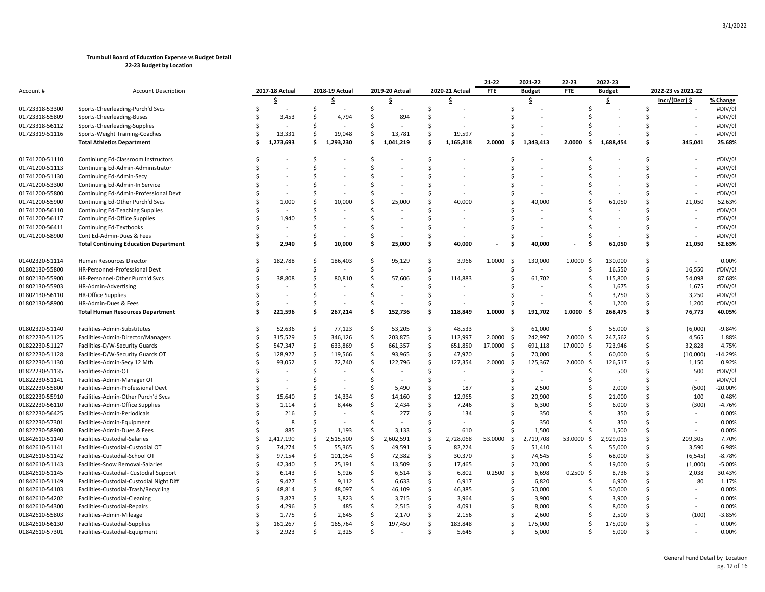**Trumbull Board of Education Expense vs Budget Detail**
**22-23 Budget by Location**

| Account # | Account Description | 2017-18 Actual | 2018-19 Actual | 2019-20 Actual | 2020-21 Actual | 21-22 FTE | 2021-22 Budget | 22-23 FTE | 2022-23 Budget | 2022-23 vs 2021-22 | |
|---|---|---|---|---|---|---|---|---|---|---|---|
| | | $ | $ | $ | $ | | $ | | $ | Incr/(Decr) $ | % Change |
| 01723318-53300 | Sports-Cheerleading-Purch'd Svcs | $ - | $ - | $ - | $ - | | $ - | | $ - | $ - | #DIV/0! |
| 01723318-55809 | Sports-Cheerleading-Buses | $ 3,453 | $ 4,794 | $ 894 | $ - | | $ - | | $ - | $ - | #DIV/0! |
| 01723318-56112 | Sports-Cheerleading-Supplies | $ - | $ - | $ - | $ - | | $ - | | $ - | $ - | #DIV/0! |
| 01723319-51116 | Sports-Weight Training-Coaches | $ 13,331 | $ 19,048 | $ 13,781 | $ 19,597 | | $ - | | $ - | $ - | #DIV/0! |
| | **Total Athletics Department** | **$ 1,273,693** | **$ 1,293,230** | **$ 1,041,219** | **$ 1,165,818** | **2.0000** | **$ 1,343,413** | **2.0000** | **$ 1,688,454** | **$ 345,041** | **25.68%** |
| | | | | | | | | | | | |
| 01741200-51110 | Continiung Ed-Classroom Instructors | $ - | $ - | $ - | $ - | | $ - | | $ - | $ - | #DIV/0! |
| 01741200-51113 | Continuing Ed-Admin-Administrator | $ - | $ - | $ - | $ - | | $ - | | $ - | $ - | #DIV/0! |
| 01741200-51130 | Continuing Ed-Admin-Secy | $ - | $ - | $ - | $ - | | $ - | | $ - | $ - | #DIV/0! |
| 01741200-53300 | Continuing Ed-Admin-In Service | $ - | $ - | $ - | $ - | | $ - | | $ - | $ - | #DIV/0! |
| 01741200-55800 | Continuing Ed-Admin-Professional Devt | $ - | $ - | $ - | $ - | | $ - | | $ - | $ - | #DIV/0! |
| 01741200-55900 | Continuing Ed-Other Purch'd Svcs | $ 1,000 | $ 10,000 | $ 25,000 | $ 40,000 | | $ 40,000 | | $ 61,050 | $ 21,050 | 52.63% |
| 01741200-56110 | Continuing Ed-Teaching Supplies | $ - | $ - | $ - | $ - | | $ - | | $ - | $ - | #DIV/0! |
| 01741200-56117 | Continuing Ed-Office Supplies | $ 1,940 | $ - | $ - | $ - | | $ - | | $ - | $ - | #DIV/0! |
| 01741200-56411 | Continuing Ed-Textbooks | $ - | $ - | $ - | $ - | | $ - | | $ - | $ - | #DIV/0! |
| 01741200-58900 | Cont Ed-Admin-Dues & Fees | $ - | $ - | $ - | $ - | | $ - | | $ - | $ - | #DIV/0! |
| | **Total Continuing Education Department** | **$ 2,940** | **$ 10,000** | **$ 25,000** | **$ 40,000** | **-** | **$ 40,000** | **-** | **$ 61,050** | **$ 21,050** | **52.63%** |
| | | | | | | | | | | | |
| 01402320-51114 | Human Resources Director | $ 182,788 | $ 186,403 | $ 95,129 | $ 3,966 | 1.0000 | $ 130,000 | 1.0000 | $ 130,000 | $ - | 0.00% |
| 01802130-55800 | HR-Personnel-Professional Devt | $ - | $ - | $ - | $ - | | $ - | | $ 16,550 | $ 16,550 | #DIV/0! |
| 01802130-55900 | HR-Personnel-Other Purch'd Svcs | $ 38,808 | $ 80,810 | $ 57,606 | $ 114,883 | | $ 61,702 | | $ 115,800 | $ 54,098 | 87.68% |
| 01802130-55903 | HR-Admin-Advertising | $ - | $ - | $ - | $ - | | $ - | | $ 1,675 | $ 1,675 | #DIV/0! |
| 01802130-56110 | HR-Office Supplies | $ - | $ - | $ - | $ - | | $ - | | $ 3,250 | $ 3,250 | #DIV/0! |
| 01802130-58900 | HR-Admin-Dues & Fees | $ - | $ - | $ - | $ - | | $ - | | $ 1,200 | $ 1,200 | #DIV/0! |
| | **Total Human Resources Department** | **$ 221,596** | **$ 267,214** | **$ 152,736** | **$ 118,849** | **1.0000** | **$ 191,702** | **1.0000** | **$ 268,475** | **$ 76,773** | **40.05%** |
| | | | | | | | | | | | |
| 01802320-51140 | Facilities-Admin-Substitutes | $ 52,636 | $ 77,123 | $ 53,205 | $ 48,533 | | $ 61,000 | | $ 55,000 | $ (6,000) | -9.84% |
| 01822230-51125 | Facilities-Admin-Director/Managers | $ 315,529 | $ 346,126 | $ 203,875 | $ 112,997 | 2.0000 | $ 242,997 | 2.0000 | $ 247,562 | $ 4,565 | 1.88% |
| 01822230-51127 | Facilities-D/W-Security Guards | $ 547,347 | $ 633,869 | $ 661,357 | $ 651,850 | 17.0000 | $ 691,118 | 17.0000 | $ 723,946 | $ 32,828 | 4.75% |
| 01822230-51128 | Facilities-D/W-Security Guards OT | $ 128,927 | $ 119,566 | $ 93,965 | $ 47,970 | | $ 70,000 | | $ 60,000 | $ (10,000) | -14.29% |
| 01822230-51130 | Facilities-Admin-Secy 12 Mth | $ 93,052 | $ 72,740 | $ 122,796 | $ 127,354 | 2.0000 | $ 125,367 | 2.0000 | $ 126,517 | $ 1,150 | 0.92% |
| 01822230-51135 | Facilities-Admin-OT | $ - | $ - | $ - | $ - | | $ - | | $ 500 | $ 500 | #DIV/0! |
| 01822230-51141 | Facilities-Admin-Manager OT | $ - | $ - | $ - | $ - | | $ - | | $ - | $ - | #DIV/0! |
| 01822230-55800 | Facilities-Admin-Professional Devt | $ - | $ - | $ 5,490 | $ 187 | | $ 2,500 | | $ 2,000 | $ (500) | -20.00% |
| 01822230-55910 | Facilities-Admin-Other Purch'd Svcs | $ 15,640 | $ 14,334 | $ 14,160 | $ 12,965 | | $ 20,900 | | $ 21,000 | $ 100 | 0.48% |
| 01822230-56110 | Facilities-Admin-Office Supplies | $ 1,114 | $ 8,446 | $ 2,434 | $ 7,246 | | $ 6,300 | | $ 6,000 | $ (300) | -4.76% |
| 01822230-56425 | Facilities-Admin-Periodicals | $ 216 | $ - | $ 277 | $ 134 | | $ 350 | | $ 350 | $ - | 0.00% |
| 01822230-57301 | Facilities-Admin-Equipment | $ 8 | $ - | $ - | $ - | | $ 350 | | $ 350 | $ - | 0.00% |
| 01822230-58900 | Facilities-Admin-Dues & Fees | $ 885 | $ 1,193 | $ 3,133 | $ 610 | | $ 1,500 | | $ 1,500 | $ - | 0.00% |
| 01842610-51140 | Facilities-Custodial-Salaries | $ 2,417,190 | $ 2,515,500 | $ 2,602,591 | $ 2,728,068 | 53.0000 | $ 2,719,708 | 53.0000 | $ 2,929,013 | $ 209,305 | 7.70% |
| 01842610-51141 | Facilities-Custodial-Custodial OT | $ 74,274 | $ 55,365 | $ 49,591 | $ 82,224 | | $ 51,410 | | $ 55,000 | $ 3,590 | 6.98% |
| 01842610-51142 | Facilities-Custodial-School OT | $ 97,154 | $ 101,054 | $ 72,382 | $ 30,370 | | $ 74,545 | | $ 68,000 | $ (6,545) | -8.78% |
| 01842610-51143 | Facilities-Snow Removal-Salaries | $ 42,340 | $ 25,191 | $ 13,509 | $ 17,465 | | $ 20,000 | | $ 19,000 | $ (1,000) | -5.00% |
| 01842610-51145 | Facilities-Custodial- Custodial Support | $ 6,143 | $ 5,926 | $ 6,514 | $ 6,802 | 0.2500 | $ 6,698 | 0.2500 | $ 8,736 | $ 2,038 | 30.43% |
| 01842610-51149 | Facilities-Custodial-Custodial Night Diff | $ 9,427 | $ 9,112 | $ 6,633 | $ 6,917 | | $ 6,820 | | $ 6,900 | $ 80 | 1.17% |
| 01842610-54103 | Facilities-Custodial-Trash/Recycling | $ 48,814 | $ 48,097 | $ 46,109 | $ 46,385 | | $ 50,000 | | $ 50,000 | $ - | 0.00% |
| 01842610-54202 | Facilities-Custodial-Cleaning | $ 3,823 | $ 3,823 | $ 3,715 | $ 3,964 | | $ 3,900 | | $ 3,900 | $ - | 0.00% |
| 01842610-54300 | Facilities-Custodial-Repairs | $ 4,296 | $ 485 | $ 2,515 | $ 4,091 | | $ 8,000 | | $ 8,000 | $ - | 0.00% |
| 01842610-55803 | Facilities-Admin-Mileage | $ 1,775 | $ 2,645 | $ 2,170 | $ 2,156 | | $ 2,600 | | $ 2,500 | $ (100) | -3.85% |
| 01842610-56130 | Facilities-Custodial-Supplies | $ 161,267 | $ 165,764 | $ 197,450 | $ 183,848 | | $ 175,000 | | $ 175,000 | $ - | 0.00% |
| 01842610-57301 | Facilities-Custodial-Equipment | $ 2,923 | $ 2,325 | $ - | $ 5,645 | | $ 5,000 | | $ 5,000 | $ - | 0.00% |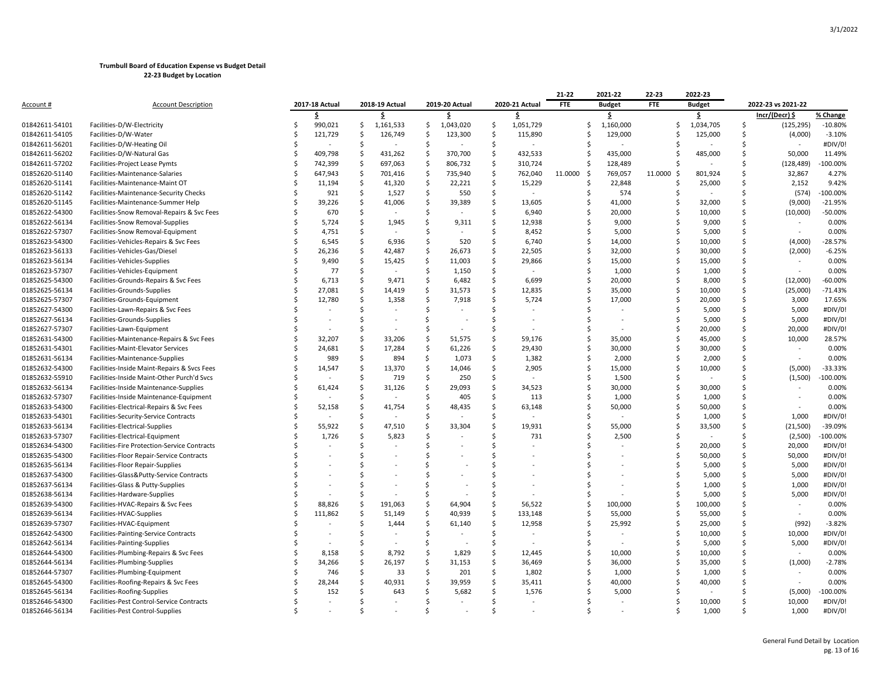**Trumbull Board of Education Expense vs Budget Detail**
**22-23 Budget by Location**

| Account # | Account Description | 2017-18 Actual | 2018-19 Actual | 2019-20 Actual | 2020-21 Actual | 21-22 FTE | 2021-22 Budget | 22-23 FTE | 2022-23 Budget | 2022-23 vs 2021-22 | |
|---|---|---|---|---|---|---|---|---|---|---|---|
| | | $ | $ | $ | $ | | $ | | $ | Incr/(Decr) $ | % Change |
| 01842611-54101 | Facilities-D/W-Electricity | $ 990,021 | $ 1,161,533 | $ 1,043,020 | $ 1,051,729 | | $ 1,160,000 | | $ 1,034,705 | $ (125,295) | -10.80% |
| 01842611-54105 | Facilities-D/W-Water | $ 121,729 | $ 126,749 | $ 123,300 | $ 115,890 | | $ 129,000 | | $ 125,000 | $ (4,000) | -3.10% |
| 01842611-56201 | Facilities-D/W-Heating Oil | $ - | $ - | $ - | $ - | | $ - | | $ - | $ - | #DIV/0! |
| 01842611-56202 | Facilities-D/W-Natural Gas | $ 409,798 | $ 431,262 | $ 370,700 | $ 432,533 | | $ 435,000 | | $ 485,000 | $ 50,000 | 11.49% |
| 01842611-57202 | Facilities-Project Lease Pymts | $ 742,399 | $ 697,063 | $ 806,732 | $ 310,724 | | $ 128,489 | | $ - | $ (128,489) | -100.00% |
| 01852620-51140 | Facilities-Maintenance-Salaries | $ 647,943 | $ 701,416 | $ 735,940 | $ 762,040 | 11.0000 | $ 769,057 | 11.0000 | $ 801,924 | $ 32,867 | 4.27% |
| 01852620-51141 | Facilities-Maintenance-Maint OT | $ 11,194 | $ 41,320 | $ 22,221 | $ 15,229 | | $ 22,848 | | $ 25,000 | $ 2,152 | 9.42% |
| 01852620-51142 | Facilities-Maintenance-Security Checks | $ 921 | $ 1,527 | $ 550 | $ - | | $ 574 | | $ - | $ (574) | -100.00% |
| 01852620-51145 | Facilities-Maintenance-Summer Help | $ 39,226 | $ 41,006 | $ 39,389 | $ 13,605 | | $ 41,000 | | $ 32,000 | $ (9,000) | -21.95% |
| 01852622-54300 | Facilities-Snow Removal-Repairs & Svc Fees | $ 670 | $ - | $ - | $ 6,940 | | $ 20,000 | | $ 10,000 | $ (10,000) | -50.00% |
| 01852622-56134 | Facilities-Snow Removal-Supplies | $ 5,724 | $ 1,945 | $ 9,311 | $ 12,938 | | $ 9,000 | | $ 9,000 | $ - | 0.00% |
| 01852622-57307 | Facilities-Snow Removal-Equipment | $ 4,751 | $ - | $ - | $ 8,452 | | $ 5,000 | | $ 5,000 | $ - | 0.00% |
| 01852623-54300 | Facilities-Vehicles-Repairs & Svc Fees | $ 6,545 | $ 6,936 | $ 520 | $ 6,740 | | $ 14,000 | | $ 10,000 | $ (4,000) | -28.57% |
| 01852623-56133 | Facilities-Vehicles-Gas/Diesel | $ 26,236 | $ 42,487 | $ 26,673 | $ 22,505 | | $ 32,000 | | $ 30,000 | $ (2,000) | -6.25% |
| 01852623-56134 | Facilities-Vehicles-Supplies | $ 9,490 | $ 15,425 | $ 11,003 | $ 29,866 | | $ 15,000 | | $ 15,000 | $ - | 0.00% |
| 01852623-57307 | Facilities-Vehicles-Equipment | $ 77 | $ - | $ 1,150 | $ - | | $ 1,000 | | $ 1,000 | $ - | 0.00% |
| 01852625-54300 | Facilities-Grounds-Repairs & Svc Fees | $ 6,713 | $ 9,471 | $ 6,482 | $ 6,699 | | $ 20,000 | | $ 8,000 | $ (12,000) | -60.00% |
| 01852625-56134 | Facilities-Grounds-Supplies | $ 27,081 | $ 14,419 | $ 31,573 | $ 12,835 | | $ 35,000 | | $ 10,000 | $ (25,000) | -71.43% |
| 01852625-57307 | Facilities-Grounds-Equipment | $ 12,780 | $ 1,358 | $ 7,918 | $ 5,724 | | $ 17,000 | | $ 20,000 | $ 3,000 | 17.65% |
| 01852627-54300 | Facilities-Lawn-Repairs & Svc Fees | $ - | $ - | $ - | $ - | | $ - | | $ 5,000 | $ 5,000 | #DIV/0! |
| 01852627-56134 | Facilities-Grounds-Supplies | $ - | $ - | $ - | $ - | | $ - | | $ 5,000 | $ 5,000 | #DIV/0! |
| 01852627-57307 | Facilities-Lawn-Equipment | $ - | $ - | $ - | $ - | | $ - | | $ 20,000 | $ 20,000 | #DIV/0! |
| 01852631-54300 | Facilities-Maintenance-Repairs & Svc Fees | $ 32,207 | $ 33,206 | $ 51,575 | $ 59,176 | | $ 35,000 | | $ 45,000 | $ 10,000 | 28.57% |
| 01852631-54301 | Facilities-Maint-Elevator Services | $ 24,681 | $ 17,284 | $ 61,226 | $ 29,430 | | $ 30,000 | | $ 30,000 | $ - | 0.00% |
| 01852631-56134 | Facilities-Maintenance-Supplies | $ 989 | $ 894 | $ 1,073 | $ 1,382 | | $ 2,000 | | $ 2,000 | $ - | 0.00% |
| 01852632-54300 | Facilities-Inside Maint-Repairs & Svcs Fees | $ 14,547 | $ 13,370 | $ 14,046 | $ 2,905 | | $ 15,000 | | $ 10,000 | $ (5,000) | -33.33% |
| 01852632-55910 | Facilities-Inside Maint-Other Purch'd Svcs | $ - | $ 719 | $ 250 | $ - | | $ 1,500 | | $ - | $ (1,500) | -100.00% |
| 01852632-56134 | Facilities-Inside Maintenance-Supplies | $ 61,424 | $ 31,126 | $ 29,093 | $ 34,523 | | $ 30,000 | | $ 30,000 | $ - | 0.00% |
| 01852632-57307 | Facilities-Inside Maintenance-Equipment | $ - | $ - | $ 405 | $ 113 | | $ 1,000 | | $ 1,000 | $ - | 0.00% |
| 01852633-54300 | Facilities-Electrical-Repairs & Svc Fees | $ 52,158 | $ 41,754 | $ 48,435 | $ 63,148 | | $ 50,000 | | $ 50,000 | $ - | 0.00% |
| 01852633-54301 | Facilities-Security-Service Contracts | $ - | $ - | $ - | $ - | | $ - | | $ 1,000 | $ 1,000 | #DIV/0! |
| 01852633-56134 | Facilities-Electrical-Supplies | $ 55,922 | $ 47,510 | $ 33,304 | $ 19,931 | | $ 55,000 | | $ 33,500 | $ (21,500) | -39.09% |
| 01852633-57307 | Facilities-Electrical-Equipment | $ 1,726 | $ 5,823 | $ - | $ 731 | | $ 2,500 | | $ - | $ (2,500) | -100.00% |
| 01852634-54300 | Facilities-Fire Protection-Service Contracts | $ - | $ - | $ - | $ - | | $ - | | $ 20,000 | $ 20,000 | #DIV/0! |
| 01852635-54300 | Facilities-Floor Repair-Service Contracts | $ - | $ - | $ - | $ - | | $ - | | $ 50,000 | $ 50,000 | #DIV/0! |
| 01852635-56134 | Facilities-Floor Repair-Supplies | $ - | $ - | $ - | $ - | | $ - | | $ 5,000 | $ 5,000 | #DIV/0! |
| 01852637-54300 | Facilities-Glass&Putty-Service Contracts | $ - | $ - | $ - | $ - | | $ - | | $ 5,000 | $ 5,000 | #DIV/0! |
| 01852637-56134 | Facilities-Glass & Putty-Supplies | $ - | $ - | $ - | $ - | | $ - | | $ 1,000 | $ 1,000 | #DIV/0! |
| 01852638-56134 | Facilities-Hardware-Supplies | $ - | $ - | $ - | $ - | | $ - | | $ 5,000 | $ 5,000 | #DIV/0! |
| 01852639-54300 | Facilities-HVAC-Repairs & Svc Fees | $ 88,826 | $ 191,063 | $ 64,904 | $ 56,522 | | $ 100,000 | | $ 100,000 | $ - | 0.00% |
| 01852639-56134 | Facilities-HVAC-Supplies | $ 111,862 | $ 51,149 | $ 40,939 | $ 133,148 | | $ 55,000 | | $ 55,000 | $ - | 0.00% |
| 01852639-57307 | Facilities-HVAC-Equipment | $ - | $ 1,444 | $ 61,140 | $ 12,958 | | $ 25,992 | | $ 25,000 | $ (992) | -3.82% |
| 01852642-54300 | Facilities-Painting-Service Contracts | $ - | $ - | $ - | $ - | | $ - | | $ 10,000 | $ 10,000 | #DIV/0! |
| 01852642-56134 | Facilities-Painting-Supplies | $ - | $ - | $ - | $ - | | $ - | | $ 5,000 | $ 5,000 | #DIV/0! |
| 01852644-54300 | Facilities-Plumbing-Repairs & Svc Fees | $ 8,158 | $ 8,792 | $ 1,829 | $ 12,445 | | $ 10,000 | | $ 10,000 | $ - | 0.00% |
| 01852644-56134 | Facilities-Plumbing-Supplies | $ 34,266 | $ 26,197 | $ 31,153 | $ 36,469 | | $ 36,000 | | $ 35,000 | $ (1,000) | -2.78% |
| 01852644-57307 | Facilities-Plumbing-Equipment | $ 746 | $ 33 | $ 201 | $ 1,802 | | $ 1,000 | | $ 1,000 | $ - | 0.00% |
| 01852645-54300 | Facilities-Roofing-Repairs & Svc Fees | $ 28,244 | $ 40,931 | $ 39,959 | $ 35,411 | | $ 40,000 | | $ 40,000 | $ - | 0.00% |
| 01852645-56134 | Facilities-Roofing-Supplies | $ 152 | $ 643 | $ 5,682 | $ 1,576 | | $ 5,000 | | $ - | $ (5,000) | -100.00% |
| 01852646-54300 | Facilities-Pest Control-Service Contracts | $ - | $ - | $ - | $ - | | $ - | | $ 10,000 | $ 10,000 | #DIV/0! |
| 01852646-56134 | Facilities-Pest Control-Supplies | $ - | $ - | $ - | $ - | | $ - | | $ 1,000 | $ 1,000 | #DIV/0! |

General Fund Detail by Location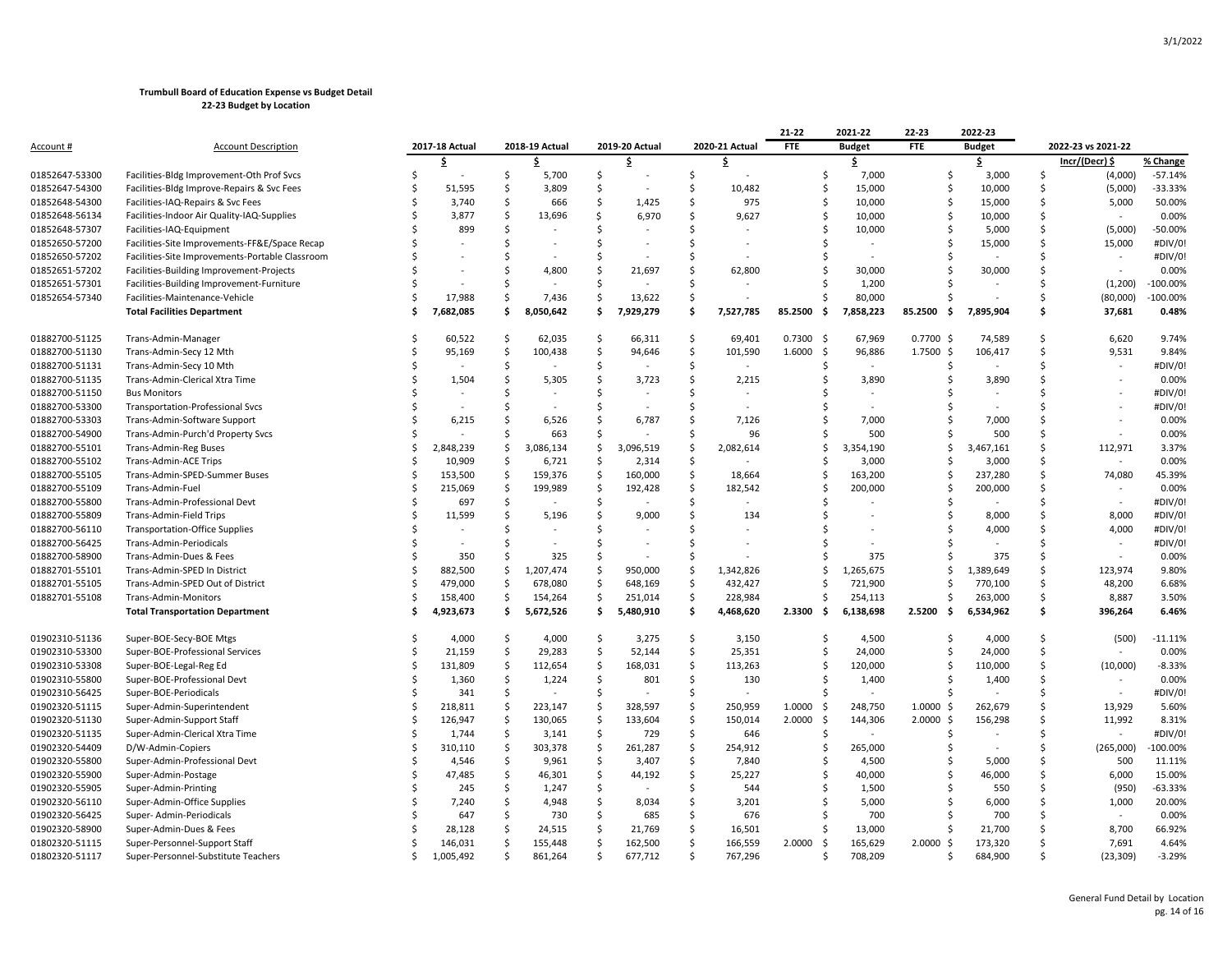**Trumbull Board of Education Expense vs Budget Detail**
**22-23 Budget by Location**

| Account # | Account Description | 2017-18 Actual | 2018-19 Actual | 2019-20 Actual | 2020-21 Actual | 21-22 FTE | 2021-22 Budget | 22-23 FTE | 2022-23 Budget | 2022-23 vs 2021-22 | |
|---|---|---|---|---|---|---|---|---|---|---|---|
| | | $ | $ | $ | $ | | $ | | $ | Incr/(Decr) $ | % Change |
| 01852647-53300 | Facilities-Bldg Improvement-Oth Prof Svcs | $ - | $ 5,700 | $ - | $ - | | $ 7,000 | | $ 3,000 | $ (4,000) | -57.14% |
| 01852647-54300 | Facilities-Bldg Improve-Repairs & Svc Fees | $ 51,595 | $ 3,809 | $ - | $ 10,482 | | $ 15,000 | | $ 10,000 | $ (5,000) | -33.33% |
| 01852648-54300 | Facilities-IAQ-Repairs & Svc Fees | $ 3,740 | $ 666 | $ 1,425 | $ 975 | | $ 10,000 | | $ 15,000 | $ 5,000 | 50.00% |
| 01852648-56134 | Facilities-Indoor Air Quality-IAQ-Supplies | $ 3,877 | $ 13,696 | $ 6,970 | $ 9,627 | | $ 10,000 | | $ 10,000 | $ - | 0.00% |
| 01852648-57307 | Facilities-IAQ-Equipment | $ 899 | $ - | $ - | $ - | | $ 10,000 | | $ 5,000 | $ (5,000) | -50.00% |
| 01852650-57200 | Facilities-Site Improvements-FF&E/Space Recap | $ - | $ - | $ - | $ - | | $ - | | $ 15,000 | $ 15,000 | #DIV/0! |
| 01852650-57202 | Facilities-Site Improvements-Portable Classroom | $ - | $ - | $ - | $ - | | $ - | | $ - | $ - | #DIV/0! |
| 01852651-57202 | Facilities-Building Improvement-Projects | $ - | $ 4,800 | $ 21,697 | $ 62,800 | | $ 30,000 | | $ 30,000 | $ - | 0.00% |
| 01852651-57301 | Facilities-Building Improvement-Furniture | $ - | $ - | $ - | $ - | | $ 1,200 | | $ - | $ (1,200) | -100.00% |
| 01852654-57340 | Facilities-Maintenance-Vehicle | $ 17,988 | $ 7,436 | $ 13,622 | $ - | | $ 80,000 | | $ - | $ (80,000) | -100.00% |
| | **Total Facilities Department** | **$ 7,682,085** | **$ 8,050,642** | **$ 7,929,279** | **$ 7,527,785** | **85.2500** | **$ 7,858,223** | **85.2500** | **$ 7,895,904** | **$ 37,681** | **0.48%** |
| | | | | | | | | | | | |
| 01882700-51125 | Trans-Admin-Manager | $ 60,522 | $ 62,035 | $ 66,311 | $ 69,401 | 0.7300 | $ 67,969 | 0.7700 | $ 74,589 | $ 6,620 | 9.74% |
| 01882700-51130 | Trans-Admin-Secy 12 Mth | $ 95,169 | $ 100,438 | $ 94,646 | $ 101,590 | 1.6000 | $ 96,886 | 1.7500 | $ 106,417 | $ 9,531 | 9.84% |
| 01882700-51131 | Trans-Admin-Secy 10 Mth | $ - | $ - | $ - | $ - | | $ - | | $ - | $ - | #DIV/0! |
| 01882700-51135 | Trans-Admin-Clerical Xtra Time | $ 1,504 | $ 5,305 | $ 3,723 | $ 2,215 | | $ 3,890 | | $ 3,890 | $ - | 0.00% |
| 01882700-51150 | Bus Monitors | $ - | $ - | $ - | $ - | | $ - | | $ - | $ - | #DIV/0! |
| 01882700-53300 | Transportation-Professional Svcs | $ - | $ - | $ - | $ - | | $ - | | $ - | $ - | #DIV/0! |
| 01882700-53303 | Trans-Admin-Software Support | $ 6,215 | $ 6,526 | $ 6,787 | $ 7,126 | | $ 7,000 | | $ 7,000 | $ - | 0.00% |
| 01882700-54900 | Trans-Admin-Purch'd Property Svcs | $ - | $ 663 | $ - | $ 96 | | $ 500 | | $ 500 | $ - | 0.00% |
| 01882700-55101 | Trans-Admin-Reg Buses | $ 2,848,239 | $ 3,086,134 | $ 3,096,519 | $ 2,082,614 | | $ 3,354,190 | | $ 3,467,161 | $ 112,971 | 3.37% |
| 01882700-55102 | Trans-Admin-ACE Trips | $ 10,909 | $ 6,721 | $ 2,314 | $ - | | $ 3,000 | | $ 3,000 | $ - | 0.00% |
| 01882700-55105 | Trans-Admin-SPED-Summer Buses | $ 153,500 | $ 159,376 | $ 160,000 | $ 18,664 | | $ 163,200 | | $ 237,280 | $ 74,080 | 45.39% |
| 01882700-55109 | Trans-Admin-Fuel | $ 215,069 | $ 199,989 | $ 192,428 | $ 182,542 | | $ 200,000 | | $ 200,000 | $ - | 0.00% |
| 01882700-55800 | Trans-Admin-Professional Devt | $ 697 | $ - | $ - | $ - | | $ - | | $ - | $ - | #DIV/0! |
| 01882700-55809 | Trans-Admin-Field Trips | $ 11,599 | $ 5,196 | $ 9,000 | $ 134 | | $ - | | $ 8,000 | $ 8,000 | #DIV/0! |
| 01882700-56110 | Transportation-Office Supplies | $ - | $ - | $ - | $ - | | $ - | | $ 4,000 | $ 4,000 | #DIV/0! |
| 01882700-56425 | Trans-Admin-Periodicals | $ - | $ - | $ - | $ - | | $ - | | $ - | $ - | #DIV/0! |
| 01882700-58900 | Trans-Admin-Dues & Fees | $ 350 | $ 325 | $ - | $ - | | $ 375 | | $ 375 | $ - | 0.00% |
| 01882701-55101 | Trans-Admin-SPED In District | $ 882,500 | $ 1,207,474 | $ 950,000 | $ 1,342,826 | | $ 1,265,675 | | $ 1,389,649 | $ 123,974 | 9.80% |
| 01882701-55105 | Trans-Admin-SPED Out of District | $ 479,000 | $ 678,080 | $ 648,169 | $ 432,427 | | $ 721,900 | | $ 770,100 | $ 48,200 | 6.68% |
| 01882701-55108 | Trans-Admin-Monitors | $ 158,400 | $ 154,264 | $ 251,014 | $ 228,984 | | $ 254,113 | | $ 263,000 | $ 8,887 | 3.50% |
| | **Total Transportation Department** | **$ 4,923,673** | **$ 5,672,526** | **$ 5,480,910** | **$ 4,468,620** | **2.3300** | **$ 6,138,698** | **2.5200** | **$ 6,534,962** | **$ 396,264** | **6.46%** |
| | | | | | | | | | | | |
| 01902310-51136 | Super-BOE-Secy-BOE Mtgs | $ 4,000 | $ 4,000 | $ 3,275 | $ 3,150 | | $ 4,500 | | $ 4,000 | $ (500) | -11.11% |
| 01902310-53300 | Super-BOE-Professional Services | $ 21,159 | $ 29,283 | $ 52,144 | $ 25,351 | | $ 24,000 | | $ 24,000 | $ - | 0.00% |
| 01902310-53308 | Super-BOE-Legal-Reg Ed | $ 131,809 | $ 112,654 | $ 168,031 | $ 113,263 | | $ 120,000 | | $ 110,000 | $ (10,000) | -8.33% |
| 01902310-55800 | Super-BOE-Professional Devt | $ 1,360 | $ 1,224 | $ 801 | $ 130 | | $ 1,400 | | $ 1,400 | $ - | 0.00% |
| 01902310-56425 | Super-BOE-Periodicals | $ 341 | $ - | $ - | $ - | | $ - | | $ - | $ - | #DIV/0! |
| 01902320-51115 | Super-Admin-Superintendent | $ 218,811 | $ 223,147 | $ 328,597 | $ 250,959 | 1.0000 | $ 248,750 | 1.0000 | $ 262,679 | $ 13,929 | 5.60% |
| 01902320-51130 | Super-Admin-Support Staff | $ 126,947 | $ 130,065 | $ 133,604 | $ 150,014 | 2.0000 | $ 144,306 | 2.0000 | $ 156,298 | $ 11,992 | 8.31% |
| 01902320-51135 | Super-Admin-Clerical Xtra Time | $ 1,744 | $ 3,141 | $ 729 | $ 646 | | $ - | | $ - | $ - | #DIV/0! |
| 01902320-54409 | D/W-Admin-Copiers | $ 310,110 | $ 303,378 | $ 261,287 | $ 254,912 | | $ 265,000 | | $ - | $ (265,000) | -100.00% |
| 01902320-55800 | Super-Admin-Professional Devt | $ 4,546 | $ 9,961 | $ 3,407 | $ 7,840 | | $ 4,500 | | $ 5,000 | $ 500 | 11.11% |
| 01902320-55900 | Super-Admin-Postage | $ 47,485 | $ 46,301 | $ 44,192 | $ 25,227 | | $ 40,000 | | $ 46,000 | $ 6,000 | 15.00% |
| 01902320-55905 | Super-Admin-Printing | $ 245 | $ 1,247 | $ - | $ 544 | | $ 1,500 | | $ 550 | $ (950) | -63.33% |
| 01902320-56110 | Super-Admin-Office Supplies | $ 7,240 | $ 4,948 | $ 8,034 | $ 3,201 | | $ 5,000 | | $ 6,000 | $ 1,000 | 20.00% |
| 01902320-56425 | Super- Admin-Periodicals | $ 647 | $ 730 | $ 685 | $ 676 | | $ 700 | | $ 700 | $ - | 0.00% |
| 01902320-58900 | Super-Admin-Dues & Fees | $ 28,128 | $ 24,515 | $ 21,769 | $ 16,501 | | $ 13,000 | | $ 21,700 | $ 8,700 | 66.92% |
| 01802320-51115 | Super-Personnel-Support Staff | $ 146,031 | $ 155,448 | $ 162,500 | $ 166,559 | 2.0000 | $ 165,629 | 2.0000 | $ 173,320 | $ 7,691 | 4.64% |
| 01802320-51117 | Super-Personnel-Substitute Teachers | $ 1,005,492 | $ 861,264 | $ 677,712 | $ 767,296 | | $ 708,209 | | $ 684,900 | $ (23,309) | -3.29% |

General Fund Detail by Location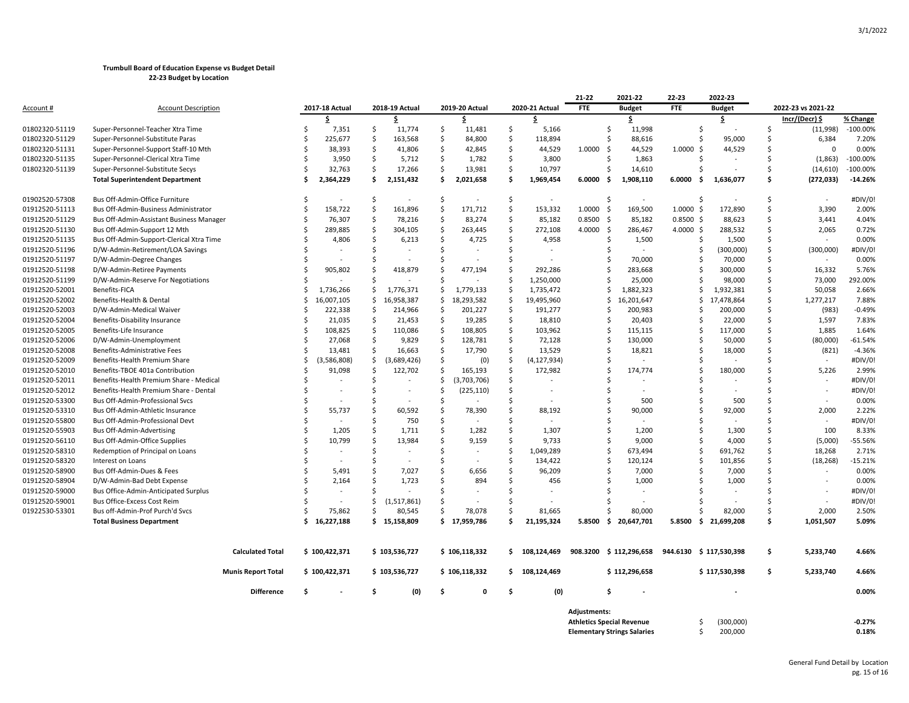**Trumbull Board of Education Expense vs Budget Detail**
**22-23 Budget by Location**

| Account # | Account Description | 2017-18 Actual | 2018-19 Actual | 2019-20 Actual | 2020-21 Actual | 21-22 FTE | 2021-22 Budget | 22-23 FTE | 2022-23 Budget | 2022-23 vs 2021-22 Incr/(Decr) $ | % Change |
|---|---|---|---|---|---|---|---|---|---|---|---|
| | | $ | $ | $ | $ | | $ | | $ | Incr/(Decr) $ | % Change |
| 01802320-51119 | Super-Personnel-Teacher Xtra Time | $ 7,351 | $ 11,774 | $ 11,481 | $ 5,166 | | $ 11,998 | | $ - | $ (11,998) | -100.00% |
| 01802320-51129 | Super-Personnel-Substitute Paras | $ 225,677 | $ 163,568 | $ 84,800 | $ 118,894 | | $ 88,616 | | $ 95,000 | $ 6,384 | 7.20% |
| 01802320-51131 | Super-Personnel-Support Staff-10 Mth | $ 38,393 | $ 41,806 | $ 42,845 | $ 44,529 | 1.0000 | $ 44,529 | 1.0000 | $ 44,529 | $ 0 | 0.00% |
| 01802320-51135 | Super-Personnel-Clerical Xtra Time | $ 3,950 | $ 5,712 | $ 1,782 | $ 3,800 | | $ 1,863 | | $ - | $ (1,863) | -100.00% |
| 01802320-51139 | Super-Personnel-Substitute Secys | $ 32,763 | $ 17,266 | $ 13,981 | $ 10,797 | | $ 14,610 | | $ - | $ (14,610) | -100.00% |
| | **Total Superintendent Department** | **$ 2,364,229** | **$ 2,151,432** | **$ 2,021,658** | **$ 1,969,454** | **6.0000** | **$ 1,908,110** | **6.0000** | **$ 1,636,077** | **$ (272,033)** | **-14.26%** |
| 01902520-57308 | Bus Off-Admin-Office Furniture | $ - | $ - | $ - | $ - | | $ - | | $ - | $ - | #DIV/0! |
| 01912520-51113 | Bus Off-Admin-Business Administrator | $ 158,722 | $ 161,896 | $ 171,712 | $ 153,332 | 1.0000 | $ 169,500 | 1.0000 | $ 172,890 | $ 3,390 | 2.00% |
| 01912520-51129 | Bus Off-Admin-Assistant Business Manager | $ 76,307 | $ 78,216 | $ 83,274 | $ 85,182 | 0.8500 | $ 85,182 | 0.8500 | $ 88,623 | $ 3,441 | 4.04% |
| 01912520-51130 | Bus Off-Admin-Support 12 Mth | $ 289,885 | $ 304,105 | $ 263,445 | $ 272,108 | 4.0000 | $ 286,467 | 4.0000 | $ 288,532 | $ 2,065 | 0.72% |
| 01912520-51135 | Bus Off-Admin-Support-Clerical Xtra Time | $ 4,806 | $ 6,213 | $ 4,725 | $ 4,958 | | $ 1,500 | | $ 1,500 | $ - | 0.00% |
| 01912520-51196 | D/W-Admin-Retirement/LOA Savings | $ - | $ - | $ - | $ - | | $ - | | $ (300,000) | $ (300,000) | #DIV/0! |
| 01912520-51197 | D/W-Admin-Degree Changes | $ - | $ - | $ - | $ - | | $ 70,000 | | $ 70,000 | $ - | 0.00% |
| 01912520-51198 | D/W-Admin-Retiree Payments | $ 905,802 | $ 418,879 | $ 477,194 | $ 292,286 | | $ 283,668 | | $ 300,000 | $ 16,332 | 5.76% |
| 01912520-51199 | D/W-Admin-Reserve For Negotiations | $ - | $ - | $ - | $ 1,250,000 | | $ 25,000 | | $ 98,000 | $ 73,000 | 292.00% |
| 01912520-52001 | Benefits-FICA | $ 1,736,266 | $ 1,776,371 | $ 1,779,133 | $ 1,735,472 | | $ 1,882,323 | | $ 1,932,381 | $ 50,058 | 2.66% |
| 01912520-52002 | Benefits-Health & Dental | $ 16,007,105 | $ 16,958,387 | $ 18,293,582 | $ 19,495,960 | | $ 16,201,647 | | $ 17,478,864 | $ 1,277,217 | 7.88% |
| 01912520-52003 | D/W-Admin-Medical Waiver | $ 222,338 | $ 214,966 | $ 201,227 | $ 191,277 | | $ 200,983 | | $ 200,000 | $ (983) | -0.49% |
| 01912520-52004 | Benefits-Disability Insurance | $ 21,035 | $ 21,453 | $ 19,285 | $ 18,810 | | $ 20,403 | | $ 22,000 | $ 1,597 | 7.83% |
| 01912520-52005 | Benefits-Life Insurance | $ 108,825 | $ 110,086 | $ 108,805 | $ 103,962 | | $ 115,115 | | $ 117,000 | $ 1,885 | 1.64% |
| 01912520-52006 | D/W-Admin-Unemployment | $ 27,068 | $ 9,829 | $ 128,781 | $ 72,128 | | $ 130,000 | | $ 50,000 | $ (80,000) | -61.54% |
| 01912520-52008 | Benefits-Administrative Fees | $ 13,481 | $ 16,663 | $ 17,790 | $ 13,529 | | $ 18,821 | | $ 18,000 | $ (821) | -4.36% |
| 01912520-52009 | Benefits-Health Premium Share | $ (3,586,808) | $ (3,689,426) | $ (0) | $ (4,127,934) | | $ - | | $ - | $ - | #DIV/0! |
| 01912520-52010 | Benefits-TBOE 401a Contribution | $ 91,098 | $ 122,702 | $ 165,193 | $ 172,982 | | $ 174,774 | | $ 180,000 | $ 5,226 | 2.99% |
| 01912520-52011 | Benefits-Health Premium Share - Medical | $ - | $ - | $ (3,703,706) | $ - | | $ - | | $ - | $ - | #DIV/0! |
| 01912520-52012 | Benefits-Health Premium Share - Dental | $ - | $ - | $ (225,110) | $ - | | $ - | | $ - | $ - | #DIV/0! |
| 01912520-53300 | Bus Off-Admin-Professional Svcs | $ - | $ - | $ - | $ - | | $ 500 | | $ 500 | $ - | 0.00% |
| 01912520-53310 | Bus Off-Admin-Athletic Insurance | $ 55,737 | $ 60,592 | $ 78,390 | $ 88,192 | | $ 90,000 | | $ 92,000 | $ 2,000 | 2.22% |
| 01912520-55800 | Bus Off-Admin-Professional Devt | $ - | $ 750 | $ - | $ - | | $ - | | $ - | $ - | #DIV/0! |
| 01912520-55903 | Bus Off-Admin-Advertising | $ 1,205 | $ 1,711 | $ 1,282 | $ 1,307 | | $ 1,200 | | $ 1,300 | $ 100 | 8.33% |
| 01912520-56110 | Bus Off-Admin-Office Supplies | $ 10,799 | $ 13,984 | $ 9,159 | $ 9,733 | | $ 9,000 | | $ 4,000 | $ (5,000) | -55.56% |
| 01912520-58310 | Redemption of Principal on Loans | $ - | $ - | $ - | $ 1,049,289 | | $ 673,494 | | $ 691,762 | $ 18,268 | 2.71% |
| 01912520-58320 | Interest on Loans | $ - | $ - | $ - | $ 134,422 | | $ 120,124 | | $ 101,856 | $ (18,268) | -15.21% |
| 01912520-58900 | Bus Off-Admin-Dues & Fees | $ 5,491 | $ 7,027 | $ 6,656 | $ 96,209 | | $ 7,000 | | $ 7,000 | $ - | 0.00% |
| 01912520-58904 | D/W-Admin-Bad Debt Expense | $ 2,164 | $ 1,723 | $ 894 | $ 456 | | $ 1,000 | | $ 1,000 | $ - | 0.00% |
| 01912520-59000 | Bus Office-Admin-Anticipated Surplus | $ - | $ - | $ - | $ - | | $ - | | $ - | $ - | #DIV/0! |
| 01912520-59001 | Bus Office-Excess Cost Reim | $ - | $ (1,517,861) | $ - | $ - | | $ - | | $ - | $ - | #DIV/0! |
| 01922530-53301 | Bus off-Admin-Prof Purch'd Svcs | $ 75,862 | $ 80,545 | $ 78,078 | $ 81,665 | | $ 80,000 | | $ 82,000 | $ 2,000 | 2.50% |
| | **Total Business Department** | **$ 16,227,188** | **$ 15,158,809** | **$ 17,959,786** | **$ 21,195,324** | **5.8500** | **$ 20,647,701** | **5.8500** | **$ 21,699,208** | **$ 1,051,507** | **5.09%** |
| | **Calculated Total** | **$ 100,422,371** | **$ 103,536,727** | **$ 106,118,332** | **$ 108,124,469** | **908.3200** | **$ 112,296,658** | **944.6130** | **$ 117,530,398** | **$ 5,233,740** | **4.66%** |
| | **Munis Report Total** | **$ 100,422,371** | **$ 103,536,727** | **$ 106,118,332** | **$ 108,124,469** | | **$ 112,296,658** | | **$ 117,530,398** | **$ 5,233,740** | **4.66%** |
| | **Difference** | **$ -** | **$ (0)** | **$ 0** | **$ (0)** | | **$ -** | | **-** | | **0.00%** |

**Adjustments:**

| Adjustment | Amount | % |
|---|---|---|
| **Athletics Special Revenue** | $ (300,000) | **-0.27%** |
| **Elementary Strings Salaries** | $ 200,000 | **0.18%** |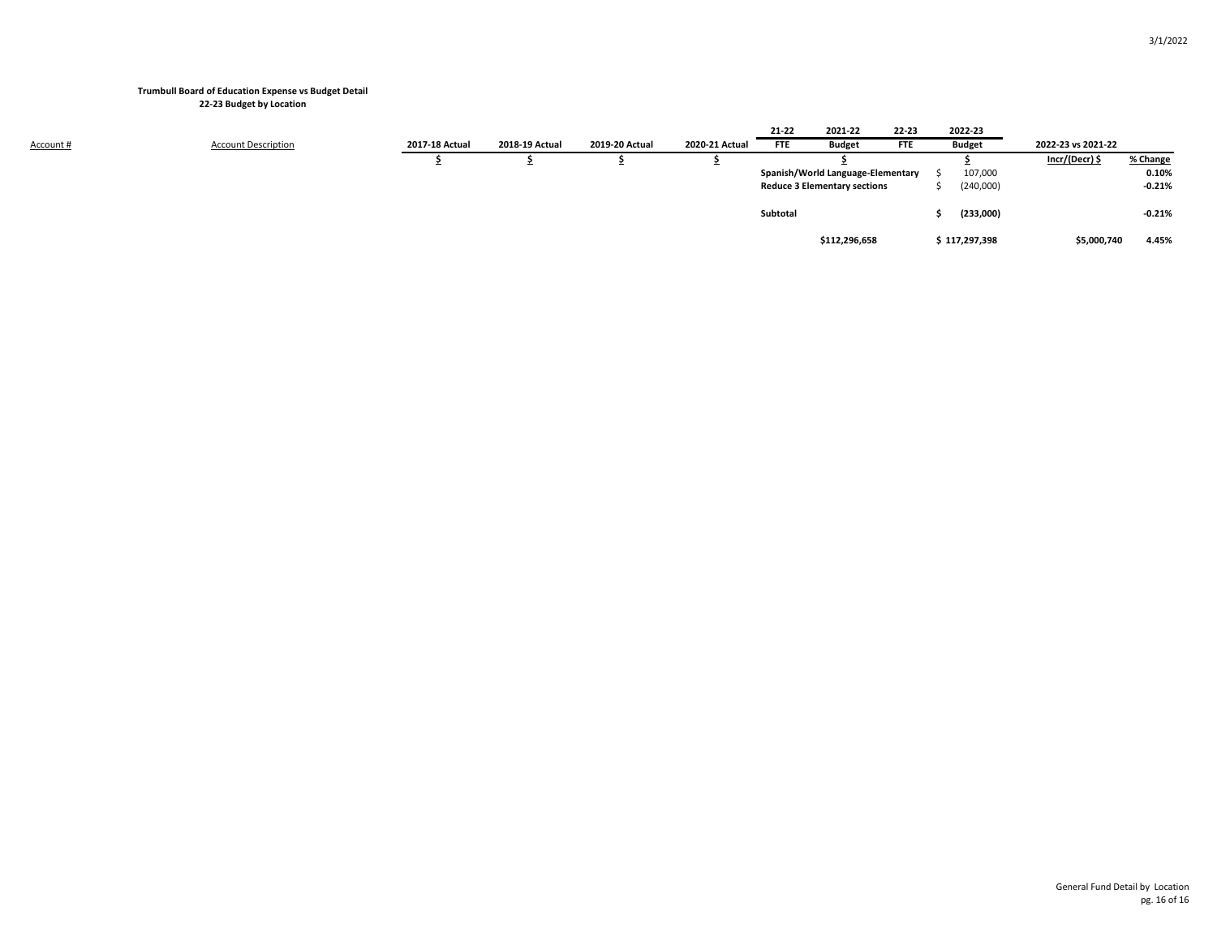**Trumbull Board of Education Expense vs Budget Detail**
**22-23 Budget by Location**

| Account # | Account Description | 2017-18 Actual | 2018-19 Actual | 2019-20 Actual | 2020-21 Actual | 21-22 FTE | 2021-22 Budget | 22-23 FTE | 2022-23 Budget | 2022-23 vs 2021-22 Incr/(Decr) $ | % Change |
|---|---|---|---|---|---|---|---|---|---|---|---|
| | | $ | $ | $ | $ | | $ | | $ | | |
| | | | | | | **Spanish/World Language-Elementary** | | | $ 107,000 | | **0.10%** |
| | | | | | | **Reduce 3 Elementary sections** | | | $ (240,000) | | **-0.21%** |
| | | | | | | **Subtotal** | | | **$ (233,000)** | | **-0.21%** |
| | | | | | | | **$112,296,658** | | **$ 117,297,398** | **$5,000,740** | **4.45%** |

3/1/2022

General Fund Detail by Location